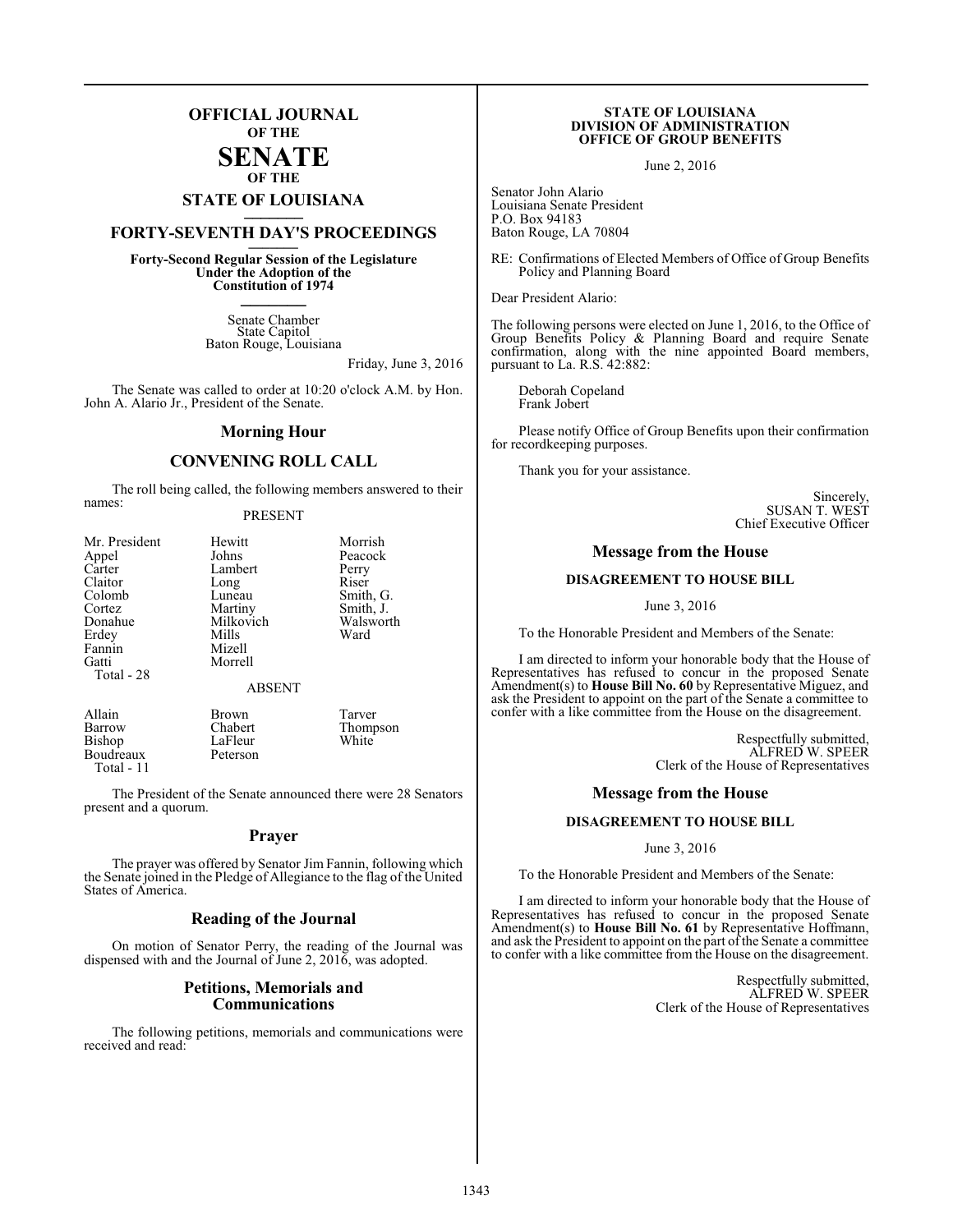# OFFICIAL JOURNAL
## OF THE
# SENATE
## OF THE
## STATE OF LOUISIANA

## FORTY-SEVENTH DAY'S PROCEEDINGS

**Forty-Second Regular Session of the Legislature**
**Under the Adoption of the**
**Constitution of 1974**

Senate Chamber
State Capitol
Baton Rouge, Louisiana

Friday, June 3, 2016

The Senate was called to order at 10:20 o'clock A.M. by Hon. John A. Alario Jr., President of the Senate.

## Morning Hour

## CONVENING ROLL CALL

The roll being called, the following members answered to their names:

PRESENT

| | | |
|---|---|---|
| Mr. President | Hewitt | Morrish |
| Appel | Johns | Peacock |
| Carter | Lambert | Perry |
| Claitor | Long | Riser |
| Colomb | Luneau | Smith, G. |
| Cortez | Martiny | Smith, J. |
| Donahue | Milkovich | Walsworth |
| Erdey | Mills | Ward |
| Fannin | Mizell | |
| Gatti | Morrell | |
| Total - 28 | | |

ABSENT

| | | |
|---|---|---|
| Allain | Brown | Tarver |
| Barrow | Chabert | Thompson |
| Bishop | LaFleur | White |
| Boudreaux | Peterson | |
| Total - 11 | | |

The President of the Senate announced there were 28 Senators present and a quorum.

## Prayer

The prayer was offered by Senator Jim Fannin, following which the Senate joined in the Pledge of Allegiance to the flag of the United States of America.

## Reading of the Journal

On motion of Senator Perry, the reading of the Journal was dispensed with and the Journal of June 2, 2016, was adopted.

## Petitions, Memorials and Communications

The following petitions, memorials and communications were received and read:

**STATE OF LOUISIANA**
**DIVISION OF ADMINISTRATION**
**OFFICE OF GROUP BENEFITS**

June 2, 2016

Senator John Alario
Louisiana Senate President
P.O. Box 94183
Baton Rouge, LA 70804

RE: Confirmations of Elected Members of Office of Group Benefits Policy and Planning Board

Dear President Alario:

The following persons were elected on June 1, 2016, to the Office of Group Benefits Policy & Planning Board and require Senate confirmation, along with the nine appointed Board members, pursuant to La. R.S. 42:882:

Deborah Copeland
Frank Jobert

Please notify Office of Group Benefits upon their confirmation for recordkeeping purposes.

Thank you for your assistance.

Sincerely,
SUSAN T. WEST
Chief Executive Officer

## Message from the House

**DISAGREEMENT TO HOUSE BILL**

June 3, 2016

To the Honorable President and Members of the Senate:

I am directed to inform your honorable body that the House of Representatives has refused to concur in the proposed Senate Amendment(s) to **House Bill No. 60** by Representative Miguez, and ask the President to appoint on the part of the Senate a committee to confer with a like committee from the House on the disagreement.

Respectfully submitted,
ALFRED W. SPEER
Clerk of the House of Representatives

## Message from the House

**DISAGREEMENT TO HOUSE BILL**

June 3, 2016

To the Honorable President and Members of the Senate:

I am directed to inform your honorable body that the House of Representatives has refused to concur in the proposed Senate Amendment(s) to **House Bill No. 61** by Representative Hoffmann, and ask the President to appoint on the part of the Senate a committee to confer with a like committee from the House on the disagreement.

Respectfully submitted,
ALFRED W. SPEER
Clerk of the House of Representatives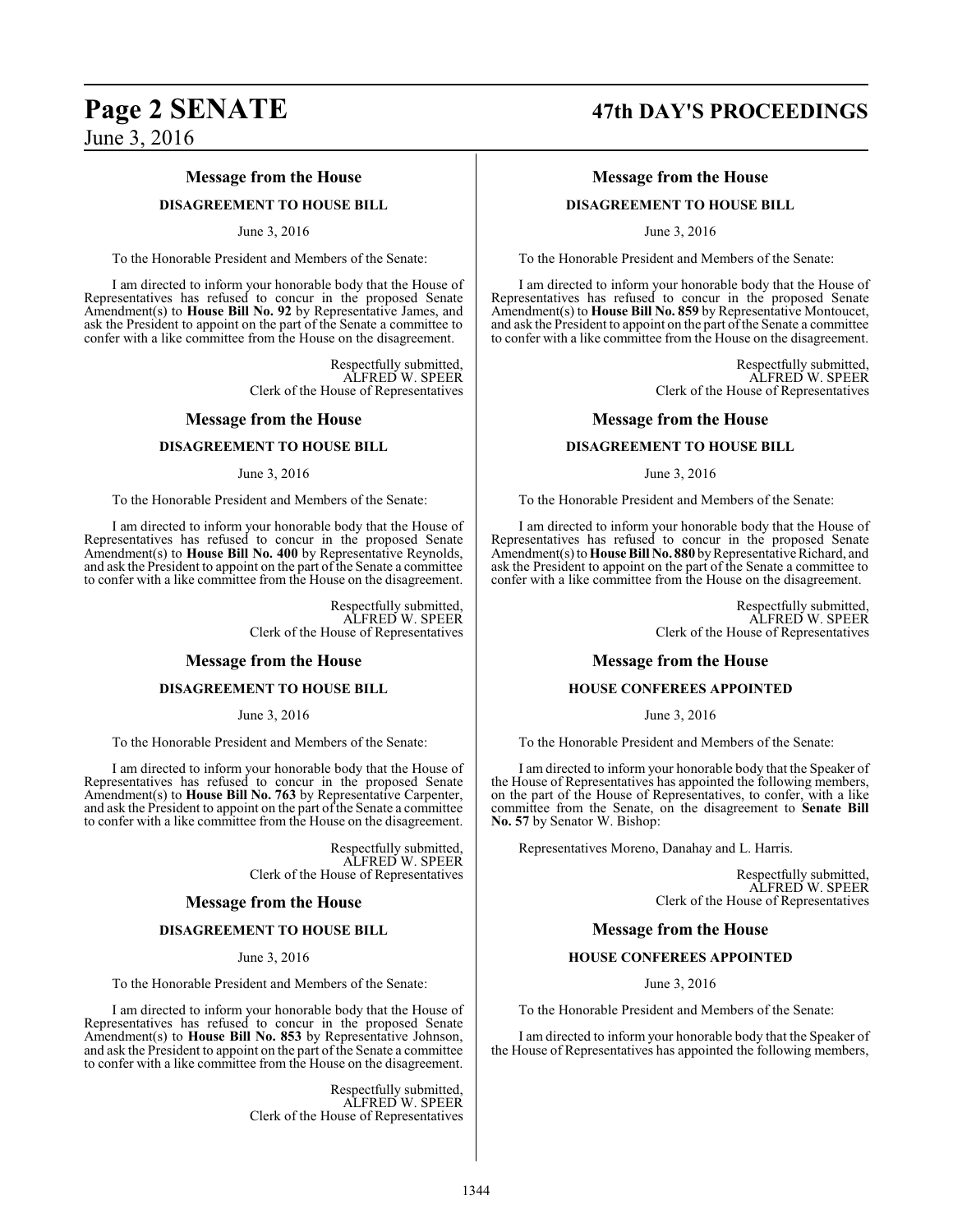## Message from the House

### DISAGREEMENT TO HOUSE BILL

June 3, 2016

To the Honorable President and Members of the Senate:

I am directed to inform your honorable body that the House of Representatives has refused to concur in the proposed Senate Amendment(s) to **House Bill No. 92** by Representative James, and ask the President to appoint on the part of the Senate a committee to confer with a like committee from the House on the disagreement.

Respectfully submitted,
ALFRED W. SPEER
Clerk of the House of Representatives

## Message from the House

### DISAGREEMENT TO HOUSE BILL

June 3, 2016

To the Honorable President and Members of the Senate:

I am directed to inform your honorable body that the House of Representatives has refused to concur in the proposed Senate Amendment(s) to **House Bill No. 400** by Representative Reynolds, and ask the President to appoint on the part of the Senate a committee to confer with a like committee from the House on the disagreement.

Respectfully submitted,
ALFRED W. SPEER
Clerk of the House of Representatives

## Message from the House

### DISAGREEMENT TO HOUSE BILL

June 3, 2016

To the Honorable President and Members of the Senate:

I am directed to inform your honorable body that the House of Representatives has refused to concur in the proposed Senate Amendment(s) to **House Bill No. 763** by Representative Carpenter, and ask the President to appoint on the part of the Senate a committee to confer with a like committee from the House on the disagreement.

Respectfully submitted,
ALFRED W. SPEER
Clerk of the House of Representatives

## Message from the House

### DISAGREEMENT TO HOUSE BILL

June 3, 2016

To the Honorable President and Members of the Senate:

I am directed to inform your honorable body that the House of Representatives has refused to concur in the proposed Senate Amendment(s) to **House Bill No. 853** by Representative Johnson, and ask the President to appoint on the part of the Senate a committee to confer with a like committee from the House on the disagreement.

Respectfully submitted,
ALFRED W. SPEER
Clerk of the House of Representatives

## Message from the House

### DISAGREEMENT TO HOUSE BILL

June 3, 2016

To the Honorable President and Members of the Senate:

I am directed to inform your honorable body that the House of Representatives has refused to concur in the proposed Senate Amendment(s) to **House Bill No. 859** by Representative Montoucet, and ask the President to appoint on the part of the Senate a committee to confer with a like committee from the House on the disagreement.

Respectfully submitted,
ALFRED W. SPEER
Clerk of the House of Representatives

## Message from the House

### DISAGREEMENT TO HOUSE BILL

June 3, 2016

To the Honorable President and Members of the Senate:

I am directed to inform your honorable body that the House of Representatives has refused to concur in the proposed Senate Amendment(s) to **House Bill No. 880** by Representative Richard, and ask the President to appoint on the part of the Senate a committee to confer with a like committee from the House on the disagreement.

Respectfully submitted,
ALFRED W. SPEER
Clerk of the House of Representatives

## Message from the House

### HOUSE CONFEREES APPOINTED

June 3, 2016

To the Honorable President and Members of the Senate:

I am directed to inform your honorable body that the Speaker of the House of Representatives has appointed the following members, on the part of the House of Representatives, to confer, with a like committee from the Senate, on the disagreement to **Senate Bill No. 57** by Senator W. Bishop:

Representatives Moreno, Danahay and L. Harris.

Respectfully submitted,
ALFRED W. SPEER
Clerk of the House of Representatives

## Message from the House

### HOUSE CONFEREES APPOINTED

June 3, 2016

To the Honorable President and Members of the Senate:

I am directed to inform your honorable body that the Speaker of the House of Representatives has appointed the following members,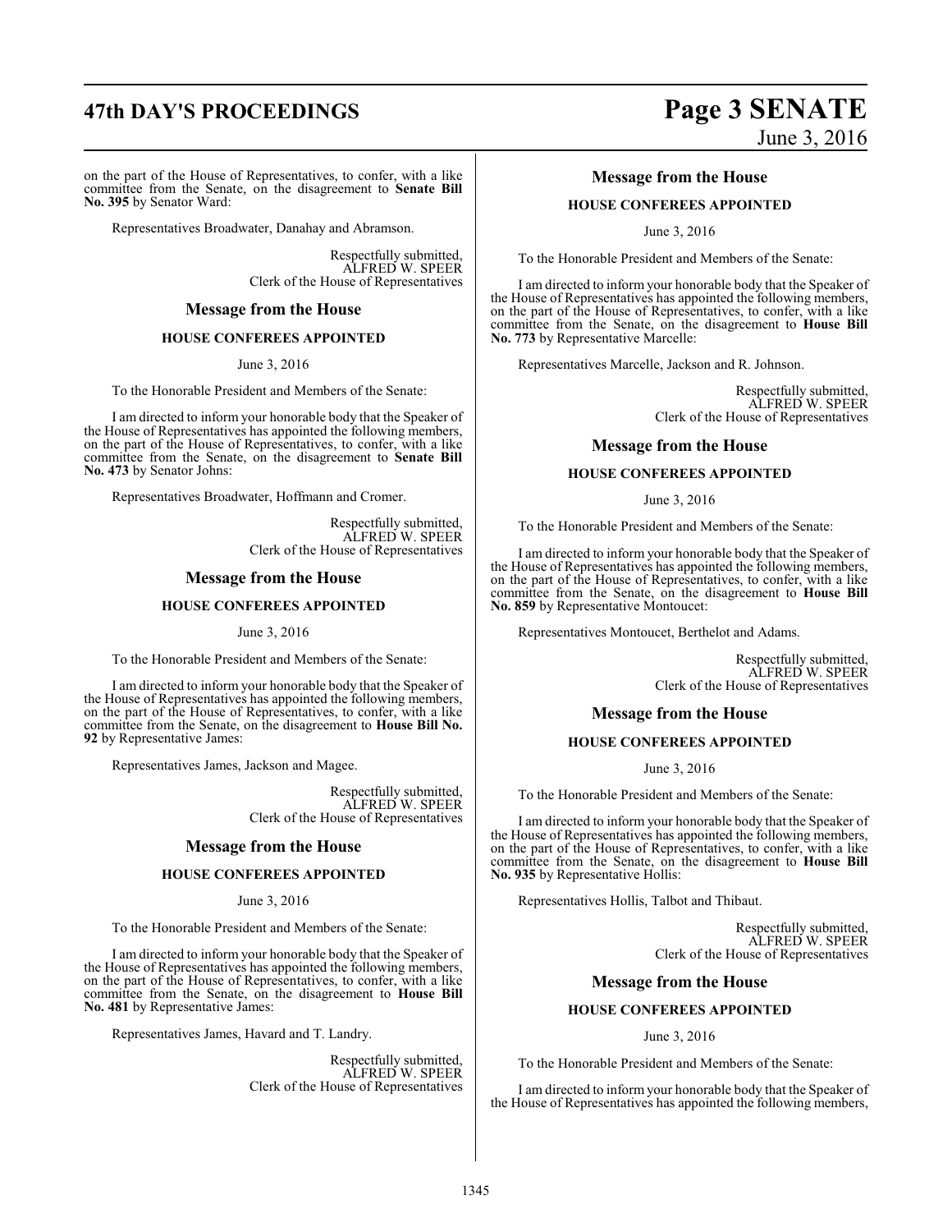on the part of the House of Representatives, to confer, with a like committee from the Senate, on the disagreement to **Senate Bill No. 395** by Senator Ward:

Representatives Broadwater, Danahay and Abramson.

Respectfully submitted,
ALFRED W. SPEER
Clerk of the House of Representatives

## Message from the House

### HOUSE CONFEREES APPOINTED

June 3, 2016

To the Honorable President and Members of the Senate:

I am directed to inform your honorable body that the Speaker of the House of Representatives has appointed the following members, on the part of the House of Representatives, to confer, with a like committee from the Senate, on the disagreement to **Senate Bill No. 473** by Senator Johns:

Representatives Broadwater, Hoffmann and Cromer.

Respectfully submitted,
ALFRED W. SPEER
Clerk of the House of Representatives

## Message from the House

### HOUSE CONFEREES APPOINTED

June 3, 2016

To the Honorable President and Members of the Senate:

I am directed to inform your honorable body that the Speaker of the House of Representatives has appointed the following members, on the part of the House of Representatives, to confer, with a like committee from the Senate, on the disagreement to **House Bill No. 92** by Representative James:

Representatives James, Jackson and Magee.

Respectfully submitted,
ALFRED W. SPEER
Clerk of the House of Representatives

## Message from the House

### HOUSE CONFEREES APPOINTED

June 3, 2016

To the Honorable President and Members of the Senate:

I am directed to inform your honorable body that the Speaker of the House of Representatives has appointed the following members, on the part of the House of Representatives, to confer, with a like committee from the Senate, on the disagreement to **House Bill No. 481** by Representative James:

Representatives James, Havard and T. Landry.

Respectfully submitted,
ALFRED W. SPEER
Clerk of the House of Representatives

## Message from the House

### HOUSE CONFEREES APPOINTED

June 3, 2016

To the Honorable President and Members of the Senate:

I am directed to inform your honorable body that the Speaker of the House of Representatives has appointed the following members, on the part of the House of Representatives, to confer, with a like committee from the Senate, on the disagreement to **House Bill No. 773** by Representative Marcelle:

Representatives Marcelle, Jackson and R. Johnson.

Respectfully submitted,
ALFRED W. SPEER
Clerk of the House of Representatives

## Message from the House

### HOUSE CONFEREES APPOINTED

June 3, 2016

To the Honorable President and Members of the Senate:

I am directed to inform your honorable body that the Speaker of the House of Representatives has appointed the following members, on the part of the House of Representatives, to confer, with a like committee from the Senate, on the disagreement to **House Bill No. 859** by Representative Montoucet:

Representatives Montoucet, Berthelot and Adams.

Respectfully submitted,
ALFRED W. SPEER
Clerk of the House of Representatives

## Message from the House

### HOUSE CONFEREES APPOINTED

June 3, 2016

To the Honorable President and Members of the Senate:

I am directed to inform your honorable body that the Speaker of the House of Representatives has appointed the following members, on the part of the House of Representatives, to confer, with a like committee from the Senate, on the disagreement to **House Bill No. 935** by Representative Hollis:

Representatives Hollis, Talbot and Thibaut.

Respectfully submitted,
ALFRED W. SPEER
Clerk of the House of Representatives

## Message from the House

### HOUSE CONFEREES APPOINTED

June 3, 2016

To the Honorable President and Members of the Senate:

I am directed to inform your honorable body that the Speaker of the House of Representatives has appointed the following members,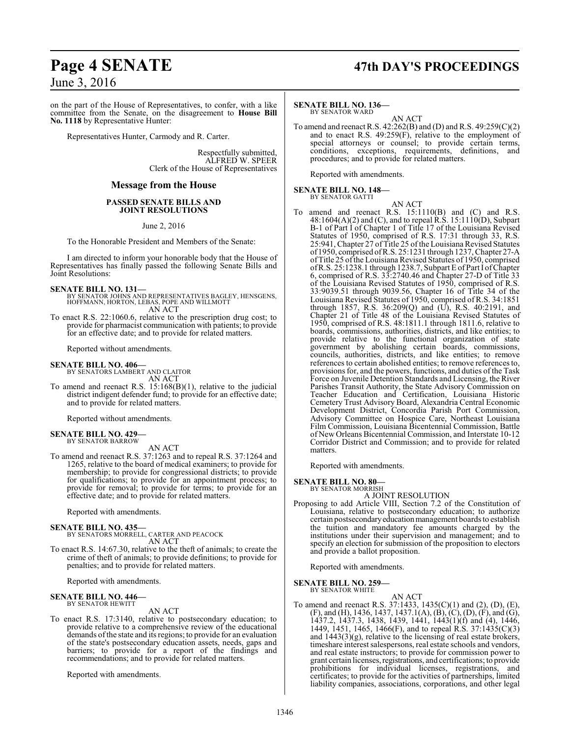on the part of the House of Representatives, to confer, with a like committee from the Senate, on the disagreement to **House Bill No. 1118** by Representative Hunter:

Representatives Hunter, Carmody and R. Carter.

Respectfully submitted,
ALFRED W. SPEER
Clerk of the House of Representatives

## Message from the House

### PASSED SENATE BILLS AND JOINT RESOLUTIONS

June 2, 2016

To the Honorable President and Members of the Senate:

I am directed to inform your honorable body that the House of Representatives has finally passed the following Senate Bills and Joint Resolutions:

**SENATE BILL NO. 131—**
BY SENATOR JOHNS AND REPRESENTATIVES BAGLEY, HENSGENS, HOFFMANN, HORTON, LEBAS, POPE AND WILLMOTT
AN ACT
To enact R.S. 22:1060.6, relative to the prescription drug cost; to provide for pharmacist communication with patients; to provide for an effective date; and to provide for related matters.

Reported without amendments.

**SENATE BILL NO. 406—**
BY SENATORS LAMBERT AND CLAITOR
AN ACT
To amend and reenact R.S. 15:168(B)(1), relative to the judicial district indigent defender fund; to provide for an effective date; and to provide for related matters.

Reported without amendments.

**SENATE BILL NO. 429—**
BY SENATOR BARROW
AN ACT
To amend and reenact R.S. 37:1263 and to repeal R.S. 37:1264 and 1265, relative to the board of medical examiners; to provide for membership; to provide for congressional districts; to provide for qualifications; to provide for an appointment process; to provide for removal; to provide for terms; to provide for an effective date; and to provide for related matters.

Reported with amendments.

**SENATE BILL NO. 435—**
BY SENATORS MORRELL, CARTER AND PEACOCK
AN ACT
To enact R.S. 14:67.30, relative to the theft of animals; to create the crime of theft of animals; to provide definitions; to provide for penalties; and to provide for related matters.

Reported with amendments.

**SENATE BILL NO. 446—**
BY SENATOR HEWITT
AN ACT
To enact R.S. 17:3140, relative to postsecondary education; to provide relative to a comprehensive review of the educational demands of the state and its regions; to provide for an evaluation of the state's postsecondary education assets, needs, gaps and barriers; to provide for a report of the findings and recommendations; and to provide for related matters.

Reported with amendments.

**SENATE BILL NO. 136—**
BY SENATOR WARD
AN ACT
To amend and reenact R.S. 42:262(B) and (D) and R.S. 49:259(C)(2) and to enact R.S. 49:259(F), relative to the employment of special attorneys or counsel; to provide certain terms, conditions, exceptions, requirements, definitions, and procedures; and to provide for related matters.

Reported with amendments.

**SENATE BILL NO. 148—**
BY SENATOR GATTI
AN ACT
To amend and reenact R.S. 15:1110(B) and (C) and R.S. 48:1604(A)(2) and (C), and to repeal R.S. 15:1110(D), Subpart B-1 of Part I of Chapter 1 of Title 17 of the Louisiana Revised Statutes of 1950, comprised of R.S. 17:31 through 33, R.S. 25:941, Chapter 27 of Title 25 of the Louisiana Revised Statutes of 1950, comprised of R.S. 25:1231 through 1237, Chapter 27-A of Title 25 of the Louisiana Revised Statutes of 1950, comprised of R.S. 25:1238.1 through 1238.7, Subpart E of Part I of Chapter 6, comprised of R.S. 33:2740.46 and Chapter 27-D of Title 33 of the Louisiana Revised Statutes of 1950, comprised of R.S. 33:9039.51 through 9039.56, Chapter 16 of Title 34 of the Louisiana Revised Statutes of 1950, comprised of R.S. 34:1851 through 1857, R.S. 36:209(Q) and (U), R.S. 40:2191, and Chapter 21 of Title 48 of the Louisiana Revised Statutes of 1950, comprised of R.S. 48:1811.1 through 1811.6, relative to boards, commissions, authorities, districts, and like entities; to provide relative to the functional organization of state government by abolishing certain boards, commissions, councils, authorities, districts, and like entities; to remove references to certain abolished entities; to remove references to, provisions for, and the powers, functions, and duties of the Task Force on Juvenile Detention Standards and Licensing, the River Parishes Transit Authority, the State Advisory Commission on Teacher Education and Certification, Louisiana Historic Cemetery Trust Advisory Board, Alexandria Central Economic Development District, Concordia Parish Port Commission, Advisory Committee on Hospice Care, Northeast Louisiana Film Commission, Louisiana Bicentennial Commission, Battle of New Orleans Bicentennial Commission, and Interstate 10-12 Corridor District and Commission; and to provide for related matters.

Reported with amendments.

**SENATE BILL NO. 80—**
BY SENATOR MORRISH
A JOINT RESOLUTION
Proposing to add Article VIII, Section 7.2 of the Constitution of Louisiana, relative to postsecondary education; to authorize certain postsecondary education management boards to establish the tuition and mandatory fee amounts charged by the institutions under their supervision and management; and to specify an election for submission of the proposition to electors and provide a ballot proposition.

Reported with amendments.

**SENATE BILL NO. 259—**
BY SENATOR WHITE
AN ACT
To amend and reenact R.S. 37:1433, 1435(C)(1) and (2), (D), (E), (F), and (H), 1436, 1437, 1437.1(A), (B), (C), (D), (F), and (G), 1437.2, 1437.3, 1438, 1439, 1441, 1443(1)(f) and (4), 1446, 1449, 1451, 1465, 1466(F), and to repeal R.S. 37:1435(C)(3) and 1443(3)(g), relative to the licensing of real estate brokers, timeshare interest salespersons, real estate schools and vendors, and real estate instructors; to provide for commission power to grant certain licenses, registrations, and certifications; to provide prohibitions for individual licenses, registrations, and certificates; to provide for the activities of partnerships, limited liability companies, associations, corporations, and other legal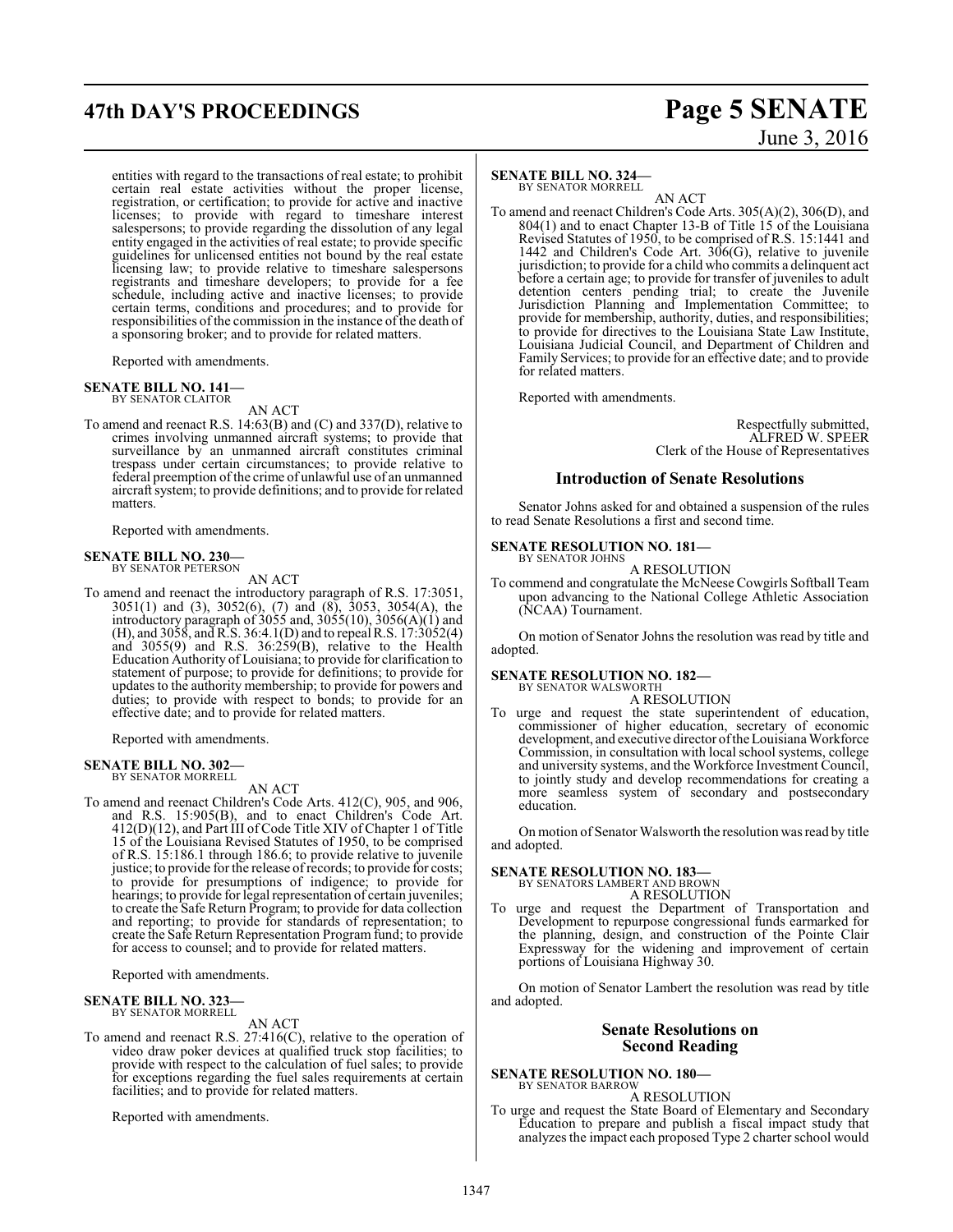entities with regard to the transactions of real estate; to prohibit certain real estate activities without the proper license, registration, or certification; to provide for active and inactive licenses; to provide with regard to timeshare interest salespersons; to provide regarding the dissolution of any legal entity engaged in the activities of real estate; to provide specific guidelines for unlicensed entities not bound by the real estate licensing law; to provide relative to timeshare salespersons registrants and timeshare developers; to provide for a fee schedule, including active and inactive licenses; to provide certain terms, conditions and procedures; and to provide for responsibilities of the commission in the instance of the death of a sponsoring broker; and to provide for related matters.

Reported with amendments.

**SENATE BILL NO. 141—**
BY SENATOR CLAITOR

AN ACT

To amend and reenact R.S. 14:63(B) and (C) and 337(D), relative to crimes involving unmanned aircraft systems; to provide that surveillance by an unmanned aircraft constitutes criminal trespass under certain circumstances; to provide relative to federal preemption of the crime of unlawful use of an unmanned aircraft system; to provide definitions; and to provide for related matters.

Reported with amendments.

**SENATE BILL NO. 230—**
BY SENATOR PETERSON

AN ACT

To amend and reenact the introductory paragraph of R.S. 17:3051, 3051(1) and (3), 3052(6), (7) and (8), 3053, 3054(A), the introductory paragraph of 3055 and, 3055(10), 3056(A)(1) and (H), and 3058, and R.S. 36:4.1(D) and to repeal R.S. 17:3052(4) and 3055(9) and R.S. 36:259(B), relative to the Health Education Authority of Louisiana; to provide for clarification to statement of purpose; to provide for definitions; to provide for updates to the authority membership; to provide for powers and duties; to provide with respect to bonds; to provide for an effective date; and to provide for related matters.

Reported with amendments.

**SENATE BILL NO. 302—**
BY SENATOR MORRELL

AN ACT

To amend and reenact Children's Code Arts. 412(C), 905, and 906, and R.S. 15:905(B), and to enact Children's Code Art. 412(D)(12), and Part III of Code Title XIV of Chapter 1 of Title 15 of the Louisiana Revised Statutes of 1950, to be comprised of R.S. 15:186.1 through 186.6; to provide relative to juvenile justice; to provide for the release of records; to provide for costs; to provide for presumptions of indigence; to provide for hearings; to provide for legal representation of certain juveniles; to create the Safe Return Program; to provide for data collection and reporting; to provide for standards of representation; to create the Safe Return Representation Program fund; to provide for access to counsel; and to provide for related matters.

Reported with amendments.

**SENATE BILL NO. 323—**
BY SENATOR MORRELL

AN ACT

To amend and reenact R.S. 27:416(C), relative to the operation of video draw poker devices at qualified truck stop facilities; to provide with respect to the calculation of fuel sales; to provide for exceptions regarding the fuel sales requirements at certain facilities; and to provide for related matters.

Reported with amendments.

**SENATE BILL NO. 324—**
BY SENATOR MORRELL

AN ACT

To amend and reenact Children's Code Arts. 305(A)(2), 306(D), and 804(1) and to enact Chapter 13-B of Title 15 of the Louisiana Revised Statutes of 1950, to be comprised of R.S. 15:1441 and 1442 and Children's Code Art. 306(G), relative to juvenile jurisdiction; to provide for a child who commits a delinquent act before a certain age; to provide for transfer of juveniles to adult detention centers pending trial; to create the Juvenile Jurisdiction Planning and Implementation Committee; to provide for membership, authority, duties, and responsibilities; to provide for directives to the Louisiana State Law Institute, Louisiana Judicial Council, and Department of Children and Family Services; to provide for an effective date; and to provide for related matters.

Reported with amendments.

Respectfully submitted,
ALFRED W. SPEER
Clerk of the House of Representatives

## Introduction of Senate Resolutions

Senator Johns asked for and obtained a suspension of the rules to read Senate Resolutions a first and second time.

**SENATE RESOLUTION NO. 181—**
BY SENATOR JOHNS

A RESOLUTION

To commend and congratulate the McNeese Cowgirls Softball Team upon advancing to the National College Athletic Association (NCAA) Tournament.

On motion of Senator Johns the resolution was read by title and adopted.

**SENATE RESOLUTION NO. 182—**
BY SENATOR WALSWORTH

A RESOLUTION

To urge and request the state superintendent of education, commissioner of higher education, secretary of economic development, and executive director of the Louisiana Workforce Commission, in consultation with local school systems, college and university systems, and the Workforce Investment Council, to jointly study and develop recommendations for creating a more seamless system of secondary and postsecondary education.

On motion of Senator Walsworth the resolution was read by title and adopted.

**SENATE RESOLUTION NO. 183—**
BY SENATORS LAMBERT AND BROWN

A RESOLUTION

To urge and request the Department of Transportation and Development to repurpose congressional funds earmarked for the planning, design, and construction of the Pointe Clair Expressway for the widening and improvement of certain portions of Louisiana Highway 30.

On motion of Senator Lambert the resolution was read by title and adopted.

## Senate Resolutions on Second Reading

**SENATE RESOLUTION NO. 180—**
BY SENATOR BARROW

A RESOLUTION

To urge and request the State Board of Elementary and Secondary Education to prepare and publish a fiscal impact study that analyzes the impact each proposed Type 2 charter school would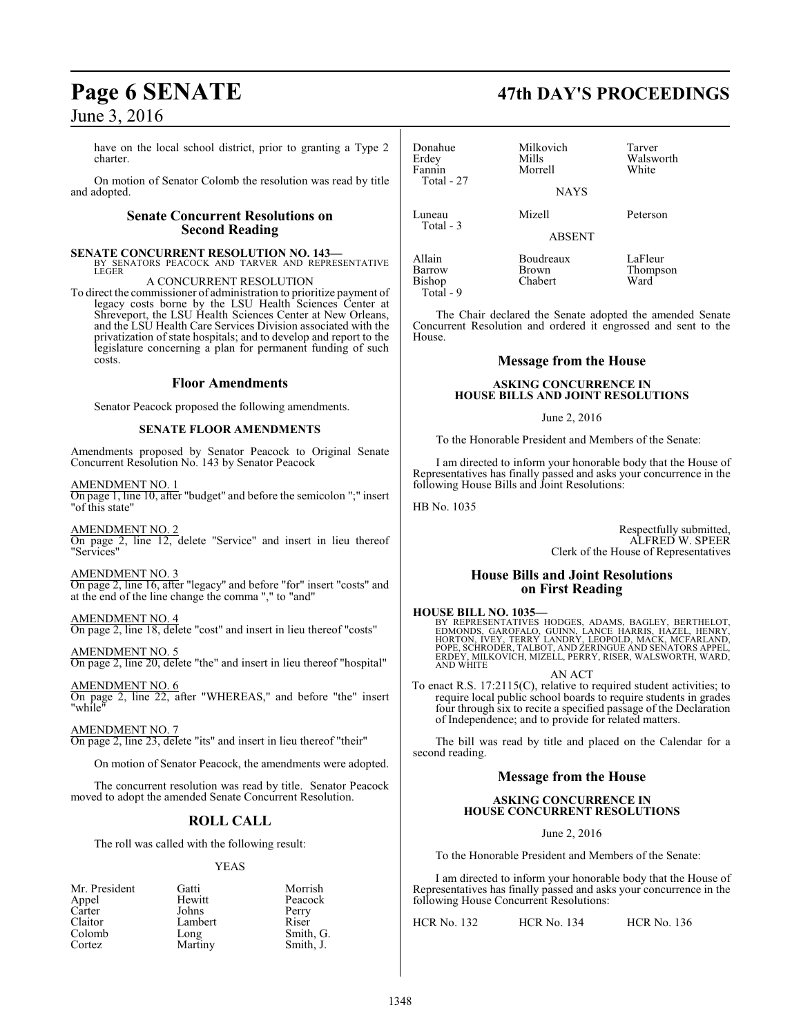have on the local school district, prior to granting a Type 2 charter.

On motion of Senator Colomb the resolution was read by title and adopted.

## Senate Concurrent Resolutions on Second Reading

**SENATE CONCURRENT RESOLUTION NO. 143—**
BY SENATORS PEACOCK AND TARVER AND REPRESENTATIVE LEGER

A CONCURRENT RESOLUTION

To direct the commissioner of administration to prioritize payment of legacy costs borne by the LSU Health Sciences Center at Shreveport, the LSU Health Sciences Center at New Orleans, and the LSU Health Care Services Division associated with the privatization of state hospitals; and to develop and report to the legislature concerning a plan for permanent funding of such costs.

## Floor Amendments

Senator Peacock proposed the following amendments.

### SENATE FLOOR AMENDMENTS

Amendments proposed by Senator Peacock to Original Senate Concurrent Resolution No. 143 by Senator Peacock

AMENDMENT NO. 1
On page 1, line 10, after "budget" and before the semicolon ";" insert "of this state"

AMENDMENT NO. 2
On page 2, line 12, delete "Service" and insert in lieu thereof "Services"

AMENDMENT NO. 3
On page 2, line 16, after "legacy" and before "for" insert "costs" and at the end of the line change the comma "," to "and"

AMENDMENT NO. 4
On page 2, line 18, delete "cost" and insert in lieu thereof "costs"

AMENDMENT NO. 5
On page 2, line 20, delete "the" and insert in lieu thereof "hospital"

AMENDMENT NO. 6
On page 2, line 22, after "WHEREAS," and before "the" insert "while"

AMENDMENT NO. 7
On page 2, line 23, delete "its" and insert in lieu thereof "their"

On motion of Senator Peacock, the amendments were adopted.

The concurrent resolution was read by title. Senator Peacock moved to adopt the amended Senate Concurrent Resolution.

## ROLL CALL

The roll was called with the following result:

YEAS

| | | |
|---|---|---|
| Mr. President | Gatti | Morrish |
| Appel | Hewitt | Peacock |
| Carter | Johns | Perry |
| Claitor | Lambert | Riser |
| Colomb | Long | Smith, G. |
| Cortez | Martiny | Smith, J. |
| Donahue | Milkovich | Tarver |
| Erdey | Mills | Walsworth |
| Fannin | Morrell | White |
| Total - 27 | | |

NAYS

| | | |
|---|---|---|
| Luneau | Mizell | Peterson |
| Total - 3 | | |

ABSENT

| | | |
|---|---|---|
| Allain | Boudreaux | LaFleur |
| Barrow | Brown | Thompson |
| Bishop | Chabert | Ward |
| Total - 9 | | |

The Chair declared the Senate adopted the amended Senate Concurrent Resolution and ordered it engrossed and sent to the House.

## Message from the House

### ASKING CONCURRENCE IN HOUSE BILLS AND JOINT RESOLUTIONS

June 2, 2016

To the Honorable President and Members of the Senate:

I am directed to inform your honorable body that the House of Representatives has finally passed and asks your concurrence in the following House Bills and Joint Resolutions:

HB No. 1035

Respectfully submitted,
ALFRED W. SPEER
Clerk of the House of Representatives

## House Bills and Joint Resolutions on First Reading

**HOUSE BILL NO. 1035—**
BY REPRESENTATIVES HODGES, ADAMS, BAGLEY, BERTHELOT, EDMONDS, GAROFALO, GUINN, LANCE HARRIS, HAZEL, HENRY, HORTON, IVEY, TERRY LANDRY, LEOPOLD, MACK, MCFARLAND, POPE, SCHRODER, TALBOT, AND ZERINGUE AND SENATORS APPEL, ERDEY, MILKOVICH, MIZELL, PERRY, RISER, WALSWORTH, WARD, AND WHITE

AN ACT

To enact R.S. 17:2115(C), relative to required student activities; to require local public school boards to require students in grades four through six to recite a specified passage of the Declaration of Independence; and to provide for related matters.

The bill was read by title and placed on the Calendar for a second reading.

## Message from the House

### ASKING CONCURRENCE IN HOUSE CONCURRENT RESOLUTIONS

June 2, 2016

To the Honorable President and Members of the Senate:

I am directed to inform your honorable body that the House of Representatives has finally passed and asks your concurrence in the following House Concurrent Resolutions:

HCR No. 132 HCR No. 134 HCR No. 136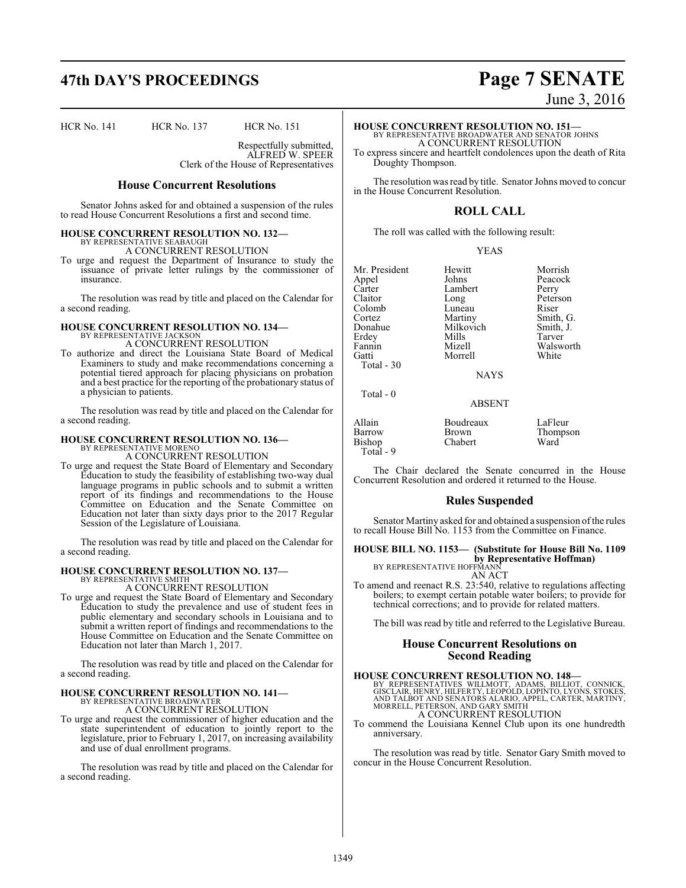HCR No. 141 HCR No. 137 HCR No. 151

Respectfully submitted,
ALFRED W. SPEER
Clerk of the House of Representatives

## House Concurrent Resolutions

Senator Johns asked for and obtained a suspension of the rules to read House Concurrent Resolutions a first and second time.

**HOUSE CONCURRENT RESOLUTION NO. 132—**
BY REPRESENTATIVE SEABAUGH
A CONCURRENT RESOLUTION
To urge and request the Department of Insurance to study the issuance of private letter rulings by the commissioner of insurance.

The resolution was read by title and placed on the Calendar for a second reading.

**HOUSE CONCURRENT RESOLUTION NO. 134—**
BY REPRESENTATIVE JACKSON
A CONCURRENT RESOLUTION
To authorize and direct the Louisiana State Board of Medical Examiners to study and make recommendations concerning a potential tiered approach for placing physicians on probation and a best practice for the reporting of the probationary status of a physician to patients.

The resolution was read by title and placed on the Calendar for a second reading.

**HOUSE CONCURRENT RESOLUTION NO. 136—**
BY REPRESENTATIVE MORENO
A CONCURRENT RESOLUTION
To urge and request the State Board of Elementary and Secondary Education to study the feasibility of establishing two-way dual language programs in public schools and to submit a written report of its findings and recommendations to the House Committee on Education and the Senate Committee on Education not later than sixty days prior to the 2017 Regular Session of the Legislature of Louisiana.

The resolution was read by title and placed on the Calendar for a second reading.

**HOUSE CONCURRENT RESOLUTION NO. 137—**
BY REPRESENTATIVE SMITH
A CONCURRENT RESOLUTION
To urge and request the State Board of Elementary and Secondary Education to study the prevalence and use of student fees in public elementary and secondary schools in Louisiana and to submit a written report of findings and recommendations to the House Committee on Education and the Senate Committee on Education not later than March 1, 2017.

The resolution was read by title and placed on the Calendar for a second reading.

**HOUSE CONCURRENT RESOLUTION NO. 141—**
BY REPRESENTATIVE BROADWATER
A CONCURRENT RESOLUTION
To urge and request the commissioner of higher education and the state superintendent of education to jointly report to the legislature, prior to February 1, 2017, on increasing availability and use of dual enrollment programs.

The resolution was read by title and placed on the Calendar for a second reading.

**HOUSE CONCURRENT RESOLUTION NO. 151—**
BY REPRESENTATIVE BROADWATER AND SENATOR JOHNS
A CONCURRENT RESOLUTION
To express sincere and heartfelt condolences upon the death of Rita Doughty Thompson.

The resolution was read by title. Senator Johns moved to concur in the House Concurrent Resolution.

## ROLL CALL

The roll was called with the following result:

YEAS

| | | |
|---|---|---|
| Mr. President | Hewitt | Morrish |
| Appel | Johns | Peacock |
| Carter | Lambert | Perry |
| Claitor | Long | Peterson |
| Colomb | Luneau | Riser |
| Cortez | Martiny | Smith, G. |
| Donahue | Milkovich | Smith, J. |
| Erdey | Mills | Tarver |
| Fannin | Mizell | Walsworth |
| Gatti | Morrell | White |

Total - 30

NAYS

Total - 0

ABSENT

| | | |
|---|---|---|
| Allain | Boudreaux | LaFleur |
| Barrow | Brown | Thompson |
| Bishop | Chabert | Ward |

Total - 9

The Chair declared the Senate concurred in the House Concurrent Resolution and ordered it returned to the House.

## Rules Suspended

Senator Martiny asked for and obtained a suspension of the rules to recall House Bill No. 1153 from the Committee on Finance.

**HOUSE BILL NO. 1153— (Substitute for House Bill No. 1109 by Representative Hoffman)**
BY REPRESENTATIVE HOFFMANN
AN ACT
To amend and reenact R.S. 23:540, relative to regulations affecting boilers; to exempt certain potable water boilers; to provide for technical corrections; and to provide for related matters.

The bill was read by title and referred to the Legislative Bureau.

## House Concurrent Resolutions on Second Reading

**HOUSE CONCURRENT RESOLUTION NO. 148—**
BY REPRESENTATIVES WILLMOTT, ADAMS, BILLIOT, CONNICK, GISCLAIR, HENRY, HILFERTY, LEOPOLD, LOPINTO, LYONS, STOKES, AND TALBOT AND SENATORS ALARIO, APPEL, CARTER, MARTINY, MORRELL, PETERSON, AND GARY SMITH
A CONCURRENT RESOLUTION
To commend the Louisiana Kennel Club upon its one hundredth anniversary.

The resolution was read by title. Senator Gary Smith moved to concur in the House Concurrent Resolution.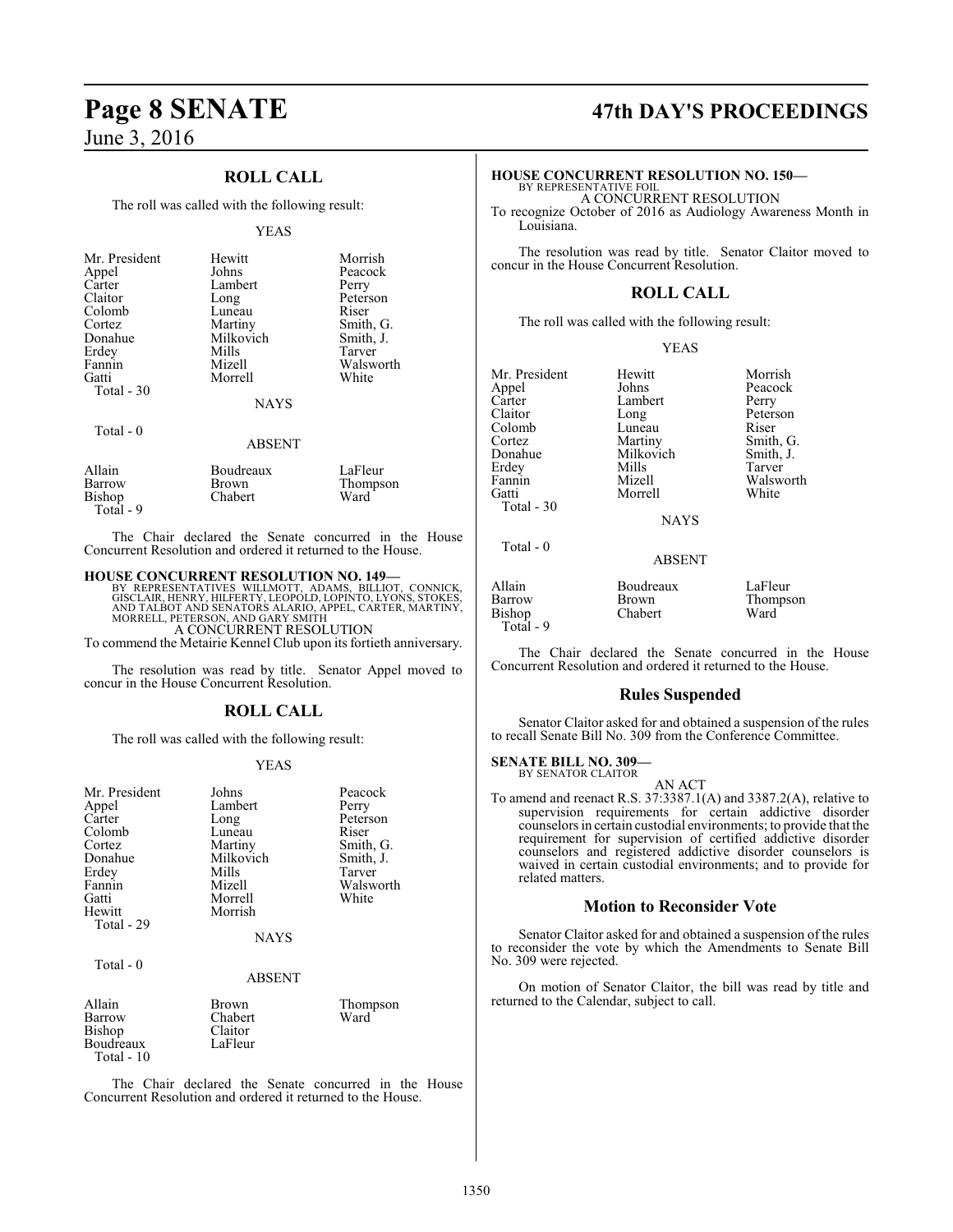## ROLL CALL

The roll was called with the following result:

YEAS

| | | |
|---|---|---|
| Mr. President | Hewitt | Morrish |
| Appel | Johns | Peacock |
| Carter | Lambert | Perry |
| Claitor | Long | Peterson |
| Colomb | Luneau | Riser |
| Cortez | Martiny | Smith, G. |
| Donahue | Milkovich | Smith, J. |
| Erdey | Mills | Tarver |
| Fannin | Mizell | Walsworth |
| Gatti | Morrell | White |
| Total - 30 | | |

NAYS

Total - 0

ABSENT

| | | |
|---|---|---|
| Allain | Boudreaux | LaFleur |
| Barrow | Brown | Thompson |
| Bishop | Chabert | Ward |
| Total - 9 | | |

The Chair declared the Senate concurred in the House Concurrent Resolution and ordered it returned to the House.

**HOUSE CONCURRENT RESOLUTION NO. 149—**
BY REPRESENTATIVES WILLMOTT, ADAMS, BILLIOT, CONNICK, GISCLAIR, HENRY, HILFERTY, LEOPOLD, LOPINTO, LYONS, STOKES, AND TALBOT AND SENATORS ALARIO, APPEL, CARTER, MARTINY, MORRELL, PETERSON, AND GARY SMITH
A CONCURRENT RESOLUTION
To commend the Metairie Kennel Club upon its fortieth anniversary.

The resolution was read by title. Senator Appel moved to concur in the House Concurrent Resolution.

## ROLL CALL

The roll was called with the following result:

YEAS

| | | |
|---|---|---|
| Mr. President | Johns | Peacock |
| Appel | Lambert | Perry |
| Carter | Long | Peterson |
| Colomb | Luneau | Riser |
| Cortez | Martiny | Smith, G. |
| Donahue | Milkovich | Smith, J. |
| Erdey | Mills | Tarver |
| Fannin | Mizell | Walsworth |
| Gatti | Morrell | White |
| Hewitt | Morrish | |
| Total - 29 | | |

NAYS

Total - 0

ABSENT

| | | |
|---|---|---|
| Allain | Brown | Thompson |
| Barrow | Chabert | Ward |
| Bishop | Claitor | |
| Boudreaux | LaFleur | |
| Total - 10 | | |

The Chair declared the Senate concurred in the House Concurrent Resolution and ordered it returned to the House.

**HOUSE CONCURRENT RESOLUTION NO. 150—**
BY REPRESENTATIVE FOIL
A CONCURRENT RESOLUTION
To recognize October of 2016 as Audiology Awareness Month in Louisiana.

The resolution was read by title. Senator Claitor moved to concur in the House Concurrent Resolution.

## ROLL CALL

The roll was called with the following result:

YEAS

| | | |
|---|---|---|
| Mr. President | Hewitt | Morrish |
| Appel | Johns | Peacock |
| Carter | Lambert | Perry |
| Claitor | Long | Peterson |
| Colomb | Luneau | Riser |
| Cortez | Martiny | Smith, G. |
| Donahue | Milkovich | Smith, J. |
| Erdey | Mills | Tarver |
| Fannin | Mizell | Walsworth |
| Gatti | Morrell | White |
| Total - 30 | | |

NAYS

Total - 0

ABSENT

| | | |
|---|---|---|
| Allain | Boudreaux | LaFleur |
| Barrow | Brown | Thompson |
| Bishop | Chabert | Ward |
| Total - 9 | | |

The Chair declared the Senate concurred in the House Concurrent Resolution and ordered it returned to the House.

## Rules Suspended

Senator Claitor asked for and obtained a suspension of the rules to recall Senate Bill No. 309 from the Conference Committee.

**SENATE BILL NO. 309—**
BY SENATOR CLAITOR
AN ACT
To amend and reenact R.S. 37:3387.1(A) and 3387.2(A), relative to supervision requirements for certain addictive disorder counselors in certain custodial environments; to provide that the requirement for supervision of certified addictive disorder counselors and registered addictive disorder counselors is waived in certain custodial environments; and to provide for related matters.

## Motion to Reconsider Vote

Senator Claitor asked for and obtained a suspension of the rules to reconsider the vote by which the Amendments to Senate Bill No. 309 were rejected.

On motion of Senator Claitor, the bill was read by title and returned to the Calendar, subject to call.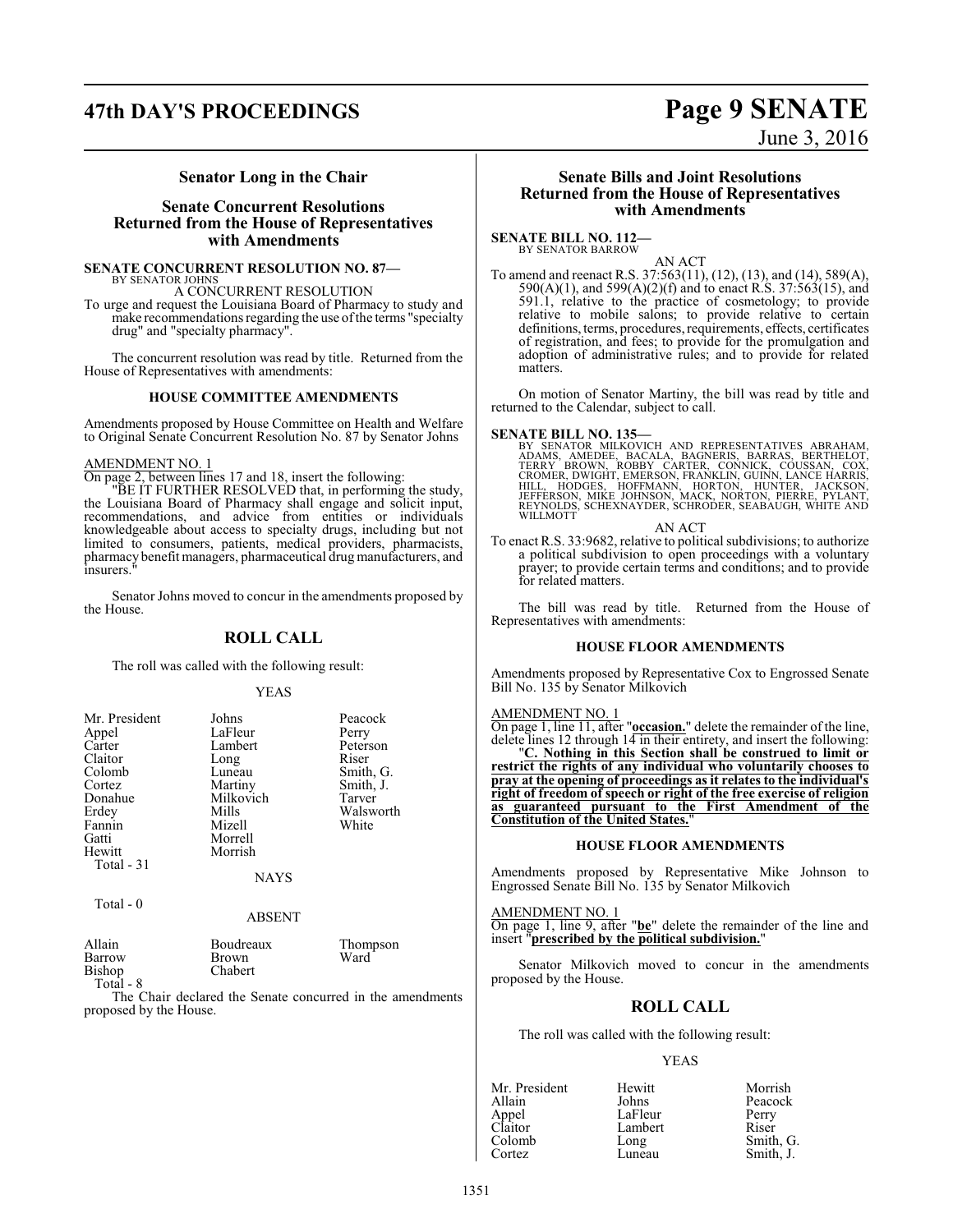## Senator Long in the Chair

## Senate Concurrent Resolutions Returned from the House of Representatives with Amendments

**SENATE CONCURRENT RESOLUTION NO. 87—**
BY SENATOR JOHNS

A CONCURRENT RESOLUTION

To urge and request the Louisiana Board of Pharmacy to study and make recommendations regarding the use of the terms "specialty drug" and "specialty pharmacy".

The concurrent resolution was read by title. Returned from the House of Representatives with amendments:

### HOUSE COMMITTEE AMENDMENTS

Amendments proposed by House Committee on Health and Welfare to Original Senate Concurrent Resolution No. 87 by Senator Johns

AMENDMENT NO. 1

On page 2, between lines 17 and 18, insert the following:

"BE IT FURTHER RESOLVED that, in performing the study, the Louisiana Board of Pharmacy shall engage and solicit input, recommendations, and advice from entities or individuals knowledgeable about access to specialty drugs, including but not limited to consumers, patients, medical providers, pharmacists, pharmacy benefit managers, pharmaceutical drug manufacturers, and insurers."

Senator Johns moved to concur in the amendments proposed by the House.

## ROLL CALL

The roll was called with the following result:

YEAS

| | | |
|---|---|---|
| Mr. President | Johns | Peacock |
| Appel | LaFleur | Perry |
| Carter | Lambert | Peterson |
| Claitor | Long | Riser |
| Colomb | Luneau | Smith, G. |
| Cortez | Martiny | Smith, J. |
| Donahue | Milkovich | Tarver |
| Erdey | Mills | Walsworth |
| Fannin | Mizell | White |
| Gatti | Morrell | |
| Hewitt | Morrish | |

Total - 31

NAYS

Total - 0

ABSENT

| | | |
|---|---|---|
| Allain | Boudreaux | Thompson |
| Barrow | Brown | Ward |
| Bishop | Chabert | |

Total - 8

The Chair declared the Senate concurred in the amendments proposed by the House.

## Senate Bills and Joint Resolutions Returned from the House of Representatives with Amendments

**SENATE BILL NO. 112—**
BY SENATOR BARROW

AN ACT

To amend and reenact R.S. 37:563(11), (12), (13), and (14), 589(A), 590(A)(1), and 599(A)(2)(f) and to enact R.S. 37:563(15), and 591.1, relative to the practice of cosmetology; to provide relative to mobile salons; to provide relative to certain definitions, terms, procedures, requirements, effects, certificates of registration, and fees; to provide for the promulgation and adoption of administrative rules; and to provide for related matters.

On motion of Senator Martiny, the bill was read by title and returned to the Calendar, subject to call.

**SENATE BILL NO. 135—**
BY SENATOR MILKOVICH AND REPRESENTATIVES ABRAHAM, ADAMS, AMEDEE, BACALA, BAGNERIS, BARRAS, BERTHELOT, TERRY BROWN, ROBBY CARTER, CONNICK, COUSSAN, COX, CROMER, DWIGHT, EMERSON, FRANKLIN, GUINN, LANCE HARRIS, HILL, HODGES, HOFFMANN, HORTON, HUNTER, JACKSON, JEFFERSON, MIKE JOHNSON, MACK, NORTON, PIERRE, PYLANT, REYNOLDS, SCHEXNAYDER, SCHRODER, SEABAUGH, WHITE AND WILLMOTT

AN ACT

To enact R.S. 33:9682, relative to political subdivisions; to authorize a political subdivision to open proceedings with a voluntary prayer; to provide certain terms and conditions; and to provide for related matters.

The bill was read by title. Returned from the House of Representatives with amendments:

### HOUSE FLOOR AMENDMENTS

Amendments proposed by Representative Cox to Engrossed Senate Bill No. 135 by Senator Milkovich

AMENDMENT NO. 1

On page 1, line 11, after "**occasion.**" delete the remainder of the line, delete lines 12 through 14 in their entirety, and insert the following:

"**C. Nothing in this Section shall be construed to limit or restrict the rights of any individual who voluntarily chooses to pray at the opening of proceedings as it relates to the individual's right of freedom of speech or right of the free exercise of religion as guaranteed pursuant to the First Amendment of the Constitution of the United States.**"

### HOUSE FLOOR AMENDMENTS

Amendments proposed by Representative Mike Johnson to Engrossed Senate Bill No. 135 by Senator Milkovich

AMENDMENT NO. 1

On page 1, line 9, after "**be**" delete the remainder of the line and insert "**prescribed by the political subdivision.**"

Senator Milkovich moved to concur in the amendments proposed by the House.

## ROLL CALL

The roll was called with the following result:

YEAS

| | | |
|---|---|---|
| Mr. President | Hewitt | Morrish |
| Allain | Johns | Peacock |
| Appel | LaFleur | Perry |
| Claitor | Lambert | Riser |
| Colomb | Long | Smith, G. |
| Cortez | Luneau | Smith, J. |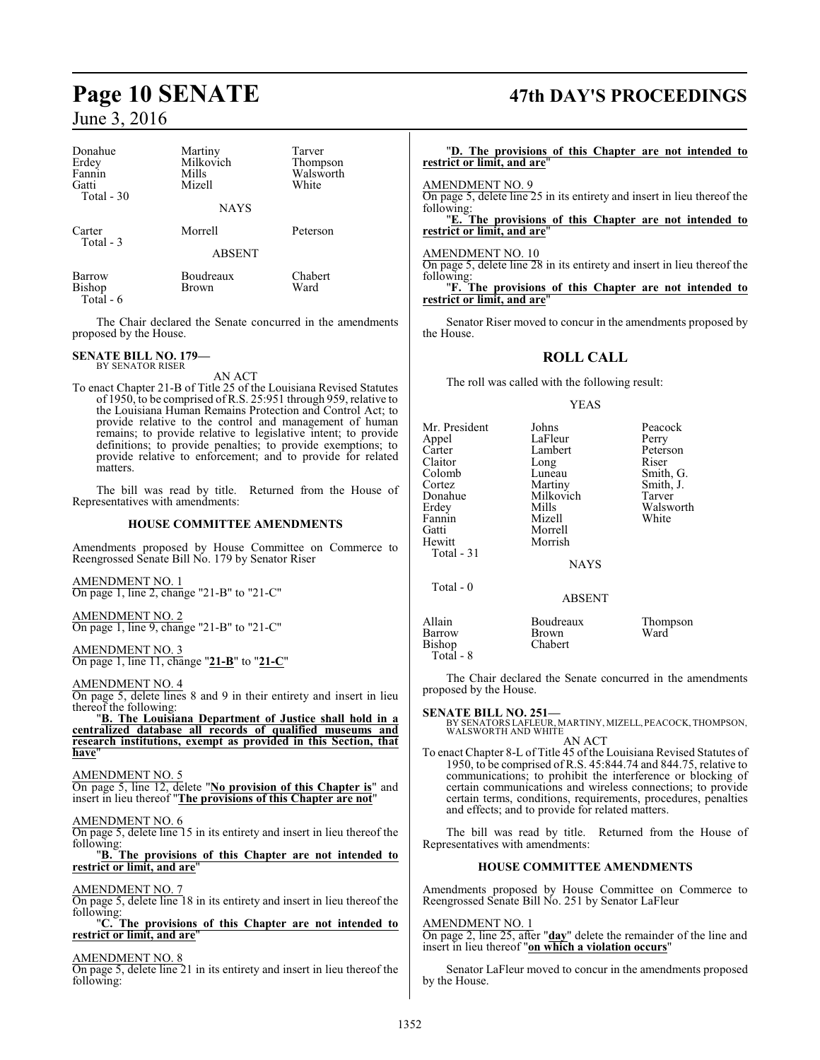| Donahue | Martiny | Tarver |
|---|---|---|
| Erdey | Milkovich | Thompson |
| Fannin | Mills | Walsworth |
| Gatti | Mizell | White |
| Total - 30 | | |

NAYS

| Carter | Morrell | Peterson |
|---|---|---|
| Total - 3 | | |

ABSENT

| Barrow | Boudreaux | Chabert |
|---|---|---|
| Bishop | Brown | Ward |
| Total - 6 | | |

The Chair declared the Senate concurred in the amendments proposed by the House.

**SENATE BILL NO. 179—**
BY SENATOR RISER

AN ACT

To enact Chapter 21-B of Title 25 of the Louisiana Revised Statutes of 1950, to be comprised of R.S. 25:951 through 959, relative to the Louisiana Human Remains Protection and Control Act; to provide relative to the control and management of human remains; to provide relative to legislative intent; to provide definitions; to provide penalties; to provide exemptions; to provide relative to enforcement; and to provide for related matters.

The bill was read by title. Returned from the House of Representatives with amendments:

**HOUSE COMMITTEE AMENDMENTS**

Amendments proposed by House Committee on Commerce to Reengrossed Senate Bill No. 179 by Senator Riser

AMENDMENT NO. 1
On page 1, line 2, change "21-B" to "21-C"

AMENDMENT NO. 2
On page 1, line 9, change "21-B" to "21-C"

AMENDMENT NO. 3
On page 1, line 11, change "**21-B**" to "**21-C**"

AMENDMENT NO. 4
On page 5, delete lines 8 and 9 in their entirety and insert in lieu thereof the following:

"**B. The Louisiana Department of Justice shall hold in a centralized database all records of qualified museums and research institutions, exempt as provided in this Section, that have**"

AMENDMENT NO. 5
On page 5, line 12, delete "**No provision of this Chapter is**" and insert in lieu thereof "**The provisions of this Chapter are not**"

AMENDMENT NO. 6
On page 5, delete line 15 in its entirety and insert in lieu thereof the following:

"**B. The provisions of this Chapter are not intended to restrict or limit, and are**"

AMENDMENT NO. 7
On page 5, delete line 18 in its entirety and insert in lieu thereof the following:

"**C. The provisions of this Chapter are not intended to restrict or limit, and are**"

AMENDMENT NO. 8
On page 5, delete line 21 in its entirety and insert in lieu thereof the following:

"**D. The provisions of this Chapter are not intended to restrict or limit, and are**"

AMENDMENT NO. 9
On page 5, delete line 25 in its entirety and insert in lieu thereof the following:

"**E. The provisions of this Chapter are not intended to restrict or limit, and are**"

AMENDMENT NO. 10
On page 5, delete line 28 in its entirety and insert in lieu thereof the following:

"**F. The provisions of this Chapter are not intended to restrict or limit, and are**"

Senator Riser moved to concur in the amendments proposed by the House.

## ROLL CALL

The roll was called with the following result:

YEAS

| Mr. President | Johns | Peacock |
|---|---|---|
| Appel | LaFleur | Perry |
| Carter | Lambert | Peterson |
| Claitor | Long | Riser |
| Colomb | Luneau | Smith, G. |
| Cortez | Martiny | Smith, J. |
| Donahue | Milkovich | Tarver |
| Erdey | Mills | Walsworth |
| Fannin | Mizell | White |
| Gatti | Morrell | |
| Hewitt | Morrish | |
| Total - 31 | | |

NAYS

Total - 0

ABSENT

| Allain | Boudreaux | Thompson |
|---|---|---|
| Barrow | Brown | Ward |
| Bishop | Chabert | |
| Total - 8 | | |

The Chair declared the Senate concurred in the amendments proposed by the House.

**SENATE BILL NO. 251—**
BY SENATORS LAFLEUR, MARTINY, MIZELL, PEACOCK, THOMPSON, WALSWORTH AND WHITE

AN ACT

To enact Chapter 8-L of Title 45 of the Louisiana Revised Statutes of 1950, to be comprised of R.S. 45:844.74 and 844.75, relative to communications; to prohibit the interference or blocking of certain communications and wireless connections; to provide certain terms, conditions, requirements, procedures, penalties and effects; and to provide for related matters.

The bill was read by title. Returned from the House of Representatives with amendments:

**HOUSE COMMITTEE AMENDMENTS**

Amendments proposed by House Committee on Commerce to Reengrossed Senate Bill No. 251 by Senator LaFleur

AMENDMENT NO. 1
On page 2, line 25, after "**day**" delete the remainder of the line and insert in lieu thereof "**on which a violation occurs**"

Senator LaFleur moved to concur in the amendments proposed by the House.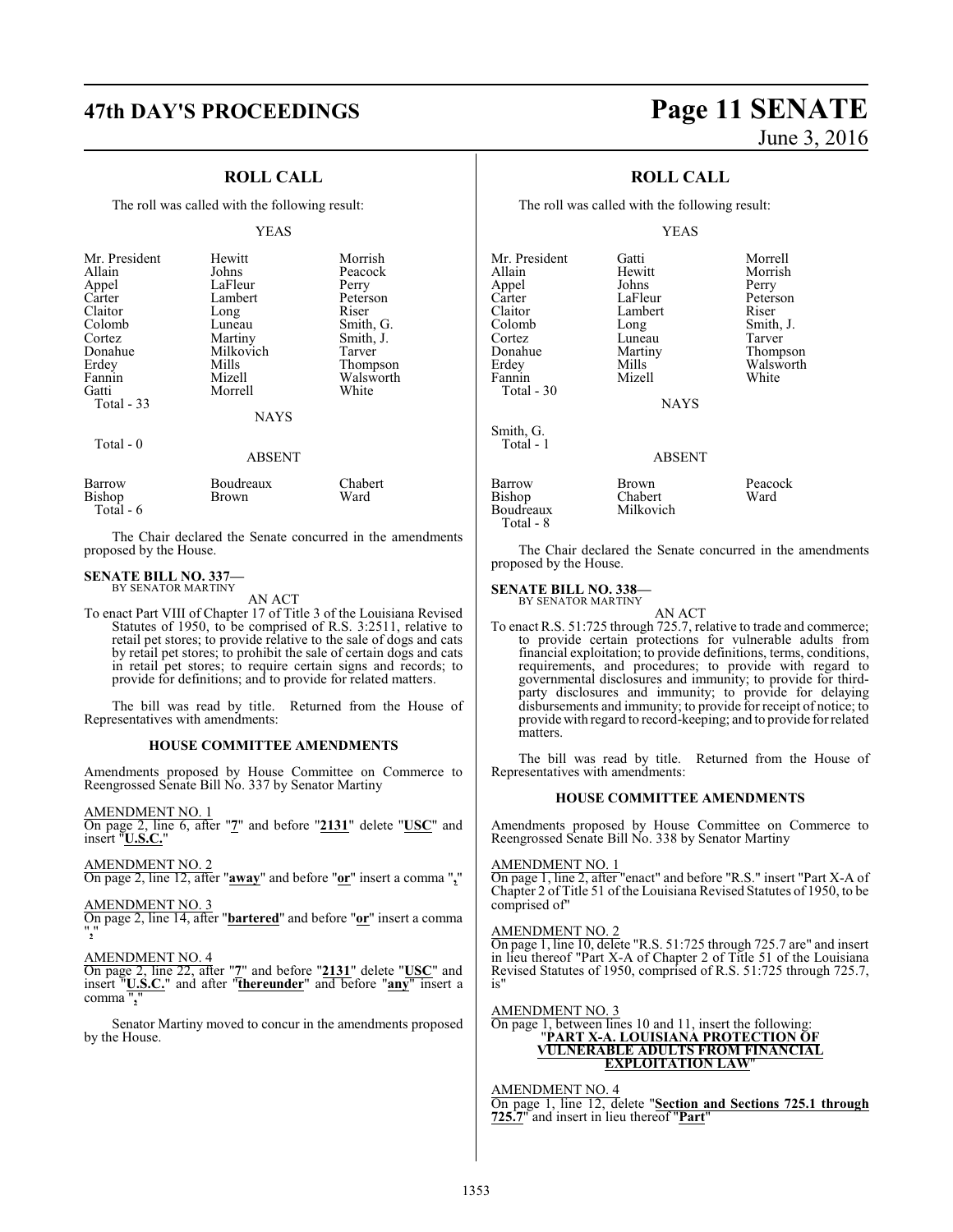## ROLL CALL

The roll was called with the following result:

YEAS

| | | |
|---|---|---|
| Mr. President | Hewitt | Morrish |
| Allain | Johns | Peacock |
| Appel | LaFleur | Perry |
| Carter | Lambert | Peterson |
| Claitor | Long | Riser |
| Colomb | Luneau | Smith, G. |
| Cortez | Martiny | Smith, J. |
| Donahue | Milkovich | Tarver |
| Erdey | Mills | Thompson |
| Fannin | Mizell | Walsworth |
| Gatti | Morrell | White |

Total - 33

NAYS

Total - 0

ABSENT

| | | |
|---|---|---|
| Barrow | Boudreaux | Chabert |
| Bishop | Brown | Ward |

Total - 6

The Chair declared the Senate concurred in the amendments proposed by the House.

**SENATE BILL NO. 337—**
BY SENATOR MARTINY

AN ACT

To enact Part VIII of Chapter 17 of Title 3 of the Louisiana Revised Statutes of 1950, to be comprised of R.S. 3:2511, relative to retail pet stores; to provide relative to the sale of dogs and cats by retail pet stores; to prohibit the sale of certain dogs and cats in retail pet stores; to require certain signs and records; to provide for definitions; and to provide for related matters.

The bill was read by title. Returned from the House of Representatives with amendments:

### HOUSE COMMITTEE AMENDMENTS

Amendments proposed by House Committee on Commerce to Reengrossed Senate Bill No. 337 by Senator Martiny

AMENDMENT NO. 1
On page 2, line 6, after "**7**" and before "**2131**" delete "**USC**" and insert "**U.S.C.**"

AMENDMENT NO. 2
On page 2, line 12, after "**away**" and before "**or**" insert a comma "**,**"

AMENDMENT NO. 3
On page 2, line 14, after "**bartered**" and before "**or**" insert a comma "**,**"

AMENDMENT NO. 4
On page 2, line 22, after "**7**" and before "**2131**" delete "**USC**" and insert "**U.S.C.**" and after "**thereunder**" and before "**any**" insert a comma "**,**"

Senator Martiny moved to concur in the amendments proposed by the House.

## ROLL CALL

The roll was called with the following result:

YEAS

| | | |
|---|---|---|
| Mr. President | Gatti | Morrell |
| Allain | Hewitt | Morrish |
| Appel | Johns | Perry |
| Carter | LaFleur | Peterson |
| Claitor | Lambert | Riser |
| Colomb | Long | Smith, J. |
| Cortez | Luneau | Tarver |
| Donahue | Martiny | Thompson |
| Erdey | Mills | Walsworth |
| Fannin | Mizell | White |

Total - 30

NAYS

Smith, G.

Total - 1

ABSENT

| | | |
|---|---|---|
| Barrow | Brown | Peacock |
| Bishop | Chabert | Ward |
| Boudreaux | Milkovich | |

Total - 8

The Chair declared the Senate concurred in the amendments proposed by the House.

**SENATE BILL NO. 338—**
BY SENATOR MARTINY

AN ACT

To enact R.S. 51:725 through 725.7, relative to trade and commerce; to provide certain protections for vulnerable adults from financial exploitation; to provide definitions, terms, conditions, requirements, and procedures; to provide with regard to governmental disclosures and immunity; to provide for third-party disclosures and immunity; to provide for delaying disbursements and immunity; to provide for receipt of notice; to provide with regard to record-keeping; and to provide for related matters.

The bill was read by title. Returned from the House of Representatives with amendments:

### HOUSE COMMITTEE AMENDMENTS

Amendments proposed by House Committee on Commerce to Reengrossed Senate Bill No. 338 by Senator Martiny

AMENDMENT NO. 1
On page 1, line 2, after "enact" and before "R.S." insert "Part X-A of Chapter 2 of Title 51 of the Louisiana Revised Statutes of 1950, to be comprised of"

AMENDMENT NO. 2
On page 1, line 10, delete "R.S. 51:725 through 725.7 are" and insert in lieu thereof "Part X-A of Chapter 2 of Title 51 of the Louisiana Revised Statutes of 1950, comprised of R.S. 51:725 through 725.7, is"

AMENDMENT NO. 3
On page 1, between lines 10 and 11, insert the following:
"**PART X-A. LOUISIANA PROTECTION OF VULNERABLE ADULTS FROM FINANCIAL EXPLOITATION LAW**"

AMENDMENT NO. 4
On page 1, line 12, delete "**Section and Sections 725.1 through 725.7**" and insert in lieu thereof "**Part**"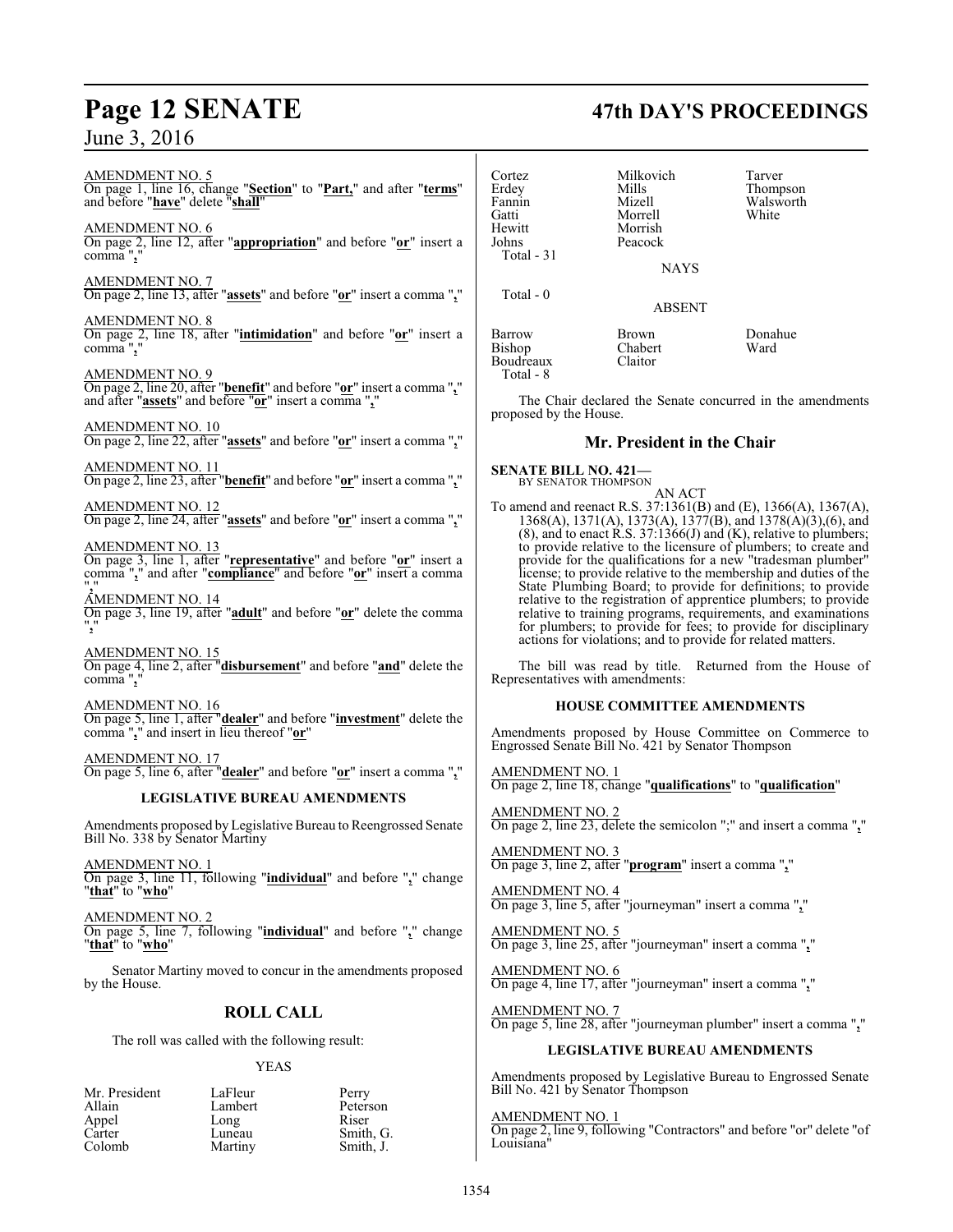AMENDMENT NO. 5
On page 1, line 16, change "**Section**" to "**Part,**" and after "**terms**" and before "**have**" delete "**shall**"

AMENDMENT NO. 6
On page 2, line 12, after "**appropriation**" and before "**or**" insert a comma "**,**"

AMENDMENT NO. 7
On page 2, line 13, after "**assets**" and before "**or**" insert a comma "**,**"

AMENDMENT NO. 8
On page 2, line 18, after "**intimidation**" and before "**or**" insert a comma "**,**"

AMENDMENT NO. 9
On page 2, line 20, after "**benefit**" and before "**or**" insert a comma "**,**" and after "**assets**" and before "**or**" insert a comma "**,**"

AMENDMENT NO. 10
On page 2, line 22, after "**assets**" and before "**or**" insert a comma "**,**"

AMENDMENT NO. 11
On page 2, line 23, after "**benefit**" and before "**or**" insert a comma "**,**"

AMENDMENT NO. 12
On page 2, line 24, after "**assets**" and before "**or**" insert a comma "**,**"

AMENDMENT NO. 13
On page 3, line 1, after "**representative**" and before "**or**" insert a comma "**,**" and after "**compliance**" and before "**or**" insert a comma "**,**"

AMENDMENT NO. 14
On page 3, line 19, after "**adult**" and before "**or**" delete the comma "**,**"

AMENDMENT NO. 15
On page 4, line 2, after "**disbursement**" and before "**and**" delete the comma "**,**"

AMENDMENT NO. 16
On page 5, line 1, after "**dealer**" and before "**investment**" delete the comma "**,**" and insert in lieu thereof "**or**"

AMENDMENT NO. 17
On page 5, line 6, after "**dealer**" and before "**or**" insert a comma "**,**"

**LEGISLATIVE BUREAU AMENDMENTS**

Amendments proposed by Legislative Bureau to Reengrossed Senate Bill No. 338 by Senator Martiny

AMENDMENT NO. 1
On page 3, line 11, following "**individual**" and before "**,**" change "**that**" to "**who**"

AMENDMENT NO. 2
On page 5, line 7, following "**individual**" and before "**,**" change "**that**" to "**who**"

Senator Martiny moved to concur in the amendments proposed by the House.

## ROLL CALL

The roll was called with the following result:

YEAS

| | | |
|---|---|---|
| Mr. President | LaFleur | Perry |
| Allain | Lambert | Peterson |
| Appel | Long | Riser |
| Carter | Luneau | Smith, G. |
| Colomb | Martiny | Smith, J. |
| Cortez | Milkovich | Tarver |
| Erdey | Mills | Thompson |
| Fannin | Mizell | Walsworth |
| Gatti | Morrell | White |
| Hewitt | Morrish | |
| Johns | Peacock | |

Total - 31

NAYS

Total - 0

ABSENT

| | | |
|---|---|---|
| Barrow | Brown | Donahue |
| Bishop | Chabert | Ward |
| Boudreaux | Claitor | |

Total - 8

The Chair declared the Senate concurred in the amendments proposed by the House.

## Mr. President in the Chair

**SENATE BILL NO. 421—**
BY SENATOR THOMPSON

AN ACT

To amend and reenact R.S. 37:1361(B) and (E), 1366(A), 1367(A), 1368(A), 1371(A), 1373(A), 1377(B), and 1378(A)(3),(6), and (8), and to enact R.S. 37:1366(J) and (K), relative to plumbers; to provide relative to the licensure of plumbers; to create and provide for the qualifications for a new "tradesman plumber" license; to provide relative to the membership and duties of the State Plumbing Board; to provide for definitions; to provide relative to the registration of apprentice plumbers; to provide relative to training programs, requirements, and examinations for plumbers; to provide for fees; to provide for disciplinary actions for violations; and to provide for related matters.

The bill was read by title. Returned from the House of Representatives with amendments:

**HOUSE COMMITTEE AMENDMENTS**

Amendments proposed by House Committee on Commerce to Engrossed Senate Bill No. 421 by Senator Thompson

AMENDMENT NO. 1
On page 2, line 18, change "**qualifications**" to "**qualification**"

AMENDMENT NO. 2
On page 2, line 23, delete the semicolon ";" and insert a comma "**,**"

AMENDMENT NO. 3
On page 3, line 2, after "**program**" insert a comma "**,**"

AMENDMENT NO. 4
On page 3, line 5, after "journeyman" insert a comma "**,**"

AMENDMENT NO. 5
On page 3, line 25, after "journeyman" insert a comma "**,**"

AMENDMENT NO. 6
On page 4, line 17, after "journeyman" insert a comma "**,**"

AMENDMENT NO. 7
On page 5, line 28, after "journeyman plumber" insert a comma "**,**"

**LEGISLATIVE BUREAU AMENDMENTS**

Amendments proposed by Legislative Bureau to Engrossed Senate Bill No. 421 by Senator Thompson

AMENDMENT NO. 1
On page 2, line 9, following "Contractors" and before "or" delete "of Louisiana"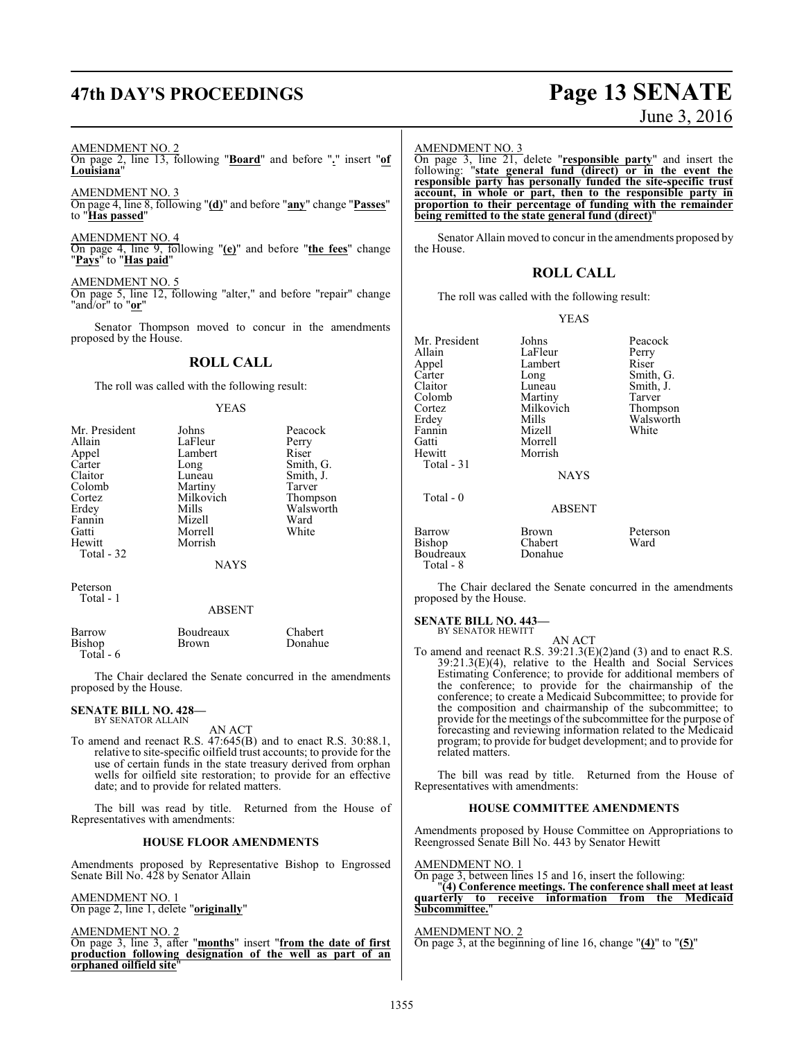AMENDMENT NO. 2
On page 2, line 13, following "**Board**" and before "**.**" insert "**of Louisiana**"

AMENDMENT NO. 3
On page 4, line 8, following "**(d)**" and before "**any**" change "**Passes**" to "**Has passed**"

AMENDMENT NO. 4
On page 4, line 9, following "**(e)**" and before "**the fees**" change "**Pays**" to "**Has paid**"

AMENDMENT NO. 5
On page 5, line 12, following "alter," and before "repair" change "and/or" to "**or**"

Senator Thompson moved to concur in the amendments proposed by the House.

## ROLL CALL

The roll was called with the following result:

YEAS

| | | |
|---|---|---|
| Mr. President | Johns | Peacock |
| Allain | LaFleur | Perry |
| Appel | Lambert | Riser |
| Carter | Long | Smith, G. |
| Claitor | Luneau | Smith, J. |
| Colomb | Martiny | Tarver |
| Cortez | Milkovich | Thompson |
| Erdey | Mills | Walsworth |
| Fannin | Mizell | Ward |
| Gatti | Morrell | White |
| Hewitt | Morrish | |
| Total - 32 | | |

NAYS

Peterson
Total - 1

ABSENT

| | | |
|---|---|---|
| Barrow | Boudreaux | Chabert |
| Bishop | Brown | Donahue |
| Total - 6 | | |

The Chair declared the Senate concurred in the amendments proposed by the House.

**SENATE BILL NO. 428—**
BY SENATOR ALLAIN

AN ACT

To amend and reenact R.S. 47:645(B) and to enact R.S. 30:88.1, relative to site-specific oilfield trust accounts; to provide for the use of certain funds in the state treasury derived from orphan wells for oilfield site restoration; to provide for an effective date; and to provide for related matters.

The bill was read by title. Returned from the House of Representatives with amendments:

### HOUSE FLOOR AMENDMENTS

Amendments proposed by Representative Bishop to Engrossed Senate Bill No. 428 by Senator Allain

AMENDMENT NO. 1
On page 2, line 1, delete "**originally**"

AMENDMENT NO. 2
On page 3, line 3, after "**months**" insert "**from the date of first production following designation of the well as part of an orphaned oilfield site**"

AMENDMENT NO. 3
On page 3, line 21, delete "**responsible party**" and insert the following: "**state general fund (direct) or in the event the responsible party has personally funded the site-specific trust account, in whole or part, then to the responsible party in proportion to their percentage of funding with the remainder being remitted to the state general fund (direct)**"

Senator Allain moved to concur in the amendments proposed by the House.

## ROLL CALL

The roll was called with the following result:

YEAS

| | | |
|---|---|---|
| Mr. President | Johns | Peacock |
| Allain | LaFleur | Perry |
| Appel | Lambert | Riser |
| Carter | Long | Smith, G. |
| Claitor | Luneau | Smith, J. |
| Colomb | Martiny | Tarver |
| Cortez | Milkovich | Thompson |
| Erdey | Mills | Walsworth |
| Fannin | Mizell | White |
| Gatti | Morrell | |
| Hewitt | Morrish | |
| Total - 31 | | |

NAYS

Total - 0

ABSENT

| | | |
|---|---|---|
| Barrow | Brown | Peterson |
| Bishop | Chabert | Ward |
| Boudreaux | Donahue | |
| Total - 8 | | |

The Chair declared the Senate concurred in the amendments proposed by the House.

**SENATE BILL NO. 443—**
BY SENATOR HEWITT

AN ACT

To amend and reenact R.S. 39:21.3(E)(2)and (3) and to enact R.S. 39:21.3(E)(4), relative to the Health and Social Services Estimating Conference; to provide for additional members of the conference; to provide for the chairmanship of the conference; to create a Medicaid Subcommittee; to provide for the composition and chairmanship of the subcommittee; to provide for the meetings of the subcommittee for the purpose of forecasting and reviewing information related to the Medicaid program; to provide for budget development; and to provide for related matters.

The bill was read by title. Returned from the House of Representatives with amendments:

### HOUSE COMMITTEE AMENDMENTS

Amendments proposed by House Committee on Appropriations to Reengrossed Senate Bill No. 443 by Senator Hewitt

AMENDMENT NO. 1
On page 3, between lines 15 and 16, insert the following:
"**(4) Conference meetings. The conference shall meet at least quarterly to receive information from the Medicaid Subcommittee.**"

AMENDMENT NO. 2
On page 3, at the beginning of line 16, change "**(4)**" to "**(5)**"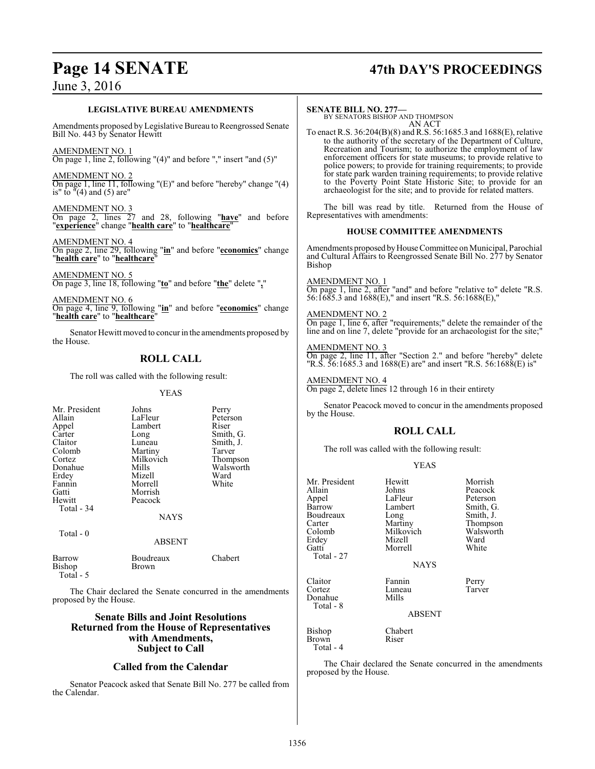### LEGISLATIVE BUREAU AMENDMENTS

Amendments proposed by Legislative Bureau to Reengrossed Senate Bill No. 443 by Senator Hewitt

AMENDMENT NO. 1
On page 1, line 2, following "(4)" and before "," insert "and (5)"

AMENDMENT NO. 2
On page 1, line 11, following "(E)" and before "hereby" change "(4) is" to "(4) and (5) are"

AMENDMENT NO. 3
On page 2, lines 27 and 28, following "**have**" and before "**experience**" change "**health care**" to "**healthcare**"

AMENDMENT NO. 4
On page 2, line 29, following "**in**" and before "**economics**" change "**health care**" to "**healthcare**"

AMENDMENT NO. 5
On page 3, line 18, following "**to**" and before "**the**" delete "**,**"

AMENDMENT NO. 6
On page 4, line 9, following "**in**" and before "**economics**" change "**health care**" to "**healthcare**"

Senator Hewitt moved to concur in the amendments proposed by the House.

## ROLL CALL

The roll was called with the following result:

YEAS

| | | |
|---|---|---|
| Mr. President | Johns | Perry |
| Allain | LaFleur | Peterson |
| Appel | Lambert | Riser |
| Carter | Long | Smith, G. |
| Claitor | Luneau | Smith, J. |
| Colomb | Martiny | Tarver |
| Cortez | Milkovich | Thompson |
| Donahue | Mills | Walsworth |
| Erdey | Mizell | Ward |
| Fannin | Morrell | White |
| Gatti | Morrish | |
| Hewitt | Peacock | |
| Total - 34 | | |

NAYS

Total - 0

ABSENT

| | | |
|---|---|---|
| Barrow | Boudreaux | Chabert |
| Bishop | Brown | |
| Total - 5 | | |

The Chair declared the Senate concurred in the amendments proposed by the House.

## Senate Bills and Joint Resolutions Returned from the House of Representatives with Amendments, Subject to Call

## Called from the Calendar

Senator Peacock asked that Senate Bill No. 277 be called from the Calendar.

**SENATE BILL NO. 277—**
BY SENATORS BISHOP AND THOMPSON
AN ACT

To enact R.S. 36:204(B)(8) and R.S. 56:1685.3 and 1688(E), relative to the authority of the secretary of the Department of Culture, Recreation and Tourism; to authorize the employment of law enforcement officers for state museums; to provide relative to police powers; to provide for training requirements; to provide for state park warden training requirements; to provide relative to the Poverty Point State Historic Site; to provide for an archaeologist for the site; and to provide for related matters.

The bill was read by title. Returned from the House of Representatives with amendments:

### HOUSE COMMITTEE AMENDMENTS

Amendments proposed by House Committee on Municipal, Parochial and Cultural Affairs to Reengrossed Senate Bill No. 277 by Senator Bishop

AMENDMENT NO. 1
On page 1, line 2, after "and" and before "relative to" delete "R.S. 56:1685.3 and 1688(E)," and insert "R.S. 56:1688(E),"

AMENDMENT NO. 2
On page 1, line 6, after "requirements;" delete the remainder of the line and on line 7, delete "provide for an archaeologist for the site;"

AMENDMENT NO. 3
On page 2, line 11, after "Section 2." and before "hereby" delete "R.S. 56:1685.3 and 1688(E) are" and insert "R.S. 56:1688(E) is"

AMENDMENT NO. 4
On page 2, delete lines 12 through 16 in their entirety

Senator Peacock moved to concur in the amendments proposed by the House.

## ROLL CALL

The roll was called with the following result:

YEAS

| | | |
|---|---|---|
| Mr. President | Hewitt | Morrish |
| Allain | Johns | Peacock |
| Appel | LaFleur | Peterson |
| Barrow | Lambert | Smith, G. |
| Boudreaux | Long | Smith, J. |
| Carter | Martiny | Thompson |
| Colomb | Milkovich | Walsworth |
| Erdey | Mizell | Ward |
| Gatti | Morrell | White |
| Total - 27 | | |

NAYS

| | | |
|---|---|---|
| Claitor | Fannin | Perry |
| Cortez | Luneau | Tarver |
| Donahue | Mills | |
| Total - 8 | | |

ABSENT

| | |
|---|---|
| Bishop | Chabert |
| Brown | Riser |
| Total - 4 | |

The Chair declared the Senate concurred in the amendments proposed by the House.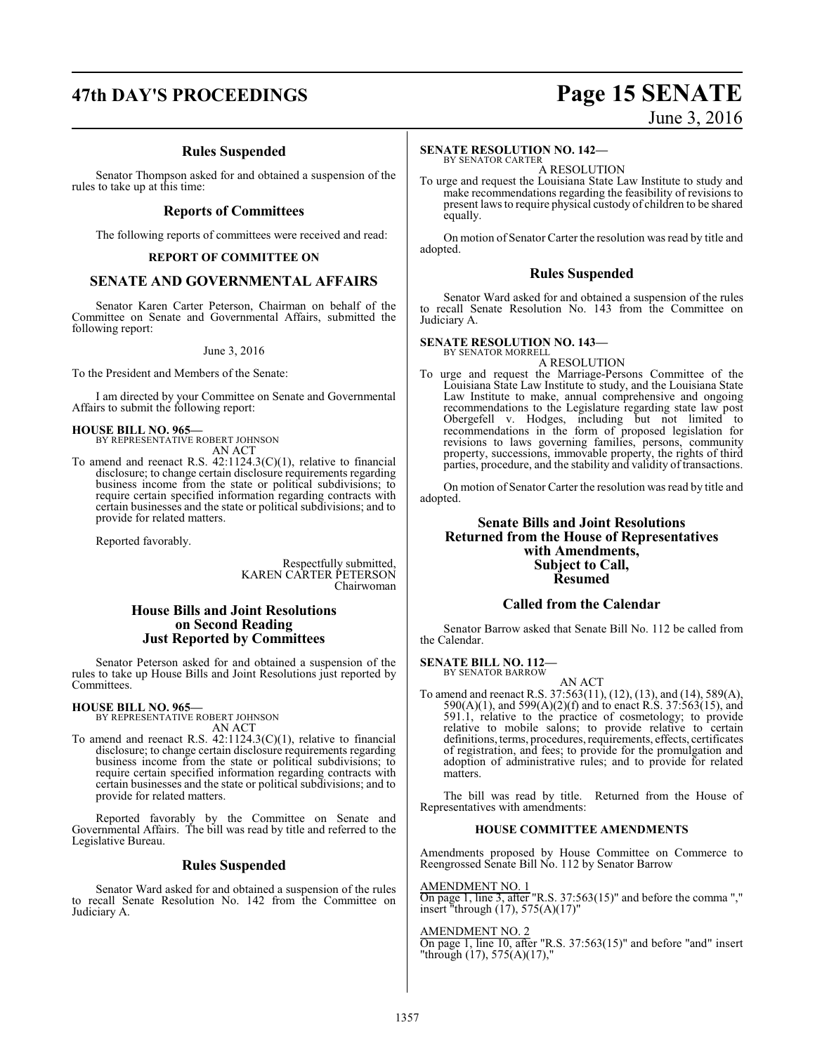## Rules Suspended

Senator Thompson asked for and obtained a suspension of the rules to take up at this time:

## Reports of Committees

The following reports of committees were received and read:

### REPORT OF COMMITTEE ON

## SENATE AND GOVERNMENTAL AFFAIRS

Senator Karen Carter Peterson, Chairman on behalf of the Committee on Senate and Governmental Affairs, submitted the following report:

June 3, 2016

To the President and Members of the Senate:

I am directed by your Committee on Senate and Governmental Affairs to submit the following report:

**HOUSE BILL NO. 965—**
BY REPRESENTATIVE ROBERT JOHNSON
AN ACT

To amend and reenact R.S. 42:1124.3(C)(1), relative to financial disclosure; to change certain disclosure requirements regarding business income from the state or political subdivisions; to require certain specified information regarding contracts with certain businesses and the state or political subdivisions; and to provide for related matters.

Reported favorably.

Respectfully submitted,
KAREN CARTER PETERSON
Chairwoman

## House Bills and Joint Resolutions on Second Reading Just Reported by Committees

Senator Peterson asked for and obtained a suspension of the rules to take up House Bills and Joint Resolutions just reported by Committees.

**HOUSE BILL NO. 965—**
BY REPRESENTATIVE ROBERT JOHNSON
AN ACT

To amend and reenact R.S. 42:1124.3(C)(1), relative to financial disclosure; to change certain disclosure requirements regarding business income from the state or political subdivisions; to require certain specified information regarding contracts with certain businesses and the state or political subdivisions; and to provide for related matters.

Reported favorably by the Committee on Senate and Governmental Affairs. The bill was read by title and referred to the Legislative Bureau.

## Rules Suspended

Senator Ward asked for and obtained a suspension of the rules to recall Senate Resolution No. 142 from the Committee on Judiciary A.

**SENATE RESOLUTION NO. 142—**
BY SENATOR CARTER
A RESOLUTION

To urge and request the Louisiana State Law Institute to study and make recommendations regarding the feasibility of revisions to present laws to require physical custody of children to be shared equally.

On motion of Senator Carter the resolution was read by title and adopted.

## Rules Suspended

Senator Ward asked for and obtained a suspension of the rules to recall Senate Resolution No. 143 from the Committee on Judiciary A.

**SENATE RESOLUTION NO. 143—**
BY SENATOR MORRELL
A RESOLUTION

To urge and request the Marriage-Persons Committee of the Louisiana State Law Institute to study, and the Louisiana State Law Institute to make, annual comprehensive and ongoing recommendations to the Legislature regarding state law post Obergefell v. Hodges, including but not limited to recommendations in the form of proposed legislation for revisions to laws governing families, persons, community property, successions, immovable property, the rights of third parties, procedure, and the stability and validity of transactions.

On motion of Senator Carter the resolution was read by title and adopted.

## Senate Bills and Joint Resolutions Returned from the House of Representatives with Amendments, Subject to Call, Resumed

## Called from the Calendar

Senator Barrow asked that Senate Bill No. 112 be called from the Calendar.

**SENATE BILL NO. 112—**
BY SENATOR BARROW
AN ACT

To amend and reenact R.S. 37:563(11), (12), (13), and (14), 589(A), 590(A)(1), and 599(A)(2)(f) and to enact R.S. 37:563(15), and 591.1, relative to the practice of cosmetology; to provide relative to mobile salons; to provide relative to certain definitions, terms, procedures, requirements, effects, certificates of registration, and fees; to provide for the promulgation and adoption of administrative rules; and to provide for related matters.

The bill was read by title. Returned from the House of Representatives with amendments:

### HOUSE COMMITTEE AMENDMENTS

Amendments proposed by House Committee on Commerce to Reengrossed Senate Bill No. 112 by Senator Barrow

AMENDMENT NO. 1
On page 1, line 3, after "R.S. 37:563(15)" and before the comma "," insert "through (17), 575(A)(17)"

AMENDMENT NO. 2
On page 1, line 10, after "R.S. 37:563(15)" and before "and" insert "through (17), 575(A)(17),"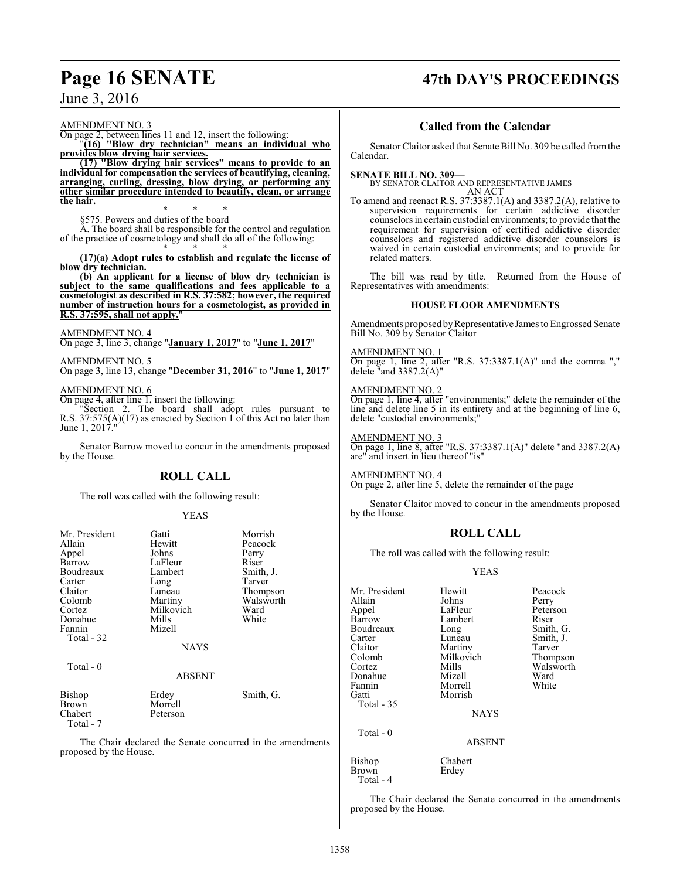AMENDMENT NO. 3

On page 2, between lines 11 and 12, insert the following:

"**(16) "Blow dry technician" means an individual who provides blow drying hair services.**

**(17) "Blow drying hair services" means to provide to an individual for compensation the services of beautifying, cleaning, arranging, curling, dressing, blow drying, or performing any other similar procedure intended to beautify, clean, or arrange the hair.**

\* \* \*

§575. Powers and duties of the board

A. The board shall be responsible for the control and regulation of the practice of cosmetology and shall do all of the following:

\* \* \*

**(17)(a) Adopt rules to establish and regulate the license of blow dry technician.**

**(b) An applicant for a license of blow dry technician is subject to the same qualifications and fees applicable to a cosmetologist as described in R.S. 37:582; however, the required number of instruction hours for a cosmetologist, as provided in R.S. 37:595, shall not apply.**"

AMENDMENT NO. 4

On page 3, line 3, change "**January 1, 2017**" to "**June 1, 2017**"

AMENDMENT NO. 5

On page 3, line 13, change "**December 31, 2016**" to "**June 1, 2017**"

AMENDMENT NO. 6

On page 4, after line 1, insert the following:

"Section 2. The board shall adopt rules pursuant to R.S. 37:575(A)(17) as enacted by Section 1 of this Act no later than June 1, 2017."

Senator Barrow moved to concur in the amendments proposed by the House.

## ROLL CALL

The roll was called with the following result:

YEAS

| | | |
|---|---|---|
| Mr. President | Gatti | Morrish |
| Allain | Hewitt | Peacock |
| Appel | Johns | Perry |
| Barrow | LaFleur | Riser |
| Boudreaux | Lambert | Smith, J. |
| Carter | Long | Tarver |
| Claitor | Luneau | Thompson |
| Colomb | Martiny | Walsworth |
| Cortez | Milkovich | Ward |
| Donahue | Mills | White |
| Fannin | Mizell | |

Total - 32

NAYS

Total - 0

ABSENT

| | | |
|---|---|---|
| Bishop | Erdey | Smith, G. |
| Brown | Morrell | |
| Chabert | Peterson | |

Total - 7

The Chair declared the Senate concurred in the amendments proposed by the House.

## Called from the Calendar

Senator Claitor asked that Senate Bill No. 309 be called from the Calendar.

**SENATE BILL NO. 309—**
BY SENATOR CLAITOR AND REPRESENTATIVE JAMES

AN ACT

To amend and reenact R.S. 37:3387.1(A) and 3387.2(A), relative to supervision requirements for certain addictive disorder counselors in certain custodial environments; to provide that the requirement for supervision of certified addictive disorder counselors and registered addictive disorder counselors is waived in certain custodial environments; and to provide for related matters.

The bill was read by title. Returned from the House of Representatives with amendments:

### HOUSE FLOOR AMENDMENTS

Amendments proposed by Representative James to Engrossed Senate Bill No. 309 by Senator Claitor

AMENDMENT NO. 1

On page 1, line 2, after "R.S. 37:3387.1(A)" and the comma "," delete "and 3387.2(A)"

AMENDMENT NO. 2

On page 1, line 4, after "environments;" delete the remainder of the line and delete line 5 in its entirety and at the beginning of line 6, delete "custodial environments;"

AMENDMENT NO. 3

On page 1, line 8, after "R.S. 37:3387.1(A)" delete "and 3387.2(A) are" and insert in lieu thereof "is"

AMENDMENT NO. 4

On page 2, after line 5, delete the remainder of the page

Senator Claitor moved to concur in the amendments proposed by the House.

## ROLL CALL

The roll was called with the following result:

YEAS

| | | |
|---|---|---|
| Mr. President | Hewitt | Peacock |
| Allain | Johns | Perry |
| Appel | LaFleur | Peterson |
| Barrow | Lambert | Riser |
| Boudreaux | Long | Smith, G. |
| Carter | Luneau | Smith, J. |
| Claitor | Martiny | Tarver |
| Colomb | Milkovich | Thompson |
| Cortez | Mills | Walsworth |
| Donahue | Mizell | Ward |
| Fannin | Morrell | White |
| Gatti | Morrish | |

Total - 35

NAYS

Total - 0

ABSENT

| | |
|---|---|
| Bishop | Chabert |
| Brown | Erdey |

Total - 4

The Chair declared the Senate concurred in the amendments proposed by the House.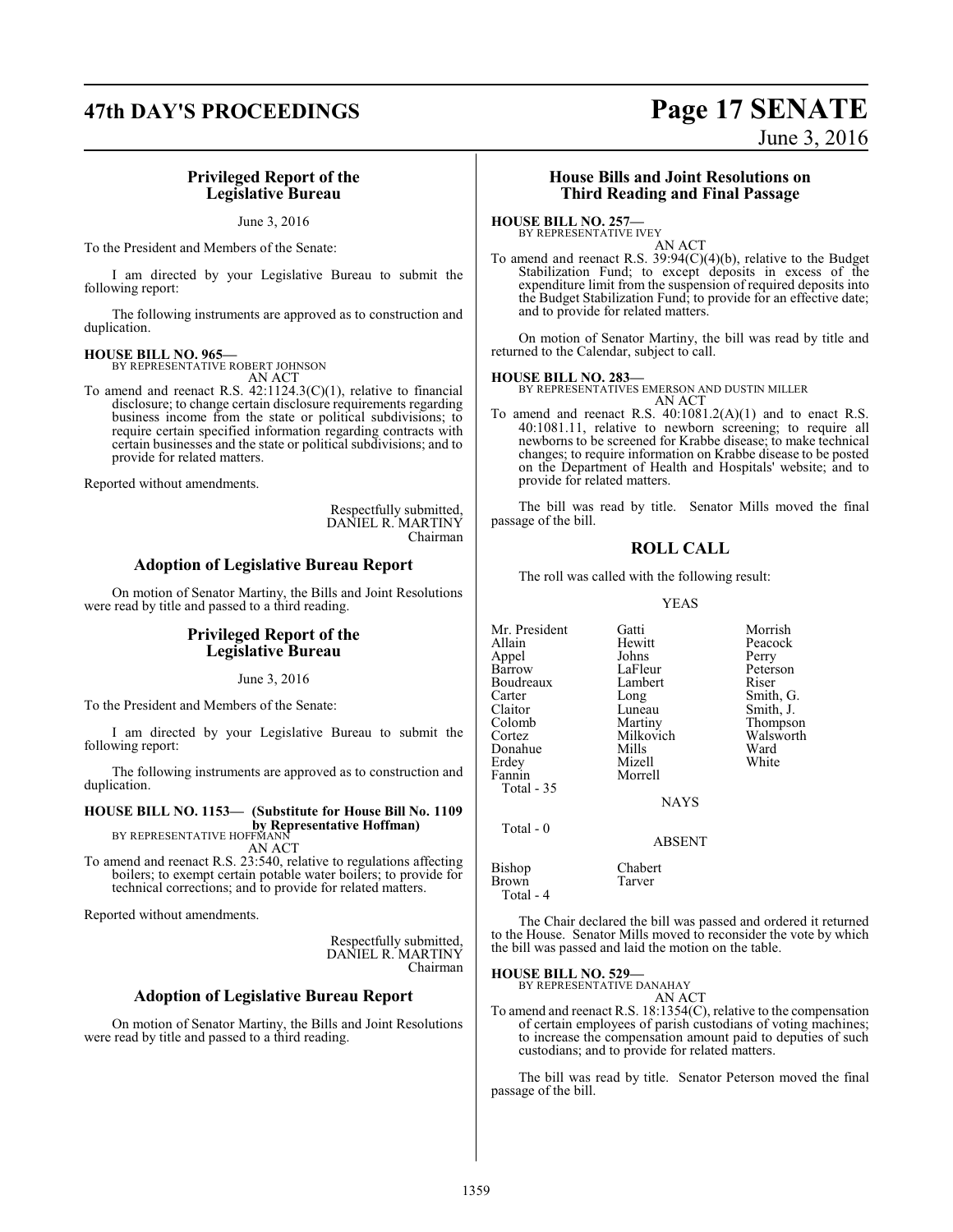## Privileged Report of the Legislative Bureau

June 3, 2016

To the President and Members of the Senate:

I am directed by your Legislative Bureau to submit the following report:

The following instruments are approved as to construction and duplication.

**HOUSE BILL NO. 965—**
BY REPRESENTATIVE ROBERT JOHNSON

AN ACT

To amend and reenact R.S. 42:1124.3(C)(1), relative to financial disclosure; to change certain disclosure requirements regarding business income from the state or political subdivisions; to require certain specified information regarding contracts with certain businesses and the state or political subdivisions; and to provide for related matters.

Reported without amendments.

Respectfully submitted,
DANIEL R. MARTINY
Chairman

## Adoption of Legislative Bureau Report

On motion of Senator Martiny, the Bills and Joint Resolutions were read by title and passed to a third reading.

## Privileged Report of the Legislative Bureau

June 3, 2016

To the President and Members of the Senate:

I am directed by your Legislative Bureau to submit the following report:

The following instruments are approved as to construction and duplication.

**HOUSE BILL NO. 1153— (Substitute for House Bill No. 1109 by Representative Hoffman)**
BY REPRESENTATIVE HOFFMANN

AN ACT

To amend and reenact R.S. 23:540, relative to regulations affecting boilers; to exempt certain potable water boilers; to provide for technical corrections; and to provide for related matters.

Reported without amendments.

Respectfully submitted,
DANIEL R. MARTINY
Chairman

## Adoption of Legislative Bureau Report

On motion of Senator Martiny, the Bills and Joint Resolutions were read by title and passed to a third reading.

## House Bills and Joint Resolutions on Third Reading and Final Passage

**HOUSE BILL NO. 257—**
BY REPRESENTATIVE IVEY

AN ACT

To amend and reenact R.S. 39:94(C)(4)(b), relative to the Budget Stabilization Fund; to except deposits in excess of the expenditure limit from the suspension of required deposits into the Budget Stabilization Fund; to provide for an effective date; and to provide for related matters.

On motion of Senator Martiny, the bill was read by title and returned to the Calendar, subject to call.

**HOUSE BILL NO. 283—**
BY REPRESENTATIVES EMERSON AND DUSTIN MILLER

AN ACT

To amend and reenact R.S. 40:1081.2(A)(1) and to enact R.S. 40:1081.11, relative to newborn screening; to require all newborns to be screened for Krabbe disease; to make technical changes; to require information on Krabbe disease to be posted on the Department of Health and Hospitals' website; and to provide for related matters.

The bill was read by title. Senator Mills moved the final passage of the bill.

## ROLL CALL

The roll was called with the following result:

YEAS

| | | |
|---|---|---|
| Mr. President | Gatti | Morrish |
| Allain | Hewitt | Peacock |
| Appel | Johns | Perry |
| Barrow | LaFleur | Peterson |
| Boudreaux | Lambert | Riser |
| Carter | Long | Smith, G. |
| Claitor | Luneau | Smith, J. |
| Colomb | Martiny | Thompson |
| Cortez | Milkovich | Walsworth |
| Donahue | Mills | Ward |
| Erdey | Mizell | White |
| Fannin | Morrell | |

Total - 35

NAYS

Total - 0

ABSENT

| | |
|---|---|
| Bishop | Chabert |
| Brown | Tarver |

Total - 4

The Chair declared the bill was passed and ordered it returned to the House. Senator Mills moved to reconsider the vote by which the bill was passed and laid the motion on the table.

**HOUSE BILL NO. 529—**
BY REPRESENTATIVE DANAHAY

AN ACT

To amend and reenact R.S. 18:1354(C), relative to the compensation of certain employees of parish custodians of voting machines; to increase the compensation amount paid to deputies of such custodians; and to provide for related matters.

The bill was read by title. Senator Peterson moved the final passage of the bill.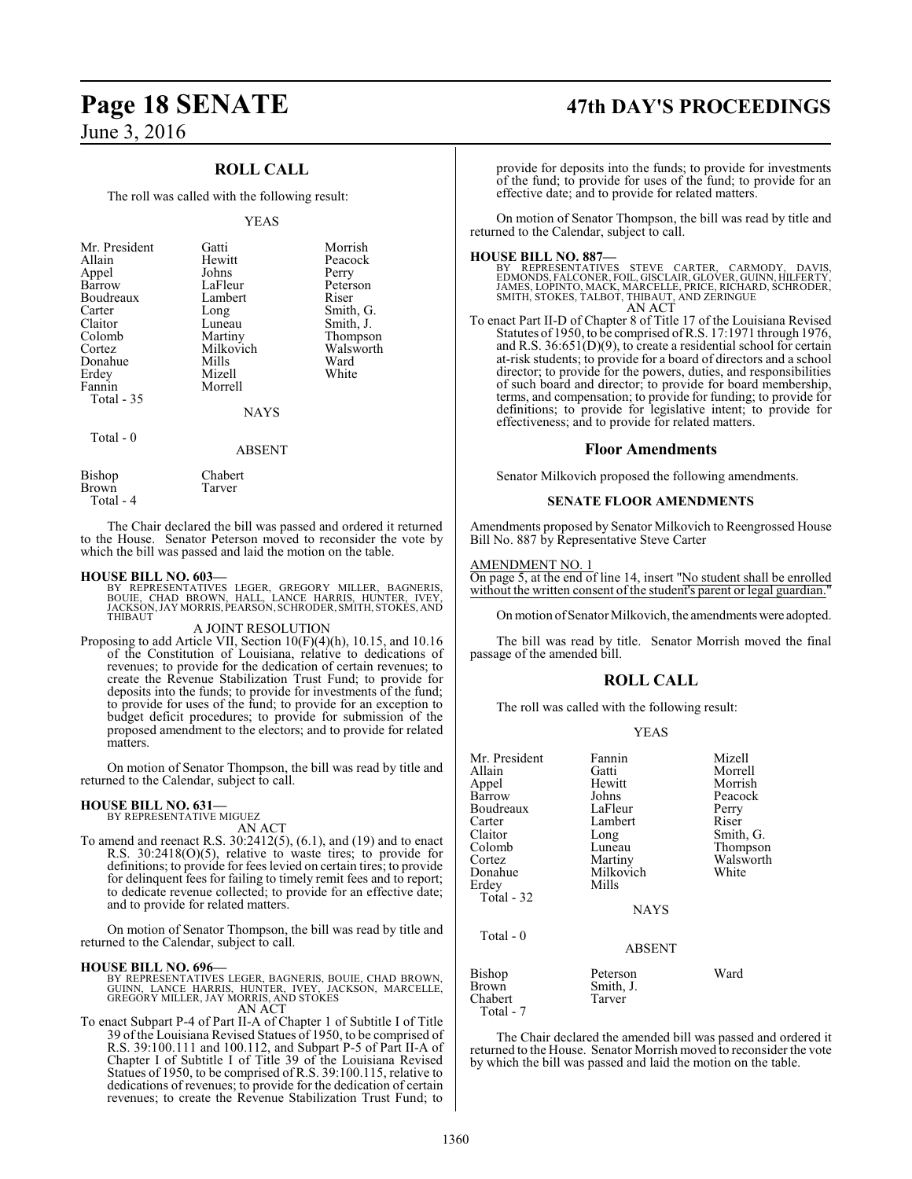## ROLL CALL

The roll was called with the following result:

YEAS

| | | |
|---|---|---|
| Mr. President | Gatti | Morrish |
| Allain | Hewitt | Peacock |
| Appel | Johns | Perry |
| Barrow | LaFleur | Peterson |
| Boudreaux | Lambert | Riser |
| Carter | Long | Smith, G. |
| Claitor | Luneau | Smith, J. |
| Colomb | Martiny | Thompson |
| Cortez | Milkovich | Walsworth |
| Donahue | Mills | Ward |
| Erdey | Mizell | White |
| Fannin | Morrell | |

Total - 35

NAYS

Total - 0

ABSENT

| | |
|---|---|
| Bishop | Chabert |
| Brown | Tarver |

Total - 4

The Chair declared the bill was passed and ordered it returned to the House. Senator Peterson moved to reconsider the vote by which the bill was passed and laid the motion on the table.

**HOUSE BILL NO. 603—**
BY REPRESENTATIVES LEGER, GREGORY MILLER, BAGNERIS, BOUIE, CHAD BROWN, HALL, LANCE HARRIS, HUNTER, IVEY, JACKSON, JAY MORRIS, PEARSON, SCHRODER, SMITH, STOKES, AND THIBAUT

A JOINT RESOLUTION

Proposing to add Article VII, Section 10(F)(4)(h), 10.15, and 10.16 of the Constitution of Louisiana, relative to dedications of revenues; to provide for the dedication of certain revenues; to create the Revenue Stabilization Trust Fund; to provide for deposits into the funds; to provide for investments of the fund; to provide for uses of the fund; to provide for an exception to budget deficit procedures; to provide for submission of the proposed amendment to the electors; and to provide for related matters.

On motion of Senator Thompson, the bill was read by title and returned to the Calendar, subject to call.

**HOUSE BILL NO. 631—**
BY REPRESENTATIVE MIGUEZ

AN ACT

To amend and reenact R.S. 30:2412(5), (6.1), and (19) and to enact R.S. 30:2418(O)(5), relative to waste tires; to provide for definitions; to provide for fees levied on certain tires; to provide for delinquent fees for failing to timely remit fees and to report; to dedicate revenue collected; to provide for an effective date; and to provide for related matters.

On motion of Senator Thompson, the bill was read by title and returned to the Calendar, subject to call.

**HOUSE BILL NO. 696—**
BY REPRESENTATIVES LEGER, BAGNERIS, BOUIE, CHAD BROWN, GUINN, LANCE HARRIS, HUNTER, IVEY, JACKSON, MARCELLE, GREGORY MILLER, JAY MORRIS, AND STOKES

AN ACT

To enact Subpart P-4 of Part II-A of Chapter 1 of Subtitle I of Title 39 of the Louisiana Revised Statues of 1950, to be comprised of R.S. 39:100.111 and 100.112, and Subpart P-5 of Part II-A of Chapter I of Subtitle I of Title 39 of the Louisiana Revised Statues of 1950, to be comprised of R.S. 39:100.115, relative to dedications of revenues; to provide for the dedication of certain revenues; to create the Revenue Stabilization Trust Fund; to provide for deposits into the funds; to provide for investments of the fund; to provide for uses of the fund; to provide for an effective date; and to provide for related matters.

On motion of Senator Thompson, the bill was read by title and returned to the Calendar, subject to call.

**HOUSE BILL NO. 887—**
BY REPRESENTATIVES STEVE CARTER, CARMODY, DAVIS, EDMONDS, FALCONER, FOIL, GISCLAIR, GLOVER, GUINN, HILFERTY, JAMES, LOPINTO, MACK, MARCELLE, PRICE, RICHARD, SCHRODER, SMITH, STOKES, TALBOT, THIBAUT, AND ZERINGUE

AN ACT

To enact Part II-D of Chapter 8 of Title 17 of the Louisiana Revised Statutes of 1950, to be comprised of R.S. 17:1971 through 1976, and R.S. 36:651(D)(9), to create a residential school for certain at-risk students; to provide for a board of directors and a school director; to provide for the powers, duties, and responsibilities of such board and director; to provide for board membership, terms, and compensation; to provide for funding; to provide for definitions; to provide for legislative intent; to provide for effectiveness; and to provide for related matters.

### Floor Amendments

Senator Milkovich proposed the following amendments.

#### SENATE FLOOR AMENDMENTS

Amendments proposed by Senator Milkovich to Reengrossed House Bill No. 887 by Representative Steve Carter

AMENDMENT NO. 1
On page 5, at the end of line 14, insert "No student shall be enrolled without the written consent of the student's parent or legal guardian."

On motion of Senator Milkovich, the amendments were adopted.

The bill was read by title. Senator Morrish moved the final passage of the amended bill.

## ROLL CALL

The roll was called with the following result:

YEAS

| | | |
|---|---|---|
| Mr. President | Fannin | Mizell |
| Allain | Gatti | Morrell |
| Appel | Hewitt | Morrish |
| Barrow | Johns | Peacock |
| Boudreaux | LaFleur | Perry |
| Carter | Lambert | Riser |
| Claitor | Long | Smith, G. |
| Colomb | Luneau | Thompson |
| Cortez | Martiny | Walsworth |
| Donahue | Milkovich | White |
| Erdey | Mills | |

Total - 32

NAYS

Total - 0

ABSENT

| | | |
|---|---|---|
| Bishop | Peterson | Ward |
| Brown | Smith, J. | |
| Chabert | Tarver | |

Total - 7

The Chair declared the amended bill was passed and ordered it returned to the House. Senator Morrish moved to reconsider the vote by which the bill was passed and laid the motion on the table.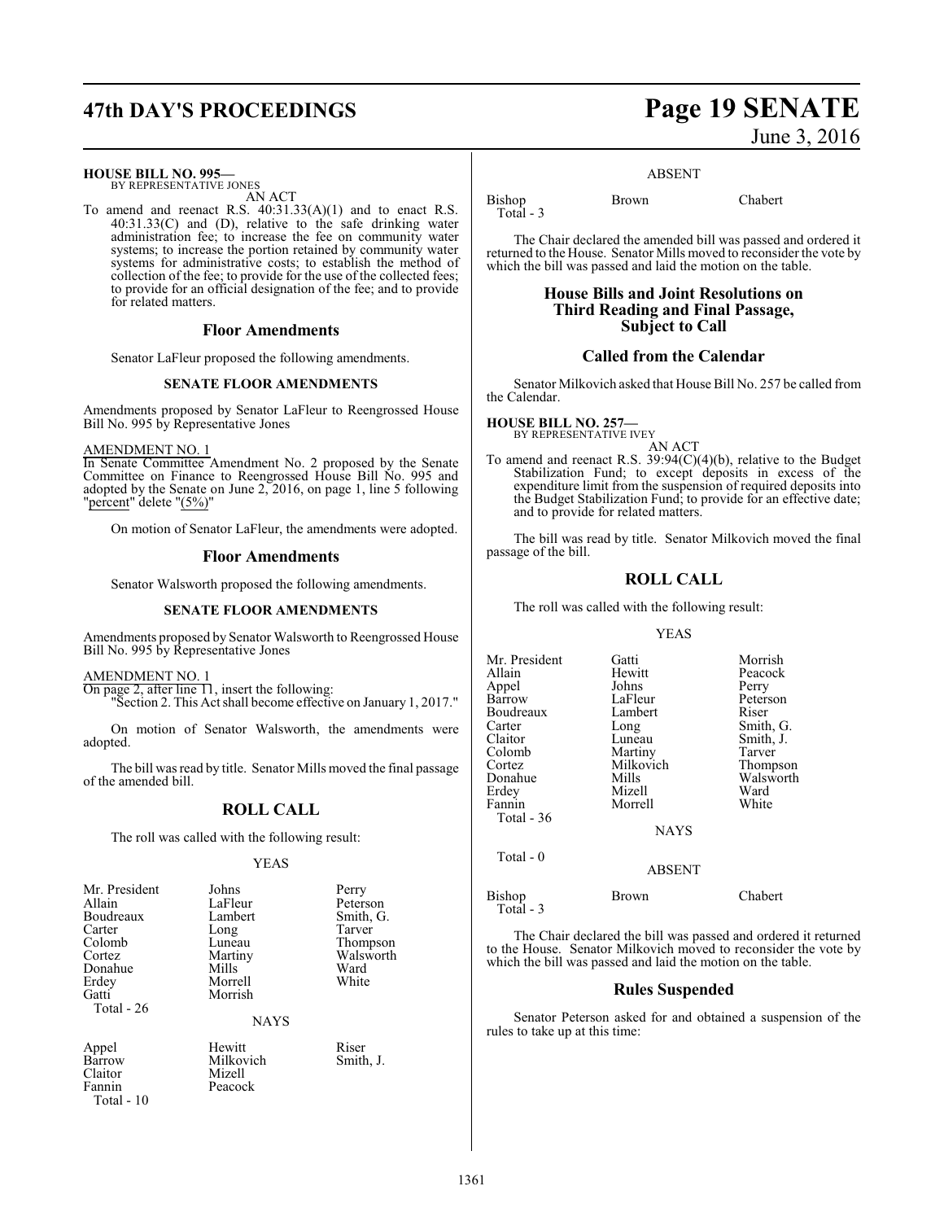**HOUSE BILL NO. 995—**
BY REPRESENTATIVE JONES

AN ACT

To amend and reenact R.S. 40:31.33(A)(1) and to enact R.S. 40:31.33(C) and (D), relative to the safe drinking water administration fee; to increase the fee on community water systems; to increase the portion retained by community water systems for administrative costs; to establish the method of collection of the fee; to provide for the use of the collected fees; to provide for an official designation of the fee; and to provide for related matters.

## Floor Amendments

Senator LaFleur proposed the following amendments.

### SENATE FLOOR AMENDMENTS

Amendments proposed by Senator LaFleur to Reengrossed House Bill No. 995 by Representative Jones

AMENDMENT NO. 1

In Senate Committee Amendment No. 2 proposed by the Senate Committee on Finance to Reengrossed House Bill No. 995 and adopted by the Senate on June 2, 2016, on page 1, line 5 following "percent" delete "(5%)"

On motion of Senator LaFleur, the amendments were adopted.

## Floor Amendments

Senator Walsworth proposed the following amendments.

### SENATE FLOOR AMENDMENTS

Amendments proposed by Senator Walsworth to Reengrossed House Bill No. 995 by Representative Jones

AMENDMENT NO. 1

On page 2, after line 11, insert the following:
"Section 2. This Act shall become effective on January 1, 2017."

On motion of Senator Walsworth, the amendments were adopted.

The bill was read by title. Senator Mills moved the final passage of the amended bill.

## ROLL CALL

The roll was called with the following result:

YEAS

| | | |
|---|---|---|
| Mr. President | Johns | Perry |
| Allain | LaFleur | Peterson |
| Boudreaux | Lambert | Smith, G. |
| Carter | Long | Tarver |
| Colomb | Luneau | Thompson |
| Cortez | Martiny | Walsworth |
| Donahue | Mills | Ward |
| Erdey | Morrell | White |
| Gatti | Morrish | |
| Total - 26 | | |

NAYS

| | | |
|---|---|---|
| Appel | Hewitt | Riser |
| Barrow | Milkovich | Smith, J. |
| Claitor | Mizell | |
| Fannin | Peacock | |
| Total - 10 | | |

ABSENT

| | | |
|---|---|---|
| Bishop | Brown | Chabert |
| Total - 3 | | |

The Chair declared the amended bill was passed and ordered it returned to the House. Senator Mills moved to reconsider the vote by which the bill was passed and laid the motion on the table.

## House Bills and Joint Resolutions on Third Reading and Final Passage, Subject to Call

## Called from the Calendar

Senator Milkovich asked that House Bill No. 257 be called from the Calendar.

**HOUSE BILL NO. 257—**
BY REPRESENTATIVE IVEY

AN ACT

To amend and reenact R.S. 39:94(C)(4)(b), relative to the Budget Stabilization Fund; to except deposits in excess of the expenditure limit from the suspension of required deposits into the Budget Stabilization Fund; to provide for an effective date; and to provide for related matters.

The bill was read by title. Senator Milkovich moved the final passage of the bill.

## ROLL CALL

The roll was called with the following result:

YEAS

| | | |
|---|---|---|
| Mr. President | Gatti | Morrish |
| Allain | Hewitt | Peacock |
| Appel | Johns | Perry |
| Barrow | LaFleur | Peterson |
| Boudreaux | Lambert | Riser |
| Carter | Long | Smith, G. |
| Claitor | Luneau | Smith, J. |
| Colomb | Martiny | Tarver |
| Cortez | Milkovich | Thompson |
| Donahue | Mills | Walsworth |
| Erdey | Mizell | Ward |
| Fannin | Morrell | White |
| Total - 36 | | |

NAYS

Total - 0

ABSENT

| | | |
|---|---|---|
| Bishop | Brown | Chabert |
| Total - 3 | | |

The Chair declared the bill was passed and ordered it returned to the House. Senator Milkovich moved to reconsider the vote by which the bill was passed and laid the motion on the table.

## Rules Suspended

Senator Peterson asked for and obtained a suspension of the rules to take up at this time: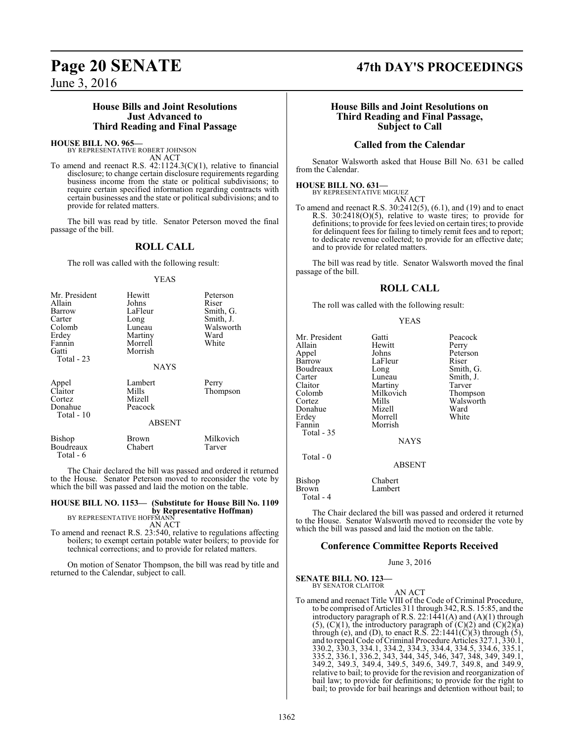## House Bills and Joint Resolutions Just Advanced to Third Reading and Final Passage

**HOUSE BILL NO. 965—**
BY REPRESENTATIVE ROBERT JOHNSON
AN ACT

To amend and reenact R.S. 42:1124.3(C)(1), relative to financial disclosure; to change certain disclosure requirements regarding business income from the state or political subdivisions; to require certain specified information regarding contracts with certain businesses and the state or political subdivisions; and to provide for related matters.

The bill was read by title. Senator Peterson moved the final passage of the bill.

### ROLL CALL

The roll was called with the following result:

YEAS

| | | |
|---|---|---|
| Mr. President | Hewitt | Peterson |
| Allain | Johns | Riser |
| Barrow | LaFleur | Smith, G. |
| Carter | Long | Smith, J. |
| Colomb | Luneau | Walsworth |
| Erdey | Martiny | Ward |
| Fannin | Morrell | White |
| Gatti | Morrish | |

Total - 23

NAYS

| | | |
|---|---|---|
| Appel | Lambert | Perry |
| Claitor | Mills | Thompson |
| Cortez | Mizell | |
| Donahue | Peacock | |

Total - 10

ABSENT

| | | |
|---|---|---|
| Bishop | Brown | Milkovich |
| Boudreaux | Chabert | Tarver |

Total - 6

The Chair declared the bill was passed and ordered it returned to the House. Senator Peterson moved to reconsider the vote by which the bill was passed and laid the motion on the table.

**HOUSE BILL NO. 1153— (Substitute for House Bill No. 1109 by Representative Hoffman)**
BY REPRESENTATIVE HOFFMANN
AN ACT

To amend and reenact R.S. 23:540, relative to regulations affecting boilers; to exempt certain potable water boilers; to provide for technical corrections; and to provide for related matters.

On motion of Senator Thompson, the bill was read by title and returned to the Calendar, subject to call.

## House Bills and Joint Resolutions on Third Reading and Final Passage, Subject to Call

### Called from the Calendar

Senator Walsworth asked that House Bill No. 631 be called from the Calendar.

**HOUSE BILL NO. 631—**
BY REPRESENTATIVE MIGUEZ
AN ACT

To amend and reenact R.S. 30:2412(5), (6.1), and (19) and to enact R.S. 30:2418(O)(5), relative to waste tires; to provide for definitions; to provide for fees levied on certain tires; to provide for delinquent fees for failing to timely remit fees and to report; to dedicate revenue collected; to provide for an effective date; and to provide for related matters.

The bill was read by title. Senator Walsworth moved the final passage of the bill.

### ROLL CALL

The roll was called with the following result:

YEAS

| | | |
|---|---|---|
| Mr. President | Gatti | Peacock |
| Allain | Hewitt | Perry |
| Appel | Johns | Peterson |
| Barrow | LaFleur | Riser |
| Boudreaux | Long | Smith, G. |
| Carter | Luneau | Smith, J. |
| Claitor | Martiny | Tarver |
| Colomb | Milkovich | Thompson |
| Cortez | Mills | Walsworth |
| Donahue | Mizell | Ward |
| Erdey | Morrell | White |
| Fannin | Morrish | |

Total - 35

NAYS

Total - 0

ABSENT

| | |
|---|---|
| Bishop | Chabert |
| Brown | Lambert |

Total - 4

The Chair declared the bill was passed and ordered it returned to the House. Senator Walsworth moved to reconsider the vote by which the bill was passed and laid the motion on the table.

## Conference Committee Reports Received

June 3, 2016

**SENATE BILL NO. 123—**
BY SENATOR CLAITOR
AN ACT

To amend and reenact Title VIII of the Code of Criminal Procedure, to be comprised of Articles 311 through 342, R.S. 15:85, and the introductory paragraph of R.S. 22:1441(A) and (A)(1) through (5), (C)(1), the introductory paragraph of (C)(2) and (C)(2)(a) through (e), and (D), to enact R.S. 22:1441(C)(3) through (5), and to repeal Code of Criminal Procedure Articles 327.1, 330.1, 330.2, 330.3, 334.1, 334.2, 334.3, 334.4, 334.5, 334.6, 335.1, 335.2, 336.1, 336.2, 343, 344, 345, 346, 347, 348, 349, 349.1, 349.2, 349.3, 349.4, 349.5, 349.6, 349.7, 349.8, and 349.9, relative to bail; to provide for the revision and reorganization of bail law; to provide for definitions; to provide for the right to bail; to provide for bail hearings and detention without bail; to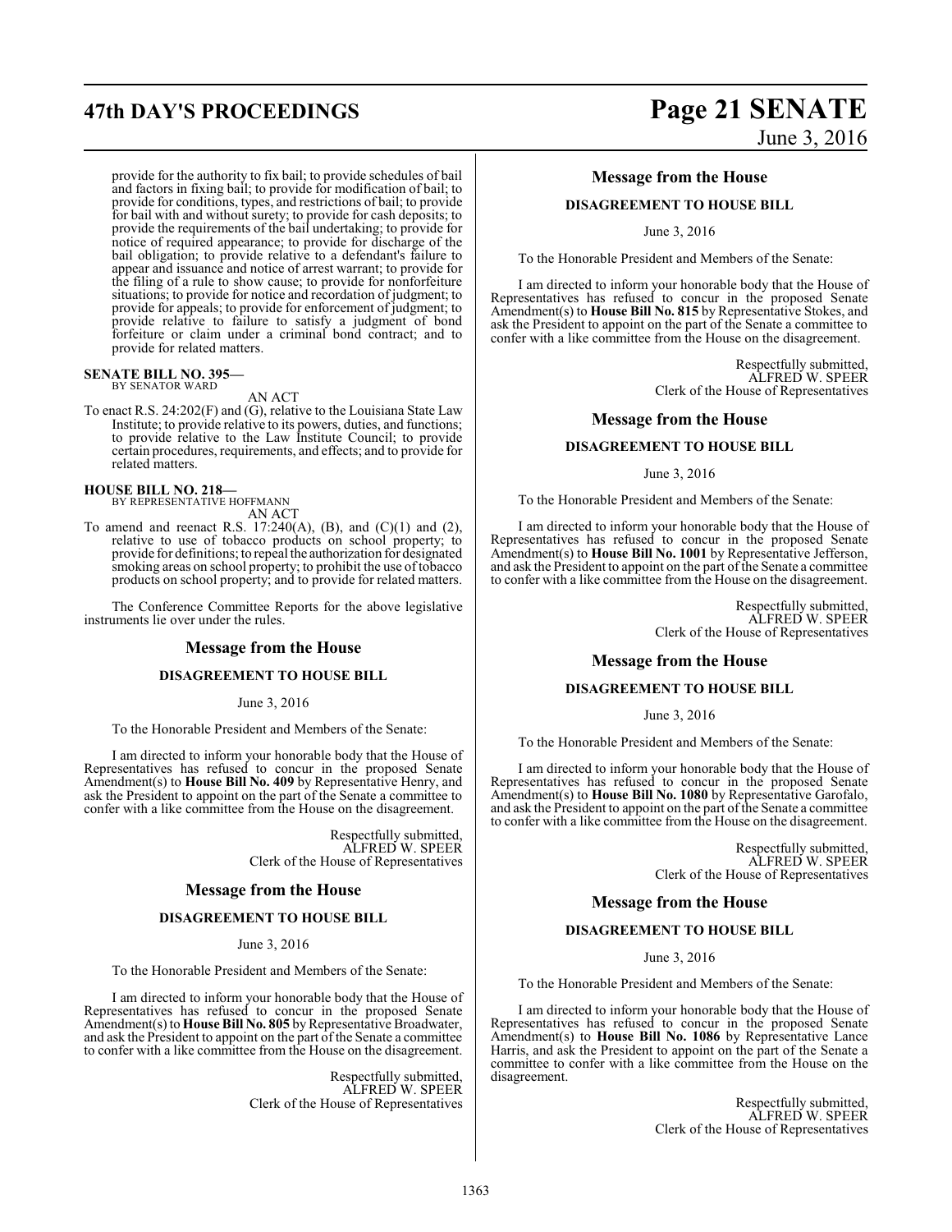provide for the authority to fix bail; to provide schedules of bail and factors in fixing bail; to provide for modification of bail; to provide for conditions, types, and restrictions of bail; to provide for bail with and without surety; to provide for cash deposits; to provide the requirements of the bail undertaking; to provide for notice of required appearance; to provide for discharge of the bail obligation; to provide relative to a defendant's failure to appear and issuance and notice of arrest warrant; to provide for the filing of a rule to show cause; to provide for nonforfeiture situations; to provide for notice and recordation of judgment; to provide for appeals; to provide for enforcement of judgment; to provide relative to failure to satisfy a judgment of bond forfeiture or claim under a criminal bond contract; and to provide for related matters.

**SENATE BILL NO. 395—**
BY SENATOR WARD

AN ACT

To enact R.S. 24:202(F) and (G), relative to the Louisiana State Law Institute; to provide relative to its powers, duties, and functions; to provide relative to the Law Institute Council; to provide certain procedures, requirements, and effects; and to provide for related matters.

**HOUSE BILL NO. 218—**
BY REPRESENTATIVE HOFFMANN

AN ACT

To amend and reenact R.S. 17:240(A), (B), and (C)(1) and (2), relative to use of tobacco products on school property; to provide for definitions; to repeal the authorization for designated smoking areas on school property; to prohibit the use of tobacco products on school property; and to provide for related matters.

The Conference Committee Reports for the above legislative instruments lie over under the rules.

## Message from the House

**DISAGREEMENT TO HOUSE BILL**

June 3, 2016

To the Honorable President and Members of the Senate:

I am directed to inform your honorable body that the House of Representatives has refused to concur in the proposed Senate Amendment(s) to **House Bill No. 409** by Representative Henry, and ask the President to appoint on the part of the Senate a committee to confer with a like committee from the House on the disagreement.

Respectfully submitted,
ALFRED W. SPEER
Clerk of the House of Representatives

## Message from the House

**DISAGREEMENT TO HOUSE BILL**

June 3, 2016

To the Honorable President and Members of the Senate:

I am directed to inform your honorable body that the House of Representatives has refused to concur in the proposed Senate Amendment(s) to **House Bill No. 805** by Representative Broadwater, and ask the President to appoint on the part of the Senate a committee to confer with a like committee from the House on the disagreement.

Respectfully submitted,
ALFRED W. SPEER
Clerk of the House of Representatives

## Message from the House

**DISAGREEMENT TO HOUSE BILL**

June 3, 2016

To the Honorable President and Members of the Senate:

I am directed to inform your honorable body that the House of Representatives has refused to concur in the proposed Senate Amendment(s) to **House Bill No. 815** by Representative Stokes, and ask the President to appoint on the part of the Senate a committee to confer with a like committee from the House on the disagreement.

Respectfully submitted,
ALFRED W. SPEER
Clerk of the House of Representatives

## Message from the House

**DISAGREEMENT TO HOUSE BILL**

June 3, 2016

To the Honorable President and Members of the Senate:

I am directed to inform your honorable body that the House of Representatives has refused to concur in the proposed Senate Amendment(s) to **House Bill No. 1001** by Representative Jefferson, and ask the President to appoint on the part of the Senate a committee to confer with a like committee from the House on the disagreement.

Respectfully submitted,
ALFRED W. SPEER
Clerk of the House of Representatives

## Message from the House

**DISAGREEMENT TO HOUSE BILL**

June 3, 2016

To the Honorable President and Members of the Senate:

I am directed to inform your honorable body that the House of Representatives has refused to concur in the proposed Senate Amendment(s) to **House Bill No. 1080** by Representative Garofalo, and ask the President to appoint on the part of the Senate a committee to confer with a like committee from the House on the disagreement.

Respectfully submitted,
ALFRED W. SPEER
Clerk of the House of Representatives

## Message from the House

**DISAGREEMENT TO HOUSE BILL**

June 3, 2016

To the Honorable President and Members of the Senate:

I am directed to inform your honorable body that the House of Representatives has refused to concur in the proposed Senate Amendment(s) to **House Bill No. 1086** by Representative Lance Harris, and ask the President to appoint on the part of the Senate a committee to confer with a like committee from the House on the disagreement.

Respectfully submitted,
ALFRED W. SPEER
Clerk of the House of Representatives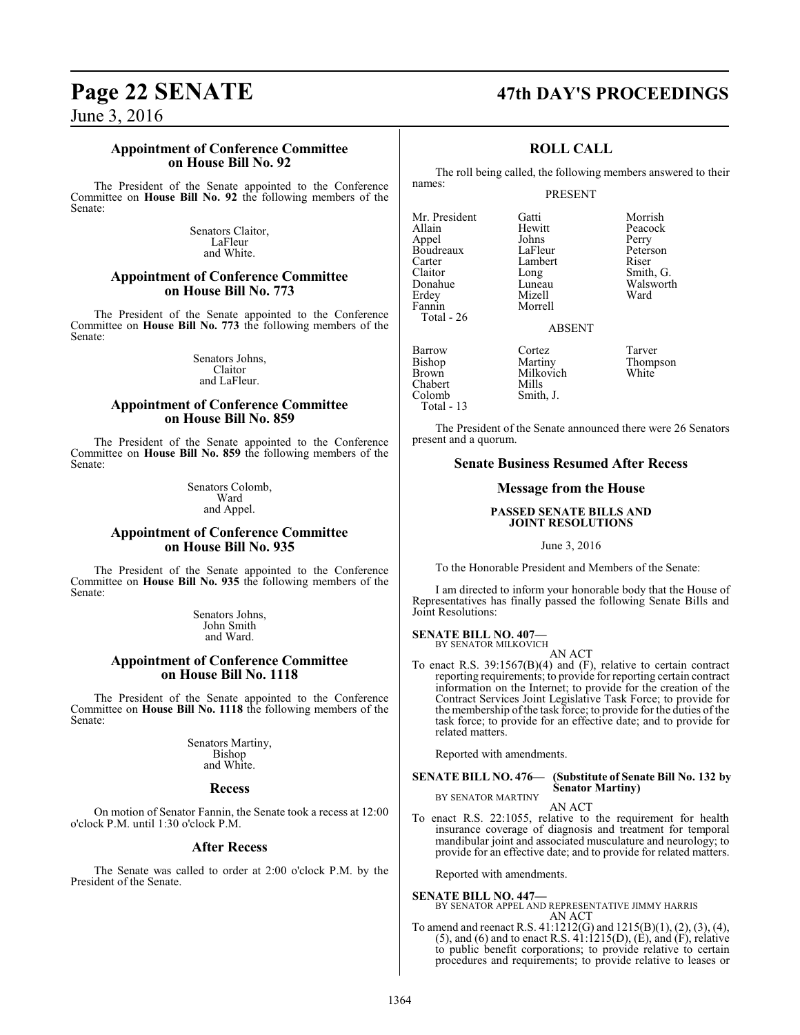### Appointment of Conference Committee on House Bill No. 92

The President of the Senate appointed to the Conference Committee on **House Bill No. 92** the following members of the Senate:

Senators Claitor,
LaFleur
and White.

### Appointment of Conference Committee on House Bill No. 773

The President of the Senate appointed to the Conference Committee on **House Bill No. 773** the following members of the Senate:

Senators Johns,
Claitor
and LaFleur.

### Appointment of Conference Committee on House Bill No. 859

The President of the Senate appointed to the Conference Committee on **House Bill No. 859** the following members of the Senate:

Senators Colomb,
Ward
and Appel.

### Appointment of Conference Committee on House Bill No. 935

The President of the Senate appointed to the Conference Committee on **House Bill No. 935** the following members of the Senate:

Senators Johns,
John Smith
and Ward.

### Appointment of Conference Committee on House Bill No. 1118

The President of the Senate appointed to the Conference Committee on **House Bill No. 1118** the following members of the Senate:

Senators Martiny,
Bishop
and White.

## Recess

On motion of Senator Fannin, the Senate took a recess at 12:00 o'clock P.M. until 1:30 o'clock P.M.

## After Recess

The Senate was called to order at 2:00 o'clock P.M. by the President of the Senate.

## ROLL CALL

The roll being called, the following members answered to their names:

PRESENT

| | | |
|---|---|---|
| Mr. President | Gatti | Morrish |
| Allain | Hewitt | Peacock |
| Appel | Johns | Perry |
| Boudreaux | LaFleur | Peterson |
| Carter | Lambert | Riser |
| Claitor | Long | Smith, G. |
| Donahue | Luneau | Walsworth |
| Erdey | Mizell | Ward |
| Fannin | Morrell | |

Total - 26

ABSENT

| | | |
|---|---|---|
| Barrow | Cortez | Tarver |
| Bishop | Martiny | Thompson |
| Brown | Milkovich | White |
| Chabert | Mills | |
| Colomb | Smith, J. | |

Total - 13

The President of the Senate announced there were 26 Senators present and a quorum.

## Senate Business Resumed After Recess

## Message from the House

**PASSED SENATE BILLS AND JOINT RESOLUTIONS**

June 3, 2016

To the Honorable President and Members of the Senate:

I am directed to inform your honorable body that the House of Representatives has finally passed the following Senate Bills and Joint Resolutions:

**SENATE BILL NO. 407—**
BY SENATOR MILKOVICH

AN ACT

To enact R.S. 39:1567(B)(4) and (F), relative to certain contract reporting requirements; to provide for reporting certain contract information on the Internet; to provide for the creation of the Contract Services Joint Legislative Task Force; to provide for the membership of the task force; to provide for the duties of the task force; to provide for an effective date; and to provide for related matters.

Reported with amendments.

**SENATE BILL NO. 476— (Substitute of Senate Bill No. 132 by Senator Martiny)**
BY SENATOR MARTINY

AN ACT

To enact R.S. 22:1055, relative to the requirement for health insurance coverage of diagnosis and treatment for temporal mandibular joint and associated musculature and neurology; to provide for an effective date; and to provide for related matters.

Reported with amendments.

**SENATE BILL NO. 447—**
BY SENATOR APPEL AND REPRESENTATIVE JIMMY HARRIS

AN ACT

To amend and reenact R.S. 41:1212(G) and 1215(B)(1), (2), (3), (4), (5), and (6) and to enact R.S. 41:1215(D), (E), and (F), relative to public benefit corporations; to provide relative to certain procedures and requirements; to provide relative to leases or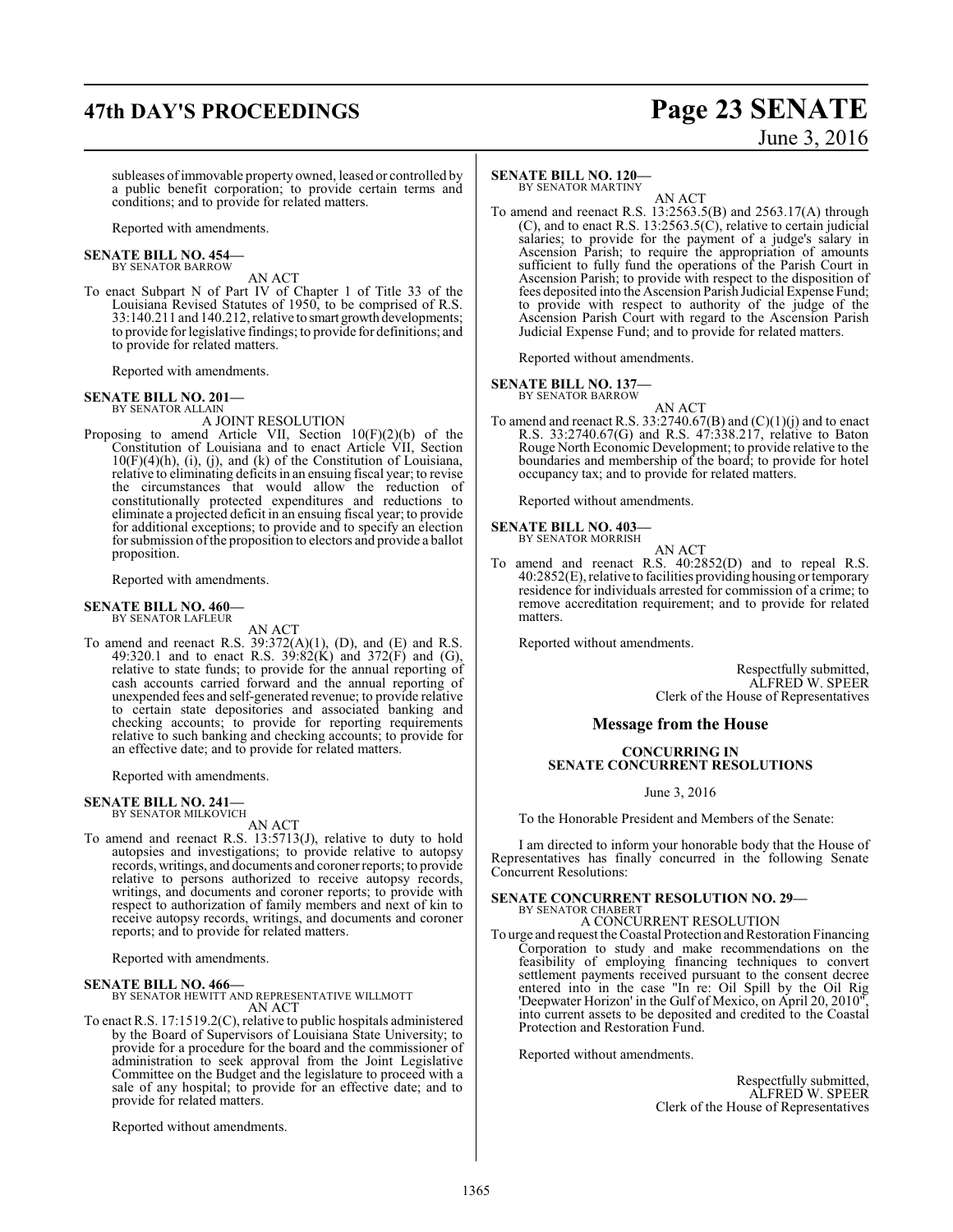subleases of immovable property owned, leased or controlled by a public benefit corporation; to provide certain terms and conditions; and to provide for related matters.

Reported with amendments.

**SENATE BILL NO. 454—**
BY SENATOR BARROW

AN ACT

To enact Subpart N of Part IV of Chapter 1 of Title 33 of the Louisiana Revised Statutes of 1950, to be comprised of R.S. 33:140.211 and 140.212, relative to smart growth developments; to provide for legislative findings; to provide for definitions; and to provide for related matters.

Reported with amendments.

**SENATE BILL NO. 201—**
BY SENATOR ALLAIN

A JOINT RESOLUTION

Proposing to amend Article VII, Section 10(F)(2)(b) of the Constitution of Louisiana and to enact Article VII, Section 10(F)(4)(h), (i), (j), and (k) of the Constitution of Louisiana, relative to eliminating deficits in an ensuing fiscal year; to revise the circumstances that would allow the reduction of constitutionally protected expenditures and reductions to eliminate a projected deficit in an ensuing fiscal year; to provide for additional exceptions; to provide and to specify an election for submission of the proposition to electors and provide a ballot proposition.

Reported with amendments.

**SENATE BILL NO. 460—**
BY SENATOR LAFLEUR

AN ACT

To amend and reenact R.S. 39:372(A)(1), (D), and (E) and R.S. 49:320.1 and to enact R.S. 39:82(K) and 372(F) and (G), relative to state funds; to provide for the annual reporting of cash accounts carried forward and the annual reporting of unexpended fees and self-generated revenue; to provide relative to certain state depositories and associated banking and checking accounts; to provide for reporting requirements relative to such banking and checking accounts; to provide for an effective date; and to provide for related matters.

Reported with amendments.

**SENATE BILL NO. 241—**
BY SENATOR MILKOVICH

AN ACT

To amend and reenact R.S. 13:5713(J), relative to duty to hold autopsies and investigations; to provide relative to autopsy records, writings, and documents and coroner reports; to provide relative to persons authorized to receive autopsy records, writings, and documents and coroner reports; to provide with respect to authorization of family members and next of kin to receive autopsy records, writings, and documents and coroner reports; and to provide for related matters.

Reported with amendments.

**SENATE BILL NO. 466—**
BY SENATOR HEWITT AND REPRESENTATIVE WILLMOTT

AN ACT

To enact R.S. 17:1519.2(C), relative to public hospitals administered by the Board of Supervisors of Louisiana State University; to provide for a procedure for the board and the commissioner of administration to seek approval from the Joint Legislative Committee on the Budget and the legislature to proceed with a sale of any hospital; to provide for an effective date; and to provide for related matters.

Reported without amendments.

**SENATE BILL NO. 120—**
BY SENATOR MARTINY

AN ACT

To amend and reenact R.S. 13:2563.5(B) and 2563.17(A) through (C), and to enact R.S. 13:2563.5(C), relative to certain judicial salaries; to provide for the payment of a judge's salary in Ascension Parish; to require the appropriation of amounts sufficient to fully fund the operations of the Parish Court in Ascension Parish; to provide with respect to the disposition of fees deposited into the Ascension Parish Judicial Expense Fund; to provide with respect to authority of the judge of the Ascension Parish Court with regard to the Ascension Parish Judicial Expense Fund; and to provide for related matters.

Reported without amendments.

**SENATE BILL NO. 137—**
BY SENATOR BARROW

AN ACT

To amend and reenact R.S. 33:2740.67(B) and (C)(1)(j) and to enact R.S. 33:2740.67(G) and R.S. 47:338.217, relative to Baton Rouge North Economic Development; to provide relative to the boundaries and membership of the board; to provide for hotel occupancy tax; and to provide for related matters.

Reported without amendments.

**SENATE BILL NO. 403—**
BY SENATOR MORRISH

AN ACT

To amend and reenact R.S. 40:2852(D) and to repeal R.S. 40:2852(E), relative to facilities providing housing or temporary residence for individuals arrested for commission of a crime; to remove accreditation requirement; and to provide for related matters.

Reported without amendments.

Respectfully submitted,
ALFRED W. SPEER
Clerk of the House of Representatives

## Message from the House

### CONCURRING IN SENATE CONCURRENT RESOLUTIONS

June 3, 2016

To the Honorable President and Members of the Senate:

I am directed to inform your honorable body that the House of Representatives has finally concurred in the following Senate Concurrent Resolutions:

**SENATE CONCURRENT RESOLUTION NO. 29—**
BY SENATOR CHABERT

A CONCURRENT RESOLUTION

To urge and request the Coastal Protection and Restoration Financing Corporation to study and make recommendations on the feasibility of employing financing techniques to convert settlement payments received pursuant to the consent decree entered into in the case "In re: Oil Spill by the Oil Rig 'Deepwater Horizon' in the Gulf of Mexico, on April 20, 2010", into current assets to be deposited and credited to the Coastal Protection and Restoration Fund.

Reported without amendments.

Respectfully submitted,
ALFRED W. SPEER
Clerk of the House of Representatives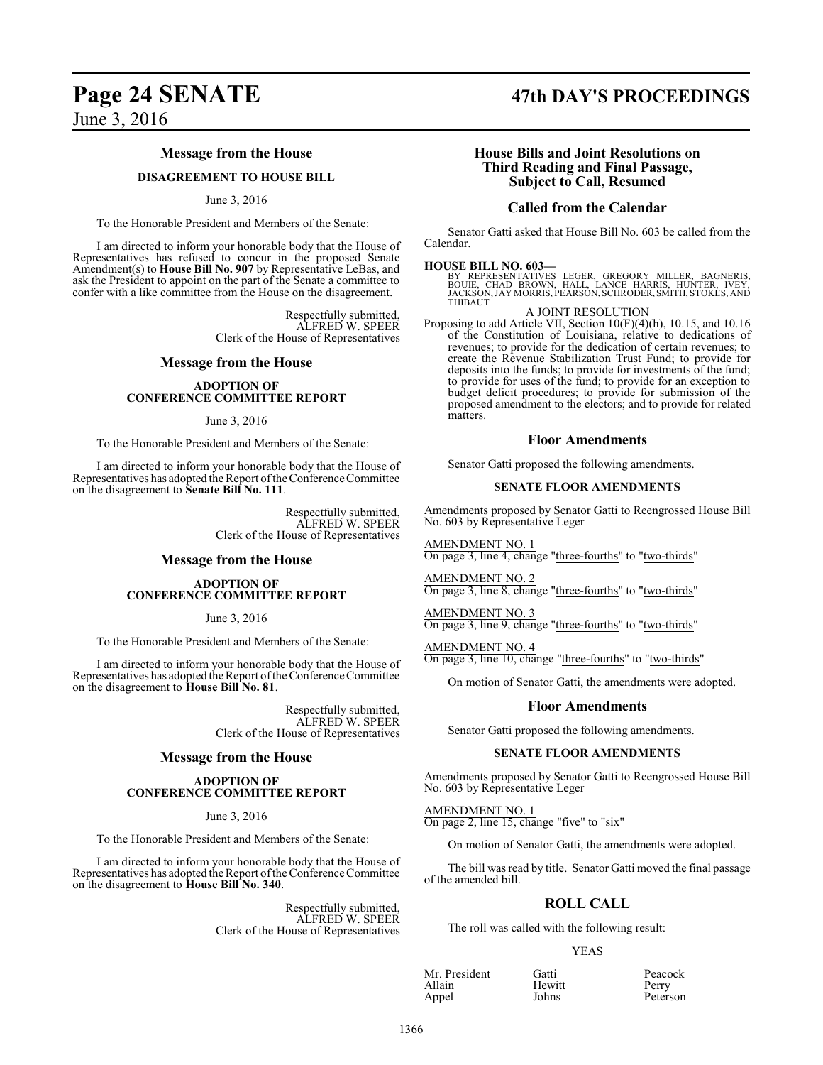## Message from the House

### DISAGREEMENT TO HOUSE BILL

June 3, 2016

To the Honorable President and Members of the Senate:

I am directed to inform your honorable body that the House of Representatives has refused to concur in the proposed Senate Amendment(s) to **House Bill No. 907** by Representative LeBas, and ask the President to appoint on the part of the Senate a committee to confer with a like committee from the House on the disagreement.

Respectfully submitted,
ALFRED W. SPEER
Clerk of the House of Representatives

## Message from the House

### ADOPTION OF CONFERENCE COMMITTEE REPORT

June 3, 2016

To the Honorable President and Members of the Senate:

I am directed to inform your honorable body that the House of Representatives has adopted the Report of the Conference Committee on the disagreement to **Senate Bill No. 111**.

Respectfully submitted,
ALFRED W. SPEER
Clerk of the House of Representatives

## Message from the House

### ADOPTION OF CONFERENCE COMMITTEE REPORT

June 3, 2016

To the Honorable President and Members of the Senate:

I am directed to inform your honorable body that the House of Representatives has adopted the Report of the Conference Committee on the disagreement to **House Bill No. 81**.

Respectfully submitted,
ALFRED W. SPEER
Clerk of the House of Representatives

## Message from the House

### ADOPTION OF CONFERENCE COMMITTEE REPORT

June 3, 2016

To the Honorable President and Members of the Senate:

I am directed to inform your honorable body that the House of Representatives has adopted the Report of the Conference Committee on the disagreement to **House Bill No. 340**.

Respectfully submitted,
ALFRED W. SPEER
Clerk of the House of Representatives

## House Bills and Joint Resolutions on Third Reading and Final Passage, Subject to Call, Resumed

## Called from the Calendar

Senator Gatti asked that House Bill No. 603 be called from the Calendar.

**HOUSE BILL NO. 603—**
BY REPRESENTATIVES LEGER, GREGORY MILLER, BAGNERIS, BOUIE, CHAD BROWN, HALL, LANCE HARRIS, HUNTER, IVEY, JACKSON, JAY MORRIS, PEARSON, SCHRODER, SMITH, STOKES, AND THIBAUT

A JOINT RESOLUTION

Proposing to add Article VII, Section 10(F)(4)(h), 10.15, and 10.16 of the Constitution of Louisiana, relative to dedications of revenues; to provide for the dedication of certain revenues; to create the Revenue Stabilization Trust Fund; to provide for deposits into the funds; to provide for investments of the fund; to provide for uses of the fund; to provide for an exception to budget deficit procedures; to provide for submission of the proposed amendment to the electors; and to provide for related matters.

## Floor Amendments

Senator Gatti proposed the following amendments.

### SENATE FLOOR AMENDMENTS

Amendments proposed by Senator Gatti to Reengrossed House Bill No. 603 by Representative Leger

AMENDMENT NO. 1
On page 3, line 4, change "three-fourths" to "two-thirds"

AMENDMENT NO. 2
On page 3, line 8, change "three-fourths" to "two-thirds"

AMENDMENT NO. 3
On page 3, line 9, change "three-fourths" to "two-thirds"

AMENDMENT NO. 4
On page 3, line 10, change "three-fourths" to "two-thirds"

On motion of Senator Gatti, the amendments were adopted.

## Floor Amendments

Senator Gatti proposed the following amendments.

### SENATE FLOOR AMENDMENTS

Amendments proposed by Senator Gatti to Reengrossed House Bill No. 603 by Representative Leger

AMENDMENT NO. 1
On page 2, line 15, change "five" to "six"

On motion of Senator Gatti, the amendments were adopted.

The bill was read by title. Senator Gatti moved the final passage of the amended bill.

## ROLL CALL

The roll was called with the following result:

YEAS

| | | |
|---|---|---|
| Mr. President | Gatti | Peacock |
| Allain | Hewitt | Perry |
| Appel | Johns | Peterson |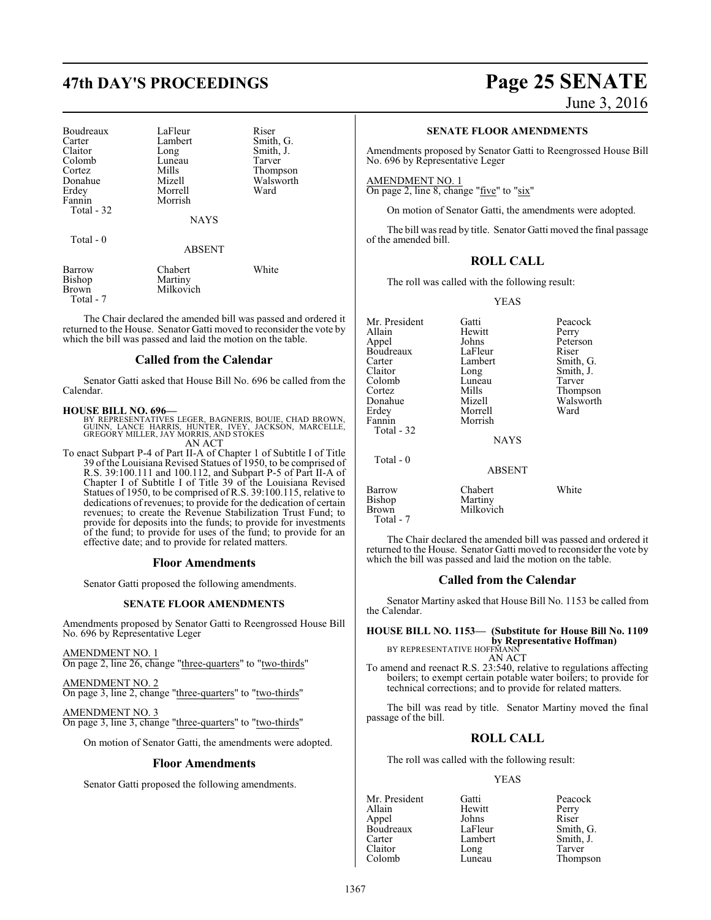| | | |
|---|---|---|
| Boudreaux | LaFleur | Riser |
| Carter | Lambert | Smith, G. |
| Claitor | Long | Smith, J. |
| Colomb | Luneau | Tarver |
| Cortez | Mills | Thompson |
| Donahue | Mizell | Walsworth |
| Erdey | Morrell | Ward |
| Fannin | Morrish | |
| Total - 32 | | |

NAYS

Total - 0

ABSENT

| | | |
|---|---|---|
| Barrow | Chabert | White |
| Bishop | Martiny | |
| Brown | Milkovich | |
| Total - 7 | | |

The Chair declared the amended bill was passed and ordered it returned to the House. Senator Gatti moved to reconsider the vote by which the bill was passed and laid the motion on the table.

## Called from the Calendar

Senator Gatti asked that House Bill No. 696 be called from the Calendar.

**HOUSE BILL NO. 696—**
BY REPRESENTATIVES LEGER, BAGNERIS, BOUIE, CHAD BROWN, GUINN, LANCE HARRIS, HUNTER, IVEY, JACKSON, MARCELLE, GREGORY MILLER, JAY MORRIS, AND STOKES

AN ACT

To enact Subpart P-4 of Part II-A of Chapter 1 of Subtitle I of Title 39 of the Louisiana Revised Statues of 1950, to be comprised of R.S. 39:100.111 and 100.112, and Subpart P-5 of Part II-A of Chapter I of Subtitle I of Title 39 of the Louisiana Revised Statues of 1950, to be comprised of R.S. 39:100.115, relative to dedications of revenues; to provide for the dedication of certain revenues; to create the Revenue Stabilization Trust Fund; to provide for deposits into the funds; to provide for investments of the fund; to provide for uses of the fund; to provide for an effective date; and to provide for related matters.

## Floor Amendments

Senator Gatti proposed the following amendments.

### SENATE FLOOR AMENDMENTS

Amendments proposed by Senator Gatti to Reengrossed House Bill No. 696 by Representative Leger

AMENDMENT NO. 1
On page 2, line 26, change "three-quarters" to "two-thirds"

AMENDMENT NO. 2
On page 3, line 2, change "three-quarters" to "two-thirds"

AMENDMENT NO. 3
On page 3, line 3, change "three-quarters" to "two-thirds"

On motion of Senator Gatti, the amendments were adopted.

## Floor Amendments

Senator Gatti proposed the following amendments.

### SENATE FLOOR AMENDMENTS

Amendments proposed by Senator Gatti to Reengrossed House Bill No. 696 by Representative Leger

AMENDMENT NO. 1
On page 2, line 8, change "five" to "six"

On motion of Senator Gatti, the amendments were adopted.

The bill was read by title. Senator Gatti moved the final passage of the amended bill.

## ROLL CALL

The roll was called with the following result:

YEAS

| | | |
|---|---|---|
| Mr. President | Gatti | Peacock |
| Allain | Hewitt | Perry |
| Appel | Johns | Peterson |
| Boudreaux | LaFleur | Riser |
| Carter | Lambert | Smith, G. |
| Claitor | Long | Smith, J. |
| Colomb | Luneau | Tarver |
| Cortez | Mills | Thompson |
| Donahue | Mizell | Walsworth |
| Erdey | Morrell | Ward |
| Fannin | Morrish | |
| Total - 32 | | |

NAYS

Total - 0

ABSENT

| | | |
|---|---|---|
| Barrow | Chabert | White |
| Bishop | Martiny | |
| Brown | Milkovich | |
| Total - 7 | | |

The Chair declared the amended bill was passed and ordered it returned to the House. Senator Gatti moved to reconsider the vote by which the bill was passed and laid the motion on the table.

## Called from the Calendar

Senator Martiny asked that House Bill No. 1153 be called from the Calendar.

**HOUSE BILL NO. 1153— (Substitute for House Bill No. 1109 by Representative Hoffman)**
BY REPRESENTATIVE HOFFMANN

AN ACT

To amend and reenact R.S. 23:540, relative to regulations affecting boilers; to exempt certain potable water boilers; to provide for technical corrections; and to provide for related matters.

The bill was read by title. Senator Martiny moved the final passage of the bill.

## ROLL CALL

The roll was called with the following result:

YEAS

| | | |
|---|---|---|
| Mr. President | Gatti | Peacock |
| Allain | Hewitt | Perry |
| Appel | Johns | Riser |
| Boudreaux | LaFleur | Smith, G. |
| Carter | Lambert | Smith, J. |
| Claitor | Long | Tarver |
| Colomb | Luneau | Thompson |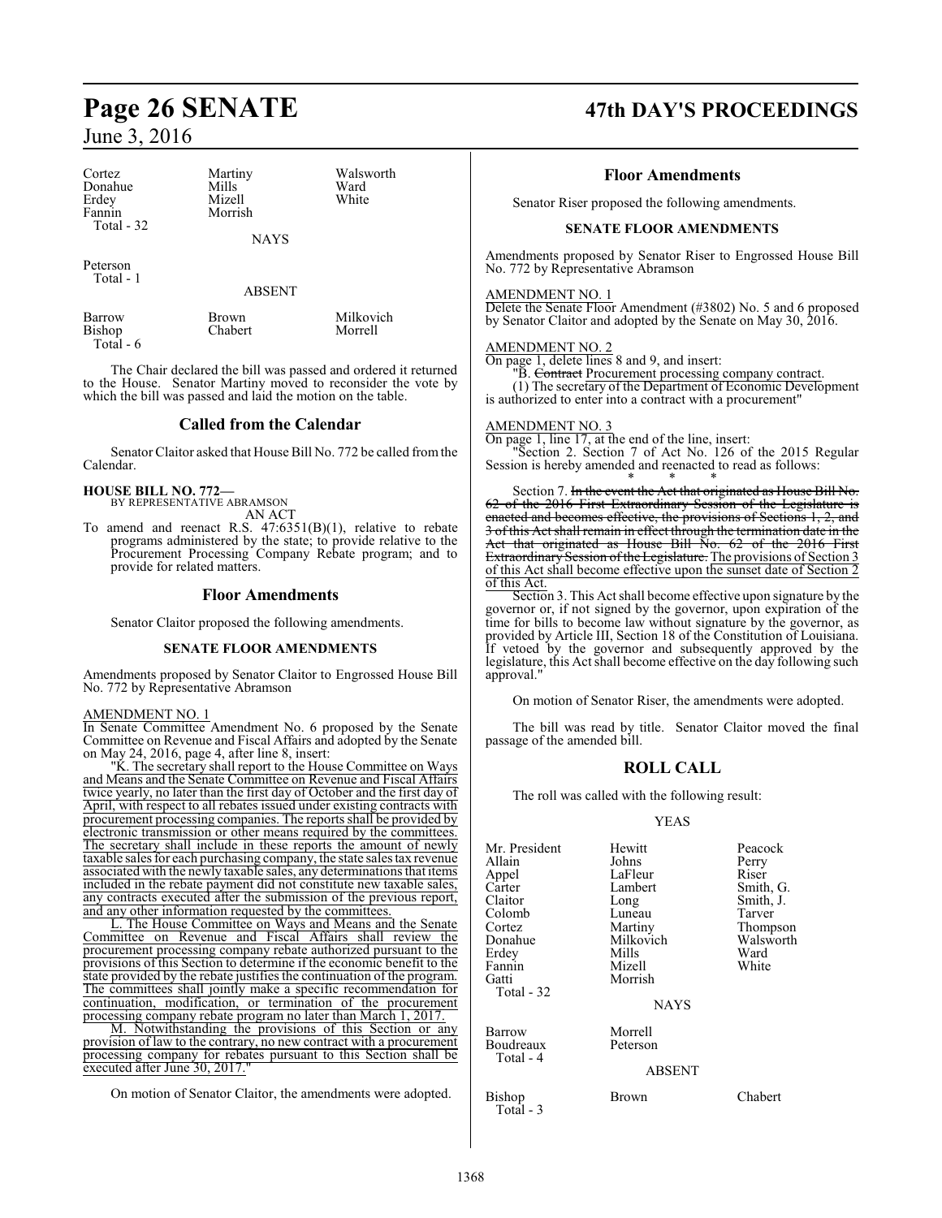| Cortez | Martiny | Walsworth |
|---|---|---|
| Donahue | Mills | Ward |
| Erdey | Mizell | White |
| Fannin | Morrish | |
| Total - 32 | | |

NAYS

Peterson
Total - 1

ABSENT

| Barrow | Brown | Milkovich |
|---|---|---|
| Bishop | Chabert | Morrell |
| Total - 6 | | |

The Chair declared the bill was passed and ordered it returned to the House. Senator Martiny moved to reconsider the vote by which the bill was passed and laid the motion on the table.

## Called from the Calendar

Senator Claitor asked that House Bill No. 772 be called from the Calendar.

**HOUSE BILL NO. 772—**
BY REPRESENTATIVE ABRAMSON
AN ACT

To amend and reenact R.S. 47:6351(B)(1), relative to rebate programs administered by the state; to provide relative to the Procurement Processing Company Rebate program; and to provide for related matters.

## Floor Amendments

Senator Claitor proposed the following amendments.

### SENATE FLOOR AMENDMENTS

Amendments proposed by Senator Claitor to Engrossed House Bill No. 772 by Representative Abramson

AMENDMENT NO. 1
In Senate Committee Amendment No. 6 proposed by the Senate Committee on Revenue and Fiscal Affairs and adopted by the Senate on May 24, 2016, page 4, after line 8, insert:

"K. The secretary shall report to the House Committee on Ways and Means and the Senate Committee on Revenue and Fiscal Affairs twice yearly, no later than the first day of October and the first day of April, with respect to all rebates issued under existing contracts with procurement processing companies. The reports shall be provided by electronic transmission or other means required by the committees. The secretary shall include in these reports the amount of newly taxable sales for each purchasing company, the state sales tax revenue associated with the newly taxable sales, any determinations that items included in the rebate payment did not constitute new taxable sales, any contracts executed after the submission of the previous report, and any other information requested by the committees.

L. The House Committee on Ways and Means and the Senate Committee on Revenue and Fiscal Affairs shall review the procurement processing company rebate authorized pursuant to the provisions of this Section to determine if the economic benefit to the state provided by the rebate justifies the continuation of the program. The committees shall jointly make a specific recommendation for continuation, modification, or termination of the procurement processing company rebate program no later than March 1, 2017.

M. Notwithstanding the provisions of this Section or any provision of law to the contrary, no new contract with a procurement processing company for rebates pursuant to this Section shall be executed after June 30, 2017."

On motion of Senator Claitor, the amendments were adopted.

## Floor Amendments

Senator Riser proposed the following amendments.

### SENATE FLOOR AMENDMENTS

Amendments proposed by Senator Riser to Engrossed House Bill No. 772 by Representative Abramson

AMENDMENT NO. 1
Delete the Senate Floor Amendment (#3802) No. 5 and 6 proposed by Senator Claitor and adopted by the Senate on May 30, 2016.

AMENDMENT NO. 2
On page 1, delete lines 8 and 9, and insert:

"B. ~~Contract~~ Procurement processing company contract.

(1) The secretary of the Department of Economic Development is authorized to enter into a contract with a procurement"

AMENDMENT NO. 3
On page 1, line 17, at the end of the line, insert:

"Section 2. Section 7 of Act No. 126 of the 2015 Regular Session is hereby amended and reenacted to read as follows:

\* \* \*

Section 7. ~~In the event the Act that originated as House Bill No. 62 of the 2016 First Extraordinary Session of the Legislature is enacted and becomes effective, the provisions of Sections 1, 2, and 3 of this Act shall remain in effect through the termination date in the Act that originated as House Bill No. 62 of the 2016 First Extraordinary Session of the Legislature.~~ The provisions of Section 3 of this Act shall become effective upon the sunset date of Section 2 of this Act.

Section 3. This Act shall become effective upon signature by the governor or, if not signed by the governor, upon expiration of the time for bills to become law without signature by the governor, as provided by Article III, Section 18 of the Constitution of Louisiana. If vetoed by the governor and subsequently approved by the legislature, this Act shall become effective on the day following such approval."

On motion of Senator Riser, the amendments were adopted.

The bill was read by title. Senator Claitor moved the final passage of the amended bill.

## ROLL CALL

The roll was called with the following result:

YEAS

| Mr. President | Hewitt | Peacock |
|---|---|---|
| Allain | Johns | Perry |
| Appel | LaFleur | Riser |
| Carter | Lambert | Smith, G. |
| Claitor | Long | Smith, J. |
| Colomb | Luneau | Tarver |
| Cortez | Martiny | Thompson |
| Donahue | Milkovich | Walsworth |
| Erdey | Mills | Ward |
| Fannin | Mizell | White |
| Gatti | Morrish | |
| Total - 32 | | |

NAYS

| Barrow | Morrell |
|---|---|
| Boudreaux | Peterson |
| Total - 4 | |

ABSENT

| Bishop | Brown | Chabert |
|---|---|---|
| Total - 3 | | |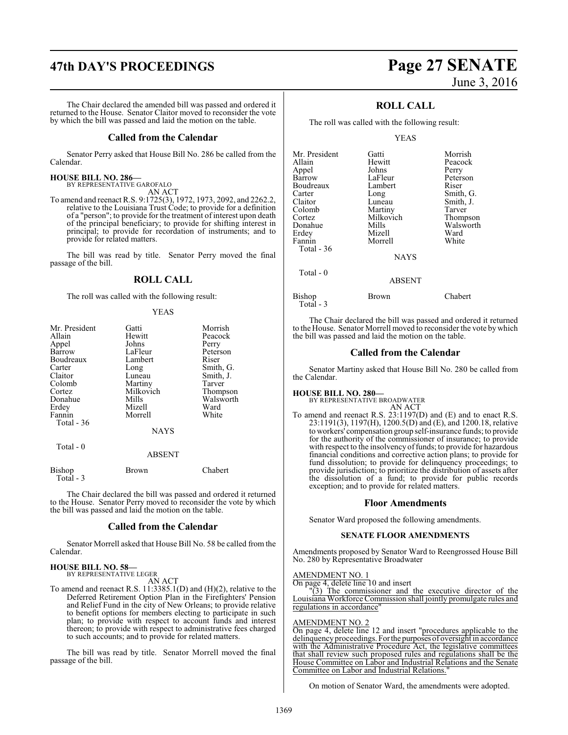The Chair declared the amended bill was passed and ordered it returned to the House. Senator Claitor moved to reconsider the vote by which the bill was passed and laid the motion on the table.

## Called from the Calendar

Senator Perry asked that House Bill No. 286 be called from the Calendar.

**HOUSE BILL NO. 286—**
BY REPRESENTATIVE GAROFALO
AN ACT
To amend and reenact R.S. 9:1725(3), 1972, 1973, 2092, and 2262.2, relative to the Louisiana Trust Code; to provide for a definition of a "person"; to provide for the treatment of interest upon death of the principal beneficiary; to provide for shifting interest in principal; to provide for recordation of instruments; and to provide for related matters.

The bill was read by title. Senator Perry moved the final passage of the bill.

## ROLL CALL

The roll was called with the following result:

YEAS

| | | |
|---|---|---|
| Mr. President | Gatti | Morrish |
| Allain | Hewitt | Peacock |
| Appel | Johns | Perry |
| Barrow | LaFleur | Peterson |
| Boudreaux | Lambert | Riser |
| Carter | Long | Smith, G. |
| Claitor | Luneau | Smith, J. |
| Colomb | Martiny | Tarver |
| Cortez | Milkovich | Thompson |
| Donahue | Mills | Walsworth |
| Erdey | Mizell | Ward |
| Fannin | Morrell | White |
| Total - 36 | | |

NAYS

Total - 0

ABSENT

| | | |
|---|---|---|
| Bishop | Brown | Chabert |
| Total - 3 | | |

The Chair declared the bill was passed and ordered it returned to the House. Senator Perry moved to reconsider the vote by which the bill was passed and laid the motion on the table.

## Called from the Calendar

Senator Morrell asked that House Bill No. 58 be called from the Calendar.

**HOUSE BILL NO. 58—**
BY REPRESENTATIVE LEGER
AN ACT
To amend and reenact R.S. 11:3385.1(D) and (H)(2), relative to the Deferred Retirement Option Plan in the Firefighters' Pension and Relief Fund in the city of New Orleans; to provide relative to benefit options for members electing to participate in such plan; to provide with respect to account funds and interest thereon; to provide with respect to administrative fees charged to such accounts; and to provide for related matters.

The bill was read by title. Senator Morrell moved the final passage of the bill.

## ROLL CALL

The roll was called with the following result:

YEAS

| | | |
|---|---|---|
| Mr. President | Gatti | Morrish |
| Allain | Hewitt | Peacock |
| Appel | Johns | Perry |
| Barrow | LaFleur | Peterson |
| Boudreaux | Lambert | Riser |
| Carter | Long | Smith, G. |
| Claitor | Luneau | Smith, J. |
| Colomb | Martiny | Tarver |
| Cortez | Milkovich | Thompson |
| Donahue | Mills | Walsworth |
| Erdey | Mizell | Ward |
| Fannin | Morrell | White |
| Total - 36 | | |

NAYS

Total - 0

ABSENT

| | | |
|---|---|---|
| Bishop | Brown | Chabert |
| Total - 3 | | |

The Chair declared the bill was passed and ordered it returned to the House. Senator Morrell moved to reconsider the vote by which the bill was passed and laid the motion on the table.

## Called from the Calendar

Senator Martiny asked that House Bill No. 280 be called from the Calendar.

**HOUSE BILL NO. 280—**
BY REPRESENTATIVE BROADWATER
AN ACT
To amend and reenact R.S. 23:1197(D) and (E) and to enact R.S. 23:1191(3), 1197(H), 1200.5(D) and (E), and 1200.18, relative to workers' compensation group self-insurance funds; to provide for the authority of the commissioner of insurance; to provide with respect to the insolvency of funds; to provide for hazardous financial conditions and corrective action plans; to provide for fund dissolution; to provide for delinquency proceedings; to provide jurisdiction; to prioritize the distribution of assets after the dissolution of a fund; to provide for public records exception; and to provide for related matters.

## Floor Amendments

Senator Ward proposed the following amendments.

### SENATE FLOOR AMENDMENTS

Amendments proposed by Senator Ward to Reengrossed House Bill No. 280 by Representative Broadwater

AMENDMENT NO. 1
On page 4, delete line 10 and insert
"(3) The commissioner and the executive director of the Louisiana Workforce Commission shall jointly promulgate rules and regulations in accordance"

AMENDMENT NO. 2
On page 4, delete line 12 and insert "procedures applicable to the delinquency proceedings. For the purposes of oversight in accordance with the Administrative Procedure Act, the legislative committees that shall review such proposed rules and regulations shall be the House Committee on Labor and Industrial Relations and the Senate Committee on Labor and Industrial Relations."

On motion of Senator Ward, the amendments were adopted.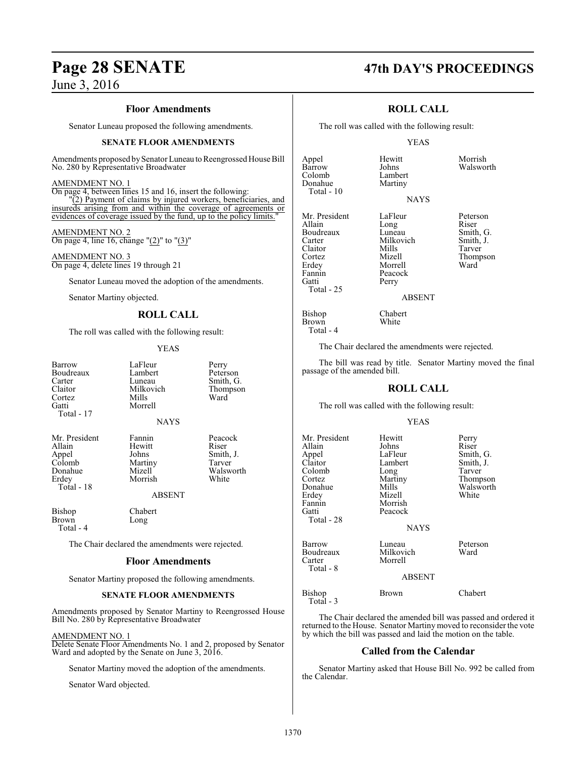### Floor Amendments

Senator Luneau proposed the following amendments.

#### SENATE FLOOR AMENDMENTS

Amendments proposed by Senator Luneau to Reengrossed House Bill No. 280 by Representative Broadwater

AMENDMENT NO. 1
On page 4, between lines 15 and 16, insert the following:
"(2) Payment of claims by injured workers, beneficiaries, and insureds arising from and within the coverage of agreements or evidences of coverage issued by the fund, up to the policy limits."

AMENDMENT NO. 2
On page 4, line 16, change "(2)" to "(3)"

AMENDMENT NO. 3
On page 4, delete lines 19 through 21

Senator Luneau moved the adoption of the amendments.

Senator Martiny objected.

### ROLL CALL

The roll was called with the following result:

YEAS

| | | |
|---|---|---|
| Barrow | LaFleur | Perry |
| Boudreaux | Lambert | Peterson |
| Carter | Luneau | Smith, G. |
| Claitor | Milkovich | Thompson |
| Cortez | Mills | Ward |
| Gatti | Morrell | |

Total - 17

NAYS

| | | |
|---|---|---|
| Mr. President | Fannin | Peacock |
| Allain | Hewitt | Riser |
| Appel | Johns | Smith, J. |
| Colomb | Martiny | Tarver |
| Donahue | Mizell | Walsworth |
| Erdey | Morrish | White |

Total - 18

ABSENT

| | |
|---|---|
| Bishop | Chabert |
| Brown | Long |

Total - 4

The Chair declared the amendments were rejected.

### Floor Amendments

Senator Martiny proposed the following amendments.

#### SENATE FLOOR AMENDMENTS

Amendments proposed by Senator Martiny to Reengrossed House Bill No. 280 by Representative Broadwater

AMENDMENT NO. 1
Delete Senate Floor Amendments No. 1 and 2, proposed by Senator Ward and adopted by the Senate on June 3, 2016.

Senator Martiny moved the adoption of the amendments.

Senator Ward objected.

### ROLL CALL

The roll was called with the following result:

YEAS

| | | |
|---|---|---|
| Appel | Hewitt | Morrish |
| Barrow | Johns | Walsworth |
| Colomb | Lambert | |
| Donahue | Martiny | |

Total - 10

NAYS

| | | |
|---|---|---|
| Mr. President | LaFleur | Peterson |
| Allain | Long | Riser |
| Boudreaux | Luneau | Smith, G. |
| Carter | Milkovich | Smith, J. |
| Claitor | Mills | Tarver |
| Cortez | Mizell | Thompson |
| Erdey | Morrell | Ward |
| Fannin | Peacock | |
| Gatti | Perry | |

Total - 25

ABSENT

| | |
|---|---|
| Bishop | Chabert |
| Brown | White |

Total - 4

The Chair declared the amendments were rejected.

The bill was read by title. Senator Martiny moved the final passage of the amended bill.

### ROLL CALL

The roll was called with the following result:

YEAS

| | | |
|---|---|---|
| Mr. President | Hewitt | Perry |
| Allain | Johns | Riser |
| Appel | LaFleur | Smith, G. |
| Claitor | Lambert | Smith, J. |
| Colomb | Long | Tarver |
| Cortez | Martiny | Thompson |
| Donahue | Mills | Walsworth |
| Erdey | Mizell | White |
| Fannin | Morrish | |
| Gatti | Peacock | |

Total - 28

NAYS

| | | |
|---|---|---|
| Barrow | Luneau | Peterson |
| Boudreaux | Milkovich | Ward |
| Carter | Morrell | |

Total - 8

ABSENT

| | | |
|---|---|---|
| Bishop | Brown | Chabert |

Total - 3

The Chair declared the amended bill was passed and ordered it returned to the House. Senator Martiny moved to reconsider the vote by which the bill was passed and laid the motion on the table.

### Called from the Calendar

Senator Martiny asked that House Bill No. 992 be called from the Calendar.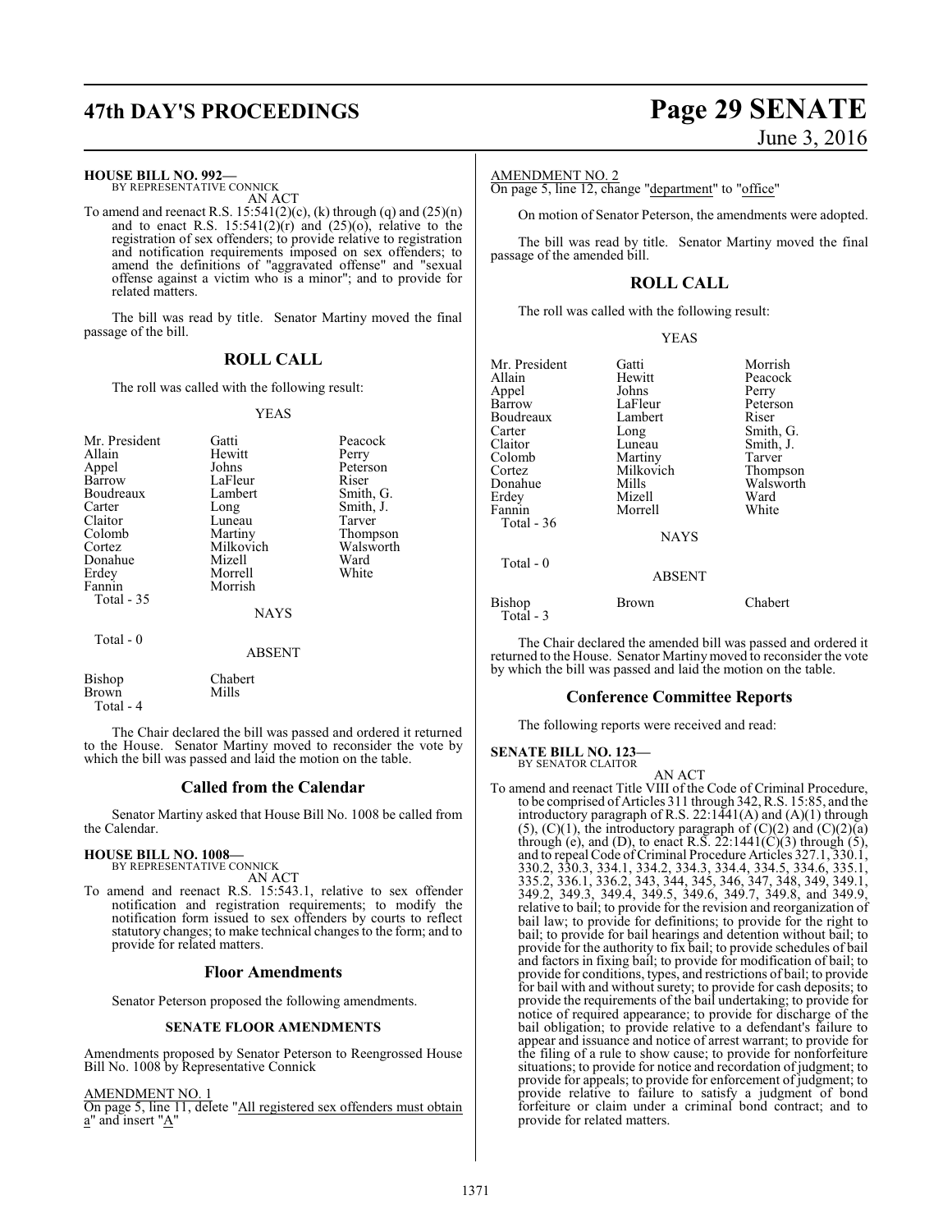**HOUSE BILL NO. 992—**
BY REPRESENTATIVE CONNICK

AN ACT

To amend and reenact R.S. 15:541(2)(c), (k) through (q) and (25)(n) and to enact R.S. 15:541(2)(r) and (25)(o), relative to the registration of sex offenders; to provide relative to registration and notification requirements imposed on sex offenders; to amend the definitions of "aggravated offense" and "sexual offense against a victim who is a minor"; and to provide for related matters.

The bill was read by title. Senator Martiny moved the final passage of the bill.

## ROLL CALL

The roll was called with the following result:

YEAS

| | | |
|---|---|---|
| Mr. President | Gatti | Peacock |
| Allain | Hewitt | Perry |
| Appel | Johns | Peterson |
| Barrow | LaFleur | Riser |
| Boudreaux | Lambert | Smith, G. |
| Carter | Long | Smith, J. |
| Claitor | Luneau | Tarver |
| Colomb | Martiny | Thompson |
| Cortez | Milkovich | Walsworth |
| Donahue | Mizell | Ward |
| Erdey | Morrell | White |
| Fannin | Morrish | |
| Total - 35 | | |

NAYS

Total - 0

ABSENT

| | |
|---|---|
| Bishop | Chabert |
| Brown | Mills |
| Total - 4 | |

The Chair declared the bill was passed and ordered it returned to the House. Senator Martiny moved to reconsider the vote by which the bill was passed and laid the motion on the table.

## Called from the Calendar

Senator Martiny asked that House Bill No. 1008 be called from the Calendar.

**HOUSE BILL NO. 1008—**
BY REPRESENTATIVE CONNICK

AN ACT

To amend and reenact R.S. 15:543.1, relative to sex offender notification and registration requirements; to modify the notification form issued to sex offenders by courts to reflect statutory changes; to make technical changes to the form; and to provide for related matters.

## Floor Amendments

Senator Peterson proposed the following amendments.

### SENATE FLOOR AMENDMENTS

Amendments proposed by Senator Peterson to Reengrossed House Bill No. 1008 by Representative Connick

AMENDMENT NO. 1
On page 5, line 11, delete "All registered sex offenders must obtain a" and insert "A"

AMENDMENT NO. 2
On page 5, line 12, change "department" to "office"

On motion of Senator Peterson, the amendments were adopted.

The bill was read by title. Senator Martiny moved the final passage of the amended bill.

## ROLL CALL

The roll was called with the following result:

YEAS

| | | |
|---|---|---|
| Mr. President | Gatti | Morrish |
| Allain | Hewitt | Peacock |
| Appel | Johns | Perry |
| Barrow | LaFleur | Peterson |
| Boudreaux | Lambert | Riser |
| Carter | Long | Smith, G. |
| Claitor | Luneau | Smith, J. |
| Colomb | Martiny | Tarver |
| Cortez | Milkovich | Thompson |
| Donahue | Mills | Walsworth |
| Erdey | Mizell | Ward |
| Fannin | Morrell | White |
| Total - 36 | | |

NAYS

Total - 0

ABSENT

| | | |
|---|---|---|
| Bishop | Brown | Chabert |
| Total - 3 | | |

The Chair declared the amended bill was passed and ordered it returned to the House. Senator Martiny moved to reconsider the vote by which the bill was passed and laid the motion on the table.

## Conference Committee Reports

The following reports were received and read:

**SENATE BILL NO. 123—**
BY SENATOR CLAITOR

AN ACT

To amend and reenact Title VIII of the Code of Criminal Procedure, to be comprised of Articles 311 through 342, R.S. 15:85, and the introductory paragraph of R.S. 22:1441(A) and (A)(1) through (5), (C)(1), the introductory paragraph of (C)(2) and (C)(2)(a) through (e), and (D), to enact R.S. 22:1441(C)(3) through (5), and to repeal Code of Criminal Procedure Articles 327.1, 330.1, 330.2, 330.3, 334.1, 334.2, 334.3, 334.4, 334.5, 334.6, 335.1, 335.2, 336.1, 336.2, 343, 344, 345, 346, 347, 348, 349, 349.1, 349.2, 349.3, 349.4, 349.5, 349.6, 349.7, 349.8, and 349.9, relative to bail; to provide for the revision and reorganization of bail law; to provide for definitions; to provide for the right to bail; to provide for bail hearings and detention without bail; to provide for the authority to fix bail; to provide schedules of bail and factors in fixing bail; to provide for modification of bail; to provide for conditions, types, and restrictions of bail; to provide for bail with and without surety; to provide for cash deposits; to provide the requirements of the bail undertaking; to provide for notice of required appearance; to provide for discharge of the bail obligation; to provide relative to a defendant's failure to appear and issuance and notice of arrest warrant; to provide for the filing of a rule to show cause; to provide for nonforfeiture situations; to provide for notice and recordation of judgment; to provide for appeals; to provide for enforcement of judgment; to provide relative to failure to satisfy a judgment of bond forfeiture or claim under a criminal bond contract; and to provide for related matters.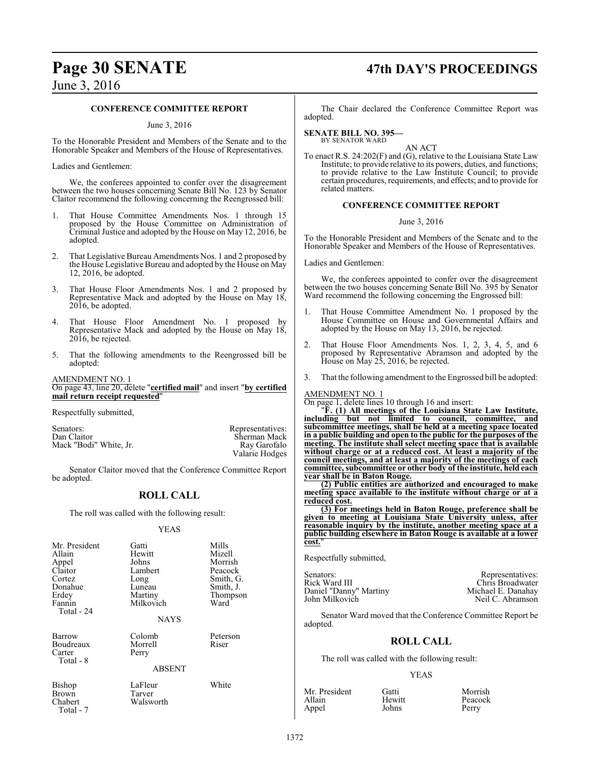### CONFERENCE COMMITTEE REPORT

June 3, 2016

To the Honorable President and Members of the Senate and to the Honorable Speaker and Members of the House of Representatives.

Ladies and Gentlemen:

We, the conferees appointed to confer over the disagreement between the two houses concerning Senate Bill No. 123 by Senator Claitor recommend the following concerning the Reengrossed bill:

1. That House Committee Amendments Nos. 1 through 15 proposed by the House Committee on Administration of Criminal Justice and adopted by the House on May 12, 2016, be adopted.

2. That Legislative Bureau Amendments Nos. 1 and 2 proposed by the House Legislative Bureau and adopted by the House on May 12, 2016, be adopted.

3. That House Floor Amendments Nos. 1 and 2 proposed by Representative Mack and adopted by the House on May 18, 2016, be adopted.

4. That House Floor Amendment No. 1 proposed by Representative Mack and adopted by the House on May 18, 2016, be rejected.

5. That the following amendments to the Reengrossed bill be adopted:

AMENDMENT NO. 1
On page 43, line 20, delete "**certified mail**" and insert "**by certified mail return receipt requested**"

Respectfully submitted,

| Senators: | Representatives: |
|---|---|
| Dan Claitor | Sherman Mack |
| Mack "Bodi" White, Jr. | Ray Garofalo |
| | Valarie Hodges |

Senator Claitor moved that the Conference Committee Report be adopted.

## ROLL CALL

The roll was called with the following result:

YEAS

| | | |
|---|---|---|
| Mr. President | Gatti | Mills |
| Allain | Hewitt | Mizell |
| Appel | Johns | Morrish |
| Claitor | Lambert | Peacock |
| Cortez | Long | Smith, G. |
| Donahue | Luneau | Smith, J. |
| Erdey | Martiny | Thompson |
| Fannin | Milkovich | Ward |
| Total - 24 | | |

NAYS

| | | |
|---|---|---|
| Barrow | Colomb | Peterson |
| Boudreaux | Morrell | Riser |
| Carter | Perry | |
| Total - 8 | | |

ABSENT

| | | |
|---|---|---|
| Bishop | LaFleur | White |
| Brown | Tarver | |
| Chabert | Walsworth | |
| Total - 7 | | |

The Chair declared the Conference Committee Report was adopted.

**SENATE BILL NO. 395—**
BY SENATOR WARD

AN ACT

To enact R.S. 24:202(F) and (G), relative to the Louisiana State Law Institute; to provide relative to its powers, duties, and functions; to provide relative to the Law Institute Council; to provide certain procedures, requirements, and effects; and to provide for related matters.

### CONFERENCE COMMITTEE REPORT

June 3, 2016

To the Honorable President and Members of the Senate and to the Honorable Speaker and Members of the House of Representatives.

Ladies and Gentlemen:

We, the conferees appointed to confer over the disagreement between the two houses concerning Senate Bill No. 395 by Senator Ward recommend the following concerning the Engrossed bill:

1. That House Committee Amendment No. 1 proposed by the House Committee on House and Governmental Affairs and adopted by the House on May 13, 2016, be rejected.

2. That House Floor Amendments Nos. 1, 2, 3, 4, 5, and 6 proposed by Representative Abramson and adopted by the House on May 25, 2016, be rejected.

3. That the following amendment to the Engrossed bill be adopted:

AMENDMENT NO. 1
On page 1, delete lines 10 through 16 and insert:

"**F. (1) All meetings of the Louisiana State Law Institute, including but not limited to council, committee, and subcommittee meetings, shall be held at a meeting space located in a public building and open to the public for the purposes of the meeting. The institute shall select meeting space that is available without charge or at a reduced cost. At least a majority of the council meetings, and at least a majority of the meetings of each committee, subcommittee or other body of the institute, held each year shall be in Baton Rouge.**

**(2) Public entities are authorized and encouraged to make meeting space available to the institute without charge or at a reduced cost.**

**(3) For meetings held in Baton Rouge, preference shall be given to meeting at Louisiana State University unless, after reasonable inquiry by the institute, another meeting space at a public building elsewhere in Baton Rouge is available at a lower cost.**"

Respectfully submitted,

| Senators: | Representatives: |
|---|---|
| Rick Ward III | Chris Broadwater |
| Daniel "Danny" Martiny | Michael E. Danahay |
| John Milkovich | Neil C. Abramson |

Senator Ward moved that the Conference Committee Report be adopted.

## ROLL CALL

The roll was called with the following result:

YEAS

| | | |
|---|---|---|
| Mr. President | Gatti | Morrish |
| Allain | Hewitt | Peacock |
| Appel | Johns | Perry |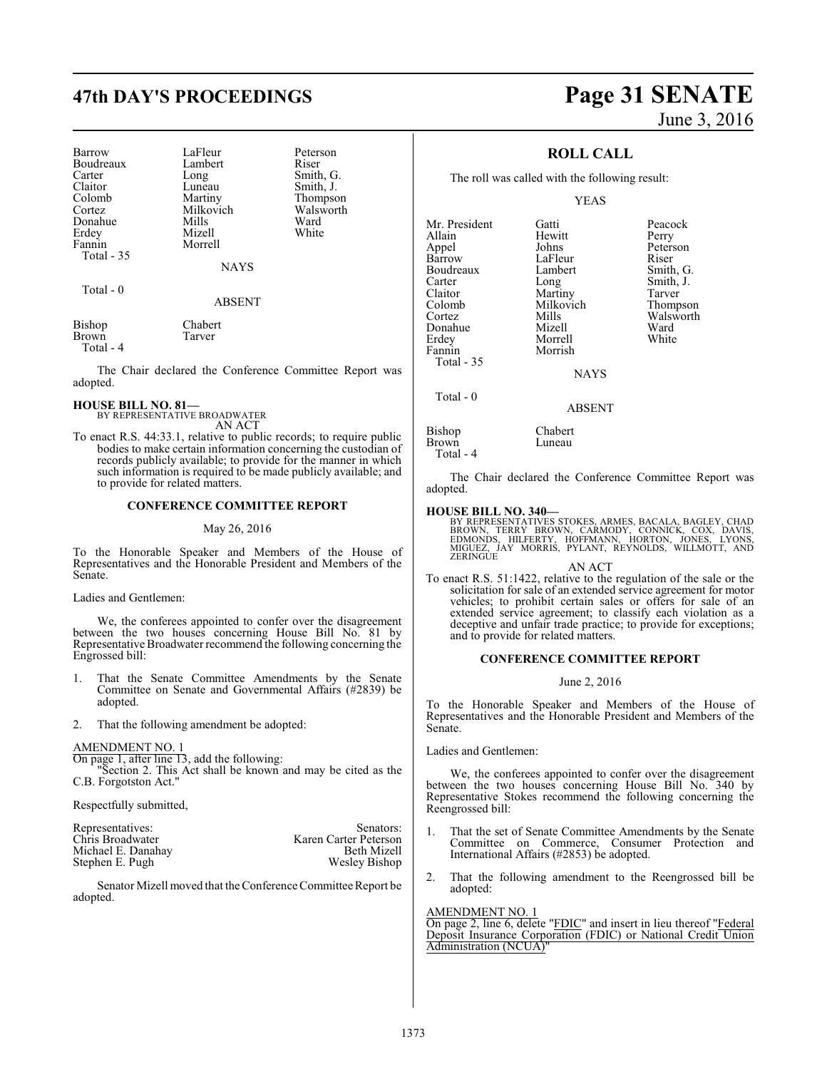| | | |
|---|---|---|
| Barrow | LaFleur | Peterson |
| Boudreaux | Lambert | Riser |
| Carter | Long | Smith, G. |
| Claitor | Luneau | Smith, J. |
| Colomb | Martiny | Thompson |
| Cortez | Milkovich | Walsworth |
| Donahue | Mills | Ward |
| Erdey | Mizell | White |
| Fannin | Morrell | |
| Total - 35 | | |

NAYS

Total - 0

ABSENT

| | |
|---|---|
| Bishop | Chabert |
| Brown | Tarver |
| Total - 4 | |

The Chair declared the Conference Committee Report was adopted.

**HOUSE BILL NO. 81—**
BY REPRESENTATIVE BROADWATER
AN ACT

To enact R.S. 44:33.1, relative to public records; to require public bodies to make certain information concerning the custodian of records publicly available; to provide for the manner in which such information is required to be made publicly available; and to provide for related matters.

**CONFERENCE COMMITTEE REPORT**

May 26, 2016

To the Honorable Speaker and Members of the House of Representatives and the Honorable President and Members of the Senate.

Ladies and Gentlemen:

We, the conferees appointed to confer over the disagreement between the two houses concerning House Bill No. 81 by Representative Broadwater recommend the following concerning the Engrossed bill:

1. That the Senate Committee Amendments by the Senate Committee on Senate and Governmental Affairs (#2839) be adopted.

2. That the following amendment be adopted:

AMENDMENT NO. 1
On page 1, after line 13, add the following:
"Section 2. This Act shall be known and may be cited as the C.B. Forgotston Act."

Respectfully submitted,

| Representatives: | Senators: |
|---|---|
| Chris Broadwater | Karen Carter Peterson |
| Michael E. Danahay | Beth Mizell |
| Stephen E. Pugh | Wesley Bishop |

Senator Mizell moved that the Conference Committee Report be adopted.

**ROLL CALL**

The roll was called with the following result:

YEAS

| | | |
|---|---|---|
| Mr. President | Gatti | Peacock |
| Allain | Hewitt | Perry |
| Appel | Johns | Peterson |
| Barrow | LaFleur | Riser |
| Boudreaux | Lambert | Smith, G. |
| Carter | Long | Smith, J. |
| Claitor | Martiny | Tarver |
| Colomb | Milkovich | Thompson |
| Cortez | Mills | Walsworth |
| Donahue | Mizell | Ward |
| Erdey | Morrell | White |
| Fannin | Morrish | |
| Total - 35 | | |

NAYS

Total - 0

ABSENT

| | |
|---|---|
| Bishop | Chabert |
| Brown | Luneau |
| Total - 4 | |

The Chair declared the Conference Committee Report was adopted.

**HOUSE BILL NO. 340—**
BY REPRESENTATIVES STOKES, ARMES, BACALA, BAGLEY, CHAD BROWN, TERRY BROWN, CARMODY, CONNICK, COX, DAVIS, EDMONDS, HILFERTY, HOFFMANN, HORTON, JONES, LYONS, MIGUEZ, JAY MORRIS, PYLANT, REYNOLDS, WILLMOTT, AND ZERINGUE
AN ACT

To enact R.S. 51:1422, relative to the regulation of the sale or the solicitation for sale of an extended service agreement for motor vehicles; to prohibit certain sales or offers for sale of an extended service agreement; to classify each violation as a deceptive and unfair trade practice; to provide for exceptions; and to provide for related matters.

**CONFERENCE COMMITTEE REPORT**

June 2, 2016

To the Honorable Speaker and Members of the House of Representatives and the Honorable President and Members of the Senate.

Ladies and Gentlemen:

We, the conferees appointed to confer over the disagreement between the two houses concerning House Bill No. 340 by Representative Stokes recommend the following concerning the Reengrossed bill:

1. That the set of Senate Committee Amendments by the Senate Committee on Commerce, Consumer Protection and International Affairs (#2853) be adopted.

2. That the following amendment to the Reengrossed bill be adopted:

AMENDMENT NO. 1
On page 2, line 6, delete "FDIC" and insert in lieu thereof "Federal Deposit Insurance Corporation (FDIC) or National Credit Union Administration (NCUA)"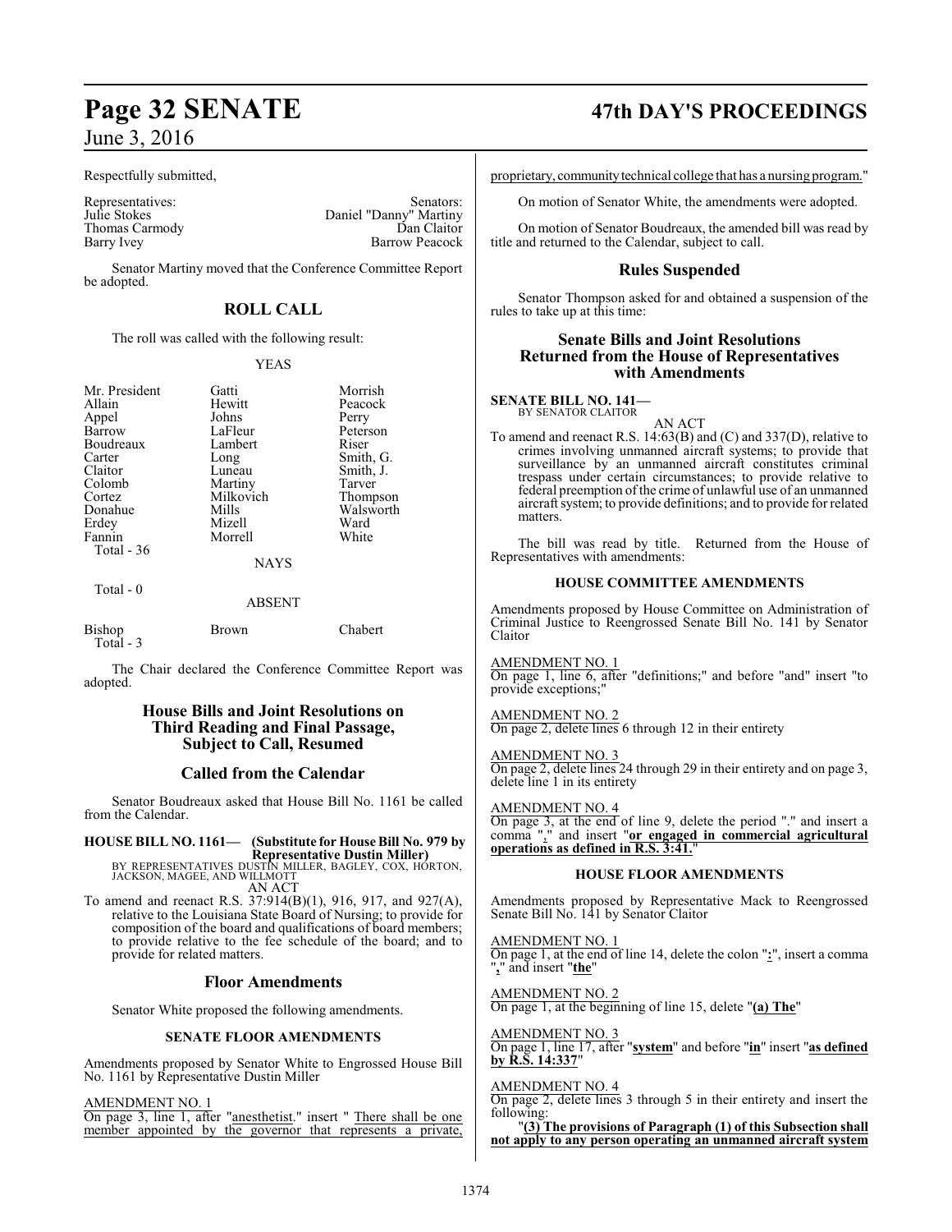Respectfully submitted,

| Representatives: | Senators: |
|---|---|
| Julie Stokes | Daniel "Danny" Martiny |
| Thomas Carmody | Dan Claitor |
| Barry Ivey | Barrow Peacock |

Senator Martiny moved that the Conference Committee Report be adopted.

## ROLL CALL

The roll was called with the following result:

YEAS

| | | |
|---|---|---|
| Mr. President | Gatti | Morrish |
| Allain | Hewitt | Peacock |
| Appel | Johns | Perry |
| Barrow | LaFleur | Peterson |
| Boudreaux | Lambert | Riser |
| Carter | Long | Smith, G. |
| Claitor | Luneau | Smith, J. |
| Colomb | Martiny | Tarver |
| Cortez | Milkovich | Thompson |
| Donahue | Mills | Walsworth |
| Erdey | Mizell | Ward |
| Fannin | Morrell | White |
| Total - 36 | | |

NAYS

Total - 0

ABSENT

| | | |
|---|---|---|
| Bishop | Brown | Chabert |
| Total - 3 | | |

The Chair declared the Conference Committee Report was adopted.

## House Bills and Joint Resolutions on Third Reading and Final Passage, Subject to Call, Resumed

## Called from the Calendar

Senator Boudreaux asked that House Bill No. 1161 be called from the Calendar.

**HOUSE BILL NO. 1161— (Substitute for House Bill No. 979 by Representative Dustin Miller)**
BY REPRESENTATIVES DUSTIN MILLER, BAGLEY, COX, HORTON, JACKSON, MAGEE, AND WILLMOTT

AN ACT

To amend and reenact R.S. 37:914(B)(1), 916, 917, and 927(A), relative to the Louisiana State Board of Nursing; to provide for composition of the board and qualifications of board members; to provide relative to the fee schedule of the board; and to provide for related matters.

## Floor Amendments

Senator White proposed the following amendments.

### SENATE FLOOR AMENDMENTS

Amendments proposed by Senator White to Engrossed House Bill No. 1161 by Representative Dustin Miller

AMENDMENT NO. 1
On page 3, line 1, after "anesthetist." insert " There shall be one member appointed by the governor that represents a private, proprietary, community technical college that has a nursing program."

On motion of Senator White, the amendments were adopted.

On motion of Senator Boudreaux, the amended bill was read by title and returned to the Calendar, subject to call.

## Rules Suspended

Senator Thompson asked for and obtained a suspension of the rules to take up at this time:

## Senate Bills and Joint Resolutions Returned from the House of Representatives with Amendments

**SENATE BILL NO. 141—**
BY SENATOR CLAITOR

AN ACT

To amend and reenact R.S. 14:63(B) and (C) and 337(D), relative to crimes involving unmanned aircraft systems; to provide that surveillance by an unmanned aircraft constitutes criminal trespass under certain circumstances; to provide relative to federal preemption of the crime of unlawful use of an unmanned aircraft system; to provide definitions; and to provide for related matters.

The bill was read by title. Returned from the House of Representatives with amendments:

### HOUSE COMMITTEE AMENDMENTS

Amendments proposed by House Committee on Administration of Criminal Justice to Reengrossed Senate Bill No. 141 by Senator Claitor

AMENDMENT NO. 1
On page 1, line 6, after "definitions;" and before "and" insert "to provide exceptions;"

AMENDMENT NO. 2
On page 2, delete lines 6 through 12 in their entirety

AMENDMENT NO. 3
On page 2, delete lines 24 through 29 in their entirety and on page 3, delete line 1 in its entirety

AMENDMENT NO. 4
On page 3, at the end of line 9, delete the period "." and insert a comma "**,**" and insert "**or engaged in commercial agricultural operations as defined in R.S. 3:41.**"

### HOUSE FLOOR AMENDMENTS

Amendments proposed by Representative Mack to Reengrossed Senate Bill No. 141 by Senator Claitor

AMENDMENT NO. 1
On page 1, at the end of line 14, delete the colon "**:**", insert a comma "**,**" and insert "**the**"

AMENDMENT NO. 2
On page 1, at the beginning of line 15, delete "**(a) The**"

AMENDMENT NO. 3
On page 1, line 17, after "**system**" and before "**in**" insert "**as defined by R.S. 14:337**"

AMENDMENT NO. 4
On page 2, delete lines 3 through 5 in their entirety and insert the following:

"**(3) The provisions of Paragraph (1) of this Subsection shall not apply to any person operating an unmanned aircraft system**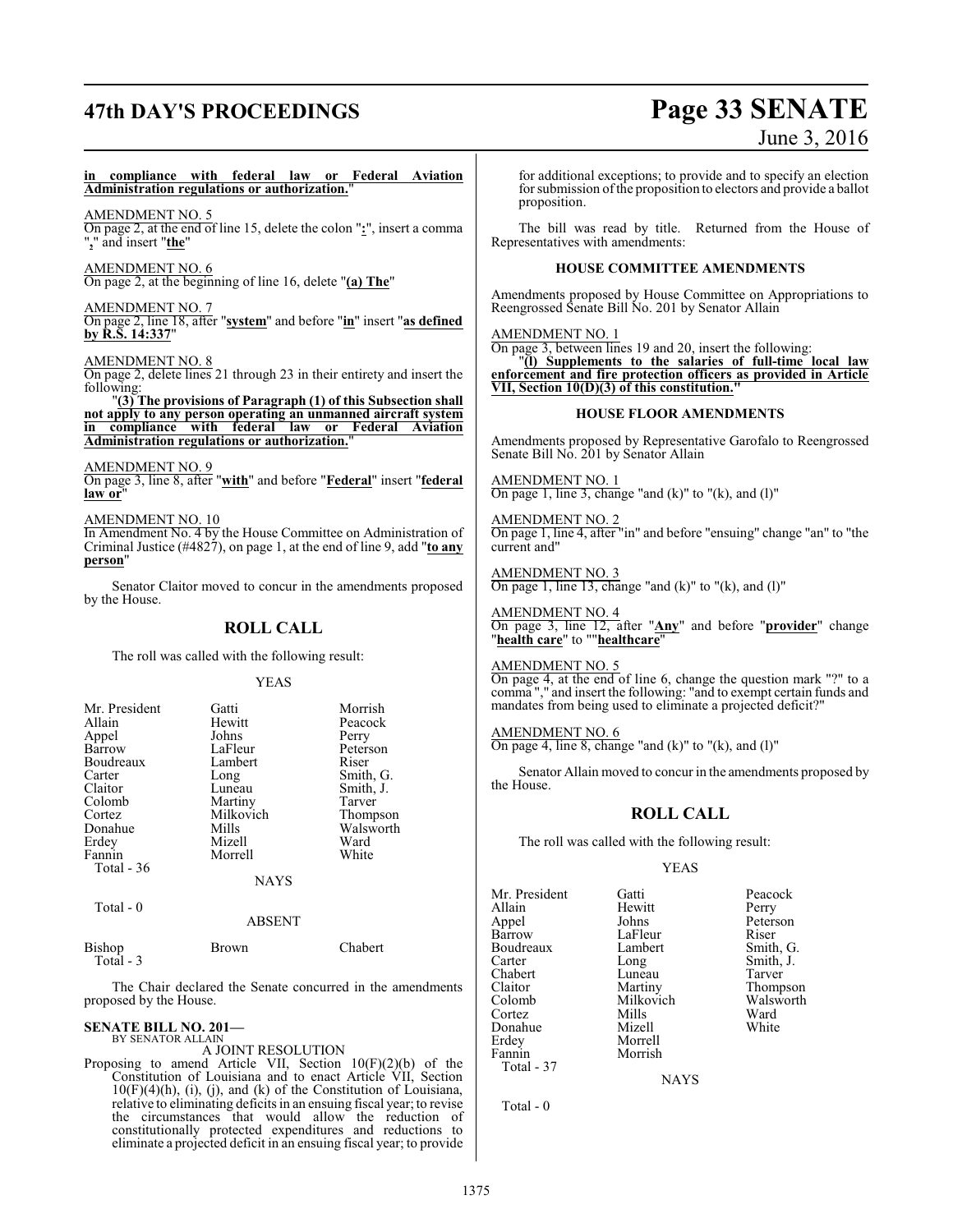**in compliance with federal law or Federal Aviation Administration regulations or authorization.**"

AMENDMENT NO. 5
On page 2, at the end of line 15, delete the colon "**:**", insert a comma "**,**" and insert "**the**"

AMENDMENT NO. 6
On page 2, at the beginning of line 16, delete "**(a) The**"

AMENDMENT NO. 7
On page 2, line 18, after "**system**" and before "**in**" insert "**as defined by R.S. 14:337**"

AMENDMENT NO. 8
On page 2, delete lines 21 through 23 in their entirety and insert the following:

"**(3) The provisions of Paragraph (1) of this Subsection shall not apply to any person operating an unmanned aircraft system in compliance with federal law or Federal Aviation Administration regulations or authorization.**"

AMENDMENT NO. 9
On page 3, line 8, after "**with**" and before "**Federal**" insert "**federal law or**"

AMENDMENT NO. 10
In Amendment No. 4 by the House Committee on Administration of Criminal Justice (#4827), on page 1, at the end of line 9, add "**to any person**"

Senator Claitor moved to concur in the amendments proposed by the House.

## ROLL CALL

The roll was called with the following result:

YEAS

| | | |
|---|---|---|
| Mr. President | Gatti | Morrish |
| Allain | Hewitt | Peacock |
| Appel | Johns | Perry |
| Barrow | LaFleur | Peterson |
| Boudreaux | Lambert | Riser |
| Carter | Long | Smith, G. |
| Claitor | Luneau | Smith, J. |
| Colomb | Martiny | Tarver |
| Cortez | Milkovich | Thompson |
| Donahue | Mills | Walsworth |
| Erdey | Mizell | Ward |
| Fannin | Morrell | White |

Total - 36

NAYS

Total - 0

ABSENT

| | | |
|---|---|---|
| Bishop | Brown | Chabert |

Total - 3

The Chair declared the Senate concurred in the amendments proposed by the House.

**SENATE BILL NO. 201—**
BY SENATOR ALLAIN

A JOINT RESOLUTION

Proposing to amend Article VII, Section 10(F)(2)(b) of the Constitution of Louisiana and to enact Article VII, Section 10(F)(4)(h), (i), (j), and (k) of the Constitution of Louisiana, relative to eliminating deficits in an ensuing fiscal year; to revise the circumstances that would allow the reduction of constitutionally protected expenditures and reductions to eliminate a projected deficit in an ensuing fiscal year; to provide for additional exceptions; to provide and to specify an election for submission of the proposition to electors and provide a ballot proposition.

The bill was read by title. Returned from the House of Representatives with amendments:

### HOUSE COMMITTEE AMENDMENTS

Amendments proposed by House Committee on Appropriations to Reengrossed Senate Bill No. 201 by Senator Allain

AMENDMENT NO. 1
On page 3, between lines 19 and 20, insert the following:

"**(l) Supplements to the salaries of full-time local law enforcement and fire protection officers as provided in Article VII, Section 10(D)(3) of this constitution.**"

### HOUSE FLOOR AMENDMENTS

Amendments proposed by Representative Garofalo to Reengrossed Senate Bill No. 201 by Senator Allain

AMENDMENT NO. 1
On page 1, line 3, change "and (k)" to "(k), and (l)"

AMENDMENT NO. 2
On page 1, line 4, after "in" and before "ensuing" change "an" to "the current and"

AMENDMENT NO. 3
On page 1, line 13, change "and (k)" to "(k), and (l)"

AMENDMENT NO. 4
On page 3, line 12, after "**Any**" and before "**provider**" change "**health care**" to ""**healthcare**"

AMENDMENT NO. 5
On page 4, at the end of line 6, change the question mark "?" to a comma "," and insert the following: "and to exempt certain funds and mandates from being used to eliminate a projected deficit?"

AMENDMENT NO. 6
On page 4, line 8, change "and (k)" to "(k), and (l)"

Senator Allain moved to concur in the amendments proposed by the House.

## ROLL CALL

The roll was called with the following result:

YEAS

| | | |
|---|---|---|
| Mr. President | Gatti | Peacock |
| Allain | Hewitt | Perry |
| Appel | Johns | Peterson |
| Barrow | LaFleur | Riser |
| Boudreaux | Lambert | Smith, G. |
| Carter | Long | Smith, J. |
| Chabert | Luneau | Tarver |
| Claitor | Martiny | Thompson |
| Colomb | Milkovich | Walsworth |
| Cortez | Mills | Ward |
| Donahue | Mizell | White |
| Erdey | Morrell | |
| Fannin | Morrish | |

Total - 37

NAYS

Total - 0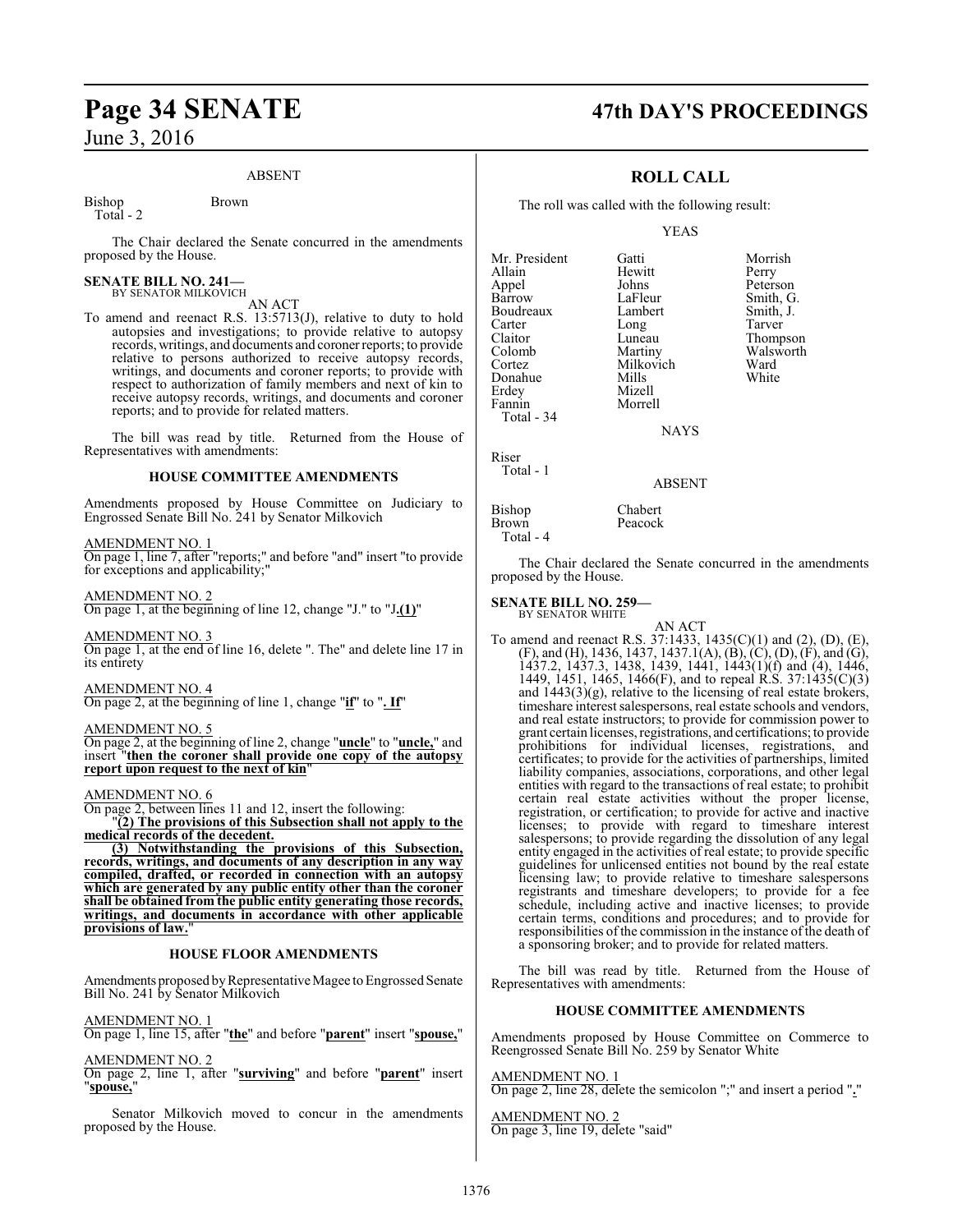ABSENT

| | |
|---|---|
| Bishop | Brown |
| Total - 2 | |

The Chair declared the Senate concurred in the amendments proposed by the House.

**SENATE BILL NO. 241—**
BY SENATOR MILKOVICH

AN ACT

To amend and reenact R.S. 13:5713(J), relative to duty to hold autopsies and investigations; to provide relative to autopsy records, writings, and documents and coroner reports; to provide relative to persons authorized to receive autopsy records, writings, and documents and coroner reports; to provide with respect to authorization of family members and next of kin to receive autopsy records, writings, and documents and coroner reports; and to provide for related matters.

The bill was read by title. Returned from the House of Representatives with amendments:

**HOUSE COMMITTEE AMENDMENTS**

Amendments proposed by House Committee on Judiciary to Engrossed Senate Bill No. 241 by Senator Milkovich

AMENDMENT NO. 1
On page 1, line 7, after "reports;" and before "and" insert "to provide for exceptions and applicability;"

AMENDMENT NO. 2
On page 1, at the beginning of line 12, change "J." to "J.**(1)**"

AMENDMENT NO. 3
On page 1, at the end of line 16, delete ". The" and delete line 17 in its entirety

AMENDMENT NO. 4
On page 2, at the beginning of line 1, change "**if**" to "**. If**"

AMENDMENT NO. 5
On page 2, at the beginning of line 2, change "**uncle**" to "**uncle,**" and insert "**then the coroner shall provide one copy of the autopsy report upon request to the next of kin**"

AMENDMENT NO. 6
On page 2, between lines 11 and 12, insert the following:

"**(2) The provisions of this Subsection shall not apply to the medical records of the decedent.**

**(3) Notwithstanding the provisions of this Subsection, records, writings, and documents of any description in any way compiled, drafted, or recorded in connection with an autopsy which are generated by any public entity other than the coroner shall be obtained from the public entity generating those records, writings, and documents in accordance with other applicable provisions of law.**"

**HOUSE FLOOR AMENDMENTS**

Amendments proposed by Representative Magee to Engrossed Senate Bill No. 241 by Senator Milkovich

AMENDMENT NO. 1
On page 1, line 15, after "**the**" and before "**parent**" insert "**spouse,**"

AMENDMENT NO. 2
On page 2, line 1, after "**surviving**" and before "**parent**" insert "**spouse,**"

Senator Milkovich moved to concur in the amendments proposed by the House.

**ROLL CALL**

The roll was called with the following result:

YEAS

| | | |
|---|---|---|
| Mr. President | Gatti | Morrish |
| Allain | Hewitt | Perry |
| Appel | Johns | Peterson |
| Barrow | LaFleur | Smith, G. |
| Boudreaux | Lambert | Smith, J. |
| Carter | Long | Tarver |
| Claitor | Luneau | Thompson |
| Colomb | Martiny | Walsworth |
| Cortez | Milkovich | Ward |
| Donahue | Mills | White |
| Erdey | Mizell | |
| Fannin | Morrell | |
| Total - 34 | | |

NAYS

Riser
Total - 1

ABSENT

| | |
|---|---|
| Bishop | Chabert |
| Brown | Peacock |
| Total - 4 | |

The Chair declared the Senate concurred in the amendments proposed by the House.

**SENATE BILL NO. 259—**
BY SENATOR WHITE

AN ACT

To amend and reenact R.S. 37:1433, 1435(C)(1) and (2), (D), (E), (F), and (H), 1436, 1437, 1437.1(A), (B), (C), (D), (F), and (G), 1437.2, 1437.3, 1438, 1439, 1441, 1443(1)(f) and (4), 1446, 1449, 1451, 1465, 1466(F), and to repeal R.S. 37:1435(C)(3) and 1443(3)(g), relative to the licensing of real estate brokers, timeshare interest salespersons, real estate schools and vendors, and real estate instructors; to provide for commission power to grant certain licenses, registrations, and certifications; to provide prohibitions for individual licenses, registrations, and certificates; to provide for the activities of partnerships, limited liability companies, associations, corporations, and other legal entities with regard to the transactions of real estate; to prohibit certain real estate activities without the proper license, registration, or certification; to provide for active and inactive licenses; to provide with regard to timeshare interest salespersons; to provide regarding the dissolution of any legal entity engaged in the activities of real estate; to provide specific guidelines for unlicensed entities not bound by the real estate licensing law; to provide relative to timeshare salespersons registrants and timeshare developers; to provide for a fee schedule, including active and inactive licenses; to provide certain terms, conditions and procedures; and to provide for responsibilities of the commission in the instance of the death of a sponsoring broker; and to provide for related matters.

The bill was read by title. Returned from the House of Representatives with amendments:

**HOUSE COMMITTEE AMENDMENTS**

Amendments proposed by House Committee on Commerce to Reengrossed Senate Bill No. 259 by Senator White

AMENDMENT NO. 1
On page 2, line 28, delete the semicolon ";" and insert a period "**.**"

AMENDMENT NO. 2
On page 3, line 19, delete "said"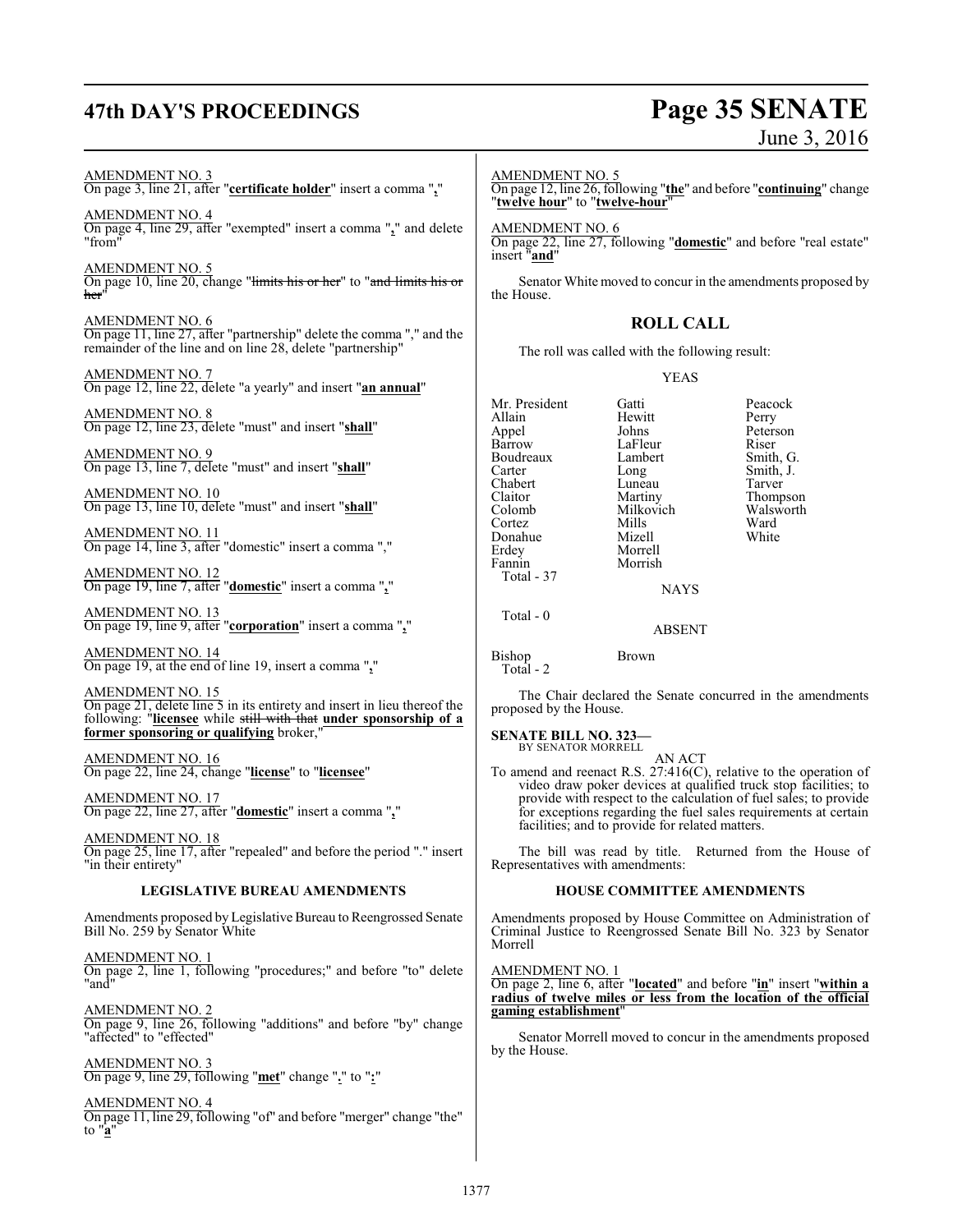AMENDMENT NO. 3
On page 3, line 21, after "**certificate holder**" insert a comma "**,**"

AMENDMENT NO. 4
On page 4, line 29, after "exempted" insert a comma "**,**" and delete "from"

AMENDMENT NO. 5
On page 10, line 20, change "~~limits his or her~~" to "~~and limits his or her~~"

AMENDMENT NO. 6
On page 11, line 27, after "partnership" delete the comma "," and the remainder of the line and on line 28, delete "partnership"

AMENDMENT NO. 7
On page 12, line 22, delete "a yearly" and insert "**an annual**"

AMENDMENT NO. 8
On page 12, line 23, delete "must" and insert "**shall**"

AMENDMENT NO. 9
On page 13, line 7, delete "must" and insert "**shall**"

AMENDMENT NO. 10
On page 13, line 10, delete "must" and insert "**shall**"

AMENDMENT NO. 11
On page 14, line 3, after "domestic" insert a comma ","

AMENDMENT NO. 12
On page 19, line 7, after "**domestic**" insert a comma "**,**"

AMENDMENT NO. 13
On page 19, line 9, after "**corporation**" insert a comma "**,**"

AMENDMENT NO. 14
On page 19, at the end of line 19, insert a comma "**,**"

AMENDMENT NO. 15
On page 21, delete line 5 in its entirety and insert in lieu thereof the following: "**licensee** while ~~still with that~~ **under sponsorship of a former sponsoring or qualifying** broker,"

AMENDMENT NO. 16
On page 22, line 24, change "**license**" to "**licensee**"

AMENDMENT NO. 17
On page 22, line 27, after "**domestic**" insert a comma "**,**"

AMENDMENT NO. 18
On page 25, line 17, after "repealed" and before the period "." insert "in their entirety"

## LEGISLATIVE BUREAU AMENDMENTS

Amendments proposed by Legislative Bureau to Reengrossed Senate Bill No. 259 by Senator White

AMENDMENT NO. 1
On page 2, line 1, following "procedures;" and before "to" delete "and"

AMENDMENT NO. 2
On page 9, line 26, following "additions" and before "by" change "affected" to "effected"

AMENDMENT NO. 3
On page 9, line 29, following "**met**" change "**.**" to "**:**"

AMENDMENT NO. 4
On page 11, line 29, following "of" and before "merger" change "the" to "**a**"

AMENDMENT NO. 5
On page 12, line 26, following "**the**" and before "**continuing**" change "**twelve hour**" to "**twelve-hour**"

AMENDMENT NO. 6
On page 22, line 27, following "**domestic**" and before "real estate" insert "**and**"

Senator White moved to concur in the amendments proposed by the House.

## ROLL CALL

The roll was called with the following result:

YEAS

| | | |
|---|---|---|
| Mr. President | Gatti | Peacock |
| Allain | Hewitt | Perry |
| Appel | Johns | Peterson |
| Barrow | LaFleur | Riser |
| Boudreaux | Lambert | Smith, G. |
| Carter | Long | Smith, J. |
| Chabert | Luneau | Tarver |
| Claitor | Martiny | Thompson |
| Colomb | Milkovich | Walsworth |
| Cortez | Mills | Ward |
| Donahue | Mizell | White |
| Erdey | Morrell | |
| Fannin | Morrish | |

Total - 37

NAYS

Total - 0

ABSENT

Bishop Brown
Total - 2

The Chair declared the Senate concurred in the amendments proposed by the House.

**SENATE BILL NO. 323—**
BY SENATOR MORRELL

AN ACT

To amend and reenact R.S. 27:416(C), relative to the operation of video draw poker devices at qualified truck stop facilities; to provide with respect to the calculation of fuel sales; to provide for exceptions regarding the fuel sales requirements at certain facilities; and to provide for related matters.

The bill was read by title. Returned from the House of Representatives with amendments:

## HOUSE COMMITTEE AMENDMENTS

Amendments proposed by House Committee on Administration of Criminal Justice to Reengrossed Senate Bill No. 323 by Senator Morrell

AMENDMENT NO. 1
On page 2, line 6, after "**located**" and before "**in**" insert "**within a radius of twelve miles or less from the location of the official gaming establishment**"

Senator Morrell moved to concur in the amendments proposed by the House.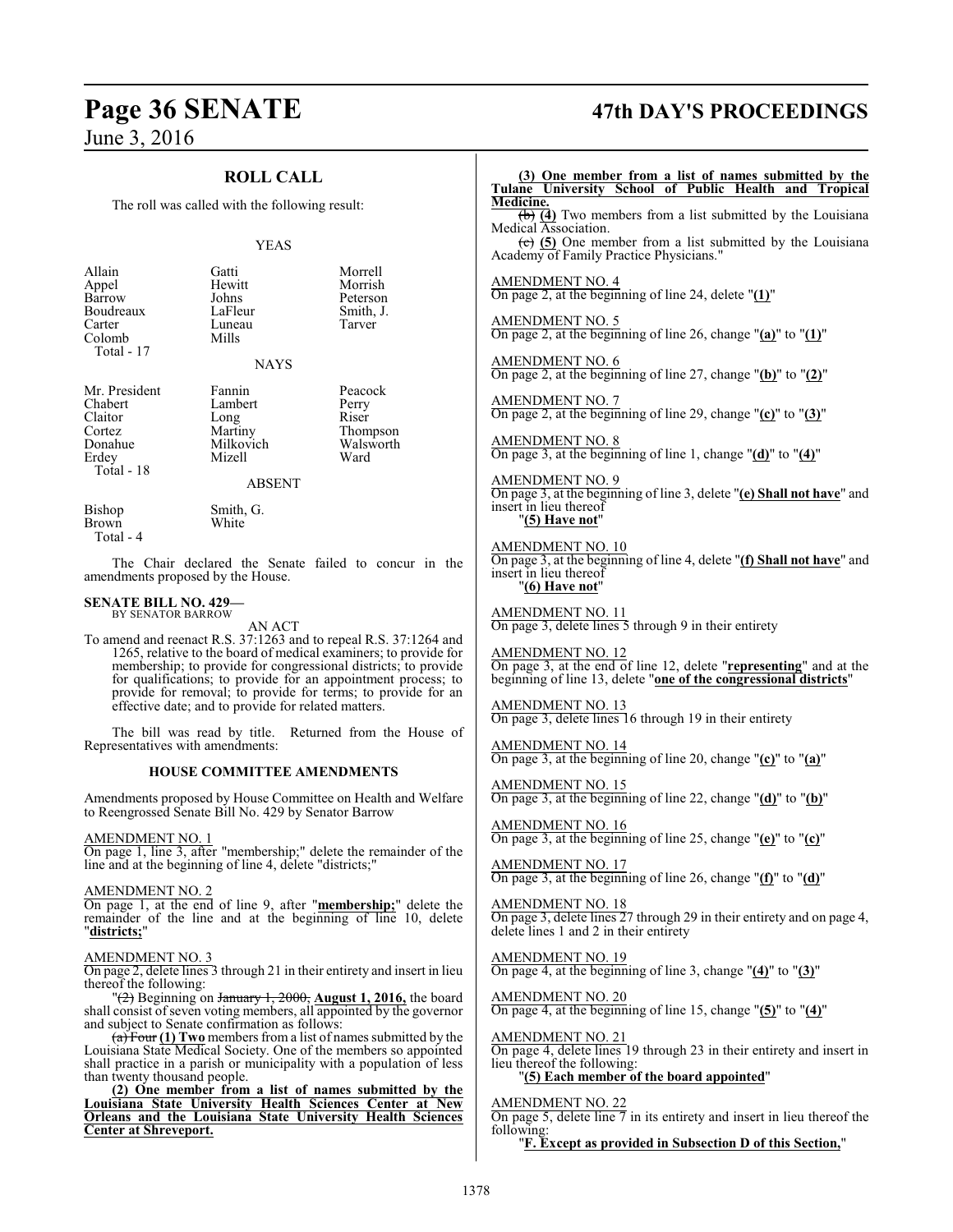## ROLL CALL

The roll was called with the following result:

YEAS

| | | |
|---|---|---|
| Allain | Gatti | Morrell |
| Appel | Hewitt | Morrish |
| Barrow | Johns | Peterson |
| Boudreaux | LaFleur | Smith, J. |
| Carter | Luneau | Tarver |
| Colomb | Mills | |
| Total - 17 | | |

NAYS

| | | |
|---|---|---|
| Mr. President | Fannin | Peacock |
| Chabert | Lambert | Perry |
| Claitor | Long | Riser |
| Cortez | Martiny | Thompson |
| Donahue | Milkovich | Walsworth |
| Erdey | Mizell | Ward |
| Total - 18 | | |

ABSENT

| | |
|---|---|
| Bishop | Smith, G. |
| Brown | White |
| Total - 4 | |

The Chair declared the Senate failed to concur in the amendments proposed by the House.

**SENATE BILL NO. 429—**
BY SENATOR BARROW

AN ACT

To amend and reenact R.S. 37:1263 and to repeal R.S. 37:1264 and 1265, relative to the board of medical examiners; to provide for membership; to provide for congressional districts; to provide for qualifications; to provide for an appointment process; to provide for removal; to provide for terms; to provide for an effective date; and to provide for related matters.

The bill was read by title. Returned from the House of Representatives with amendments:

### HOUSE COMMITTEE AMENDMENTS

Amendments proposed by House Committee on Health and Welfare to Reengrossed Senate Bill No. 429 by Senator Barrow

AMENDMENT NO. 1
On page 1, line 3, after "membership;" delete the remainder of the line and at the beginning of line 4, delete "districts;"

AMENDMENT NO. 2
On page 1, at the end of line 9, after "**membership;**" delete the remainder of the line and at the beginning of line 10, delete "**districts;**"

AMENDMENT NO. 3
On page 2, delete lines 3 through 21 in their entirety and insert in lieu thereof the following:

"~~(2)~~ Beginning on ~~January 1, 2000,~~ **August 1, 2016,** the board shall consist of seven voting members, all appointed by the governor and subject to Senate confirmation as follows:

~~(a) Four~~ **(1) Two** members from a list of names submitted by the Louisiana State Medical Society. One of the members so appointed shall practice in a parish or municipality with a population of less than twenty thousand people.

**(2) One member from a list of names submitted by the Louisiana State University Health Sciences Center at New Orleans and the Louisiana State University Health Sciences Center at Shreveport.**

**(3) One member from a list of names submitted by the Tulane University School of Public Health and Tropical Medicine.**

~~(b)~~ **(4)** Two members from a list submitted by the Louisiana Medical Association.

~~(c)~~ **(5)** One member from a list submitted by the Louisiana Academy of Family Practice Physicians."

AMENDMENT NO. 4
On page 2, at the beginning of line 24, delete "**(1)**"

AMENDMENT NO. 5
On page 2, at the beginning of line 26, change "**(a)**" to "**(1)**"

AMENDMENT NO. 6
On page 2, at the beginning of line 27, change "**(b)**" to "**(2)**"

AMENDMENT NO. 7
On page 2, at the beginning of line 29, change "**(c)**" to "**(3)**"

AMENDMENT NO. 8
On page 3, at the beginning of line 1, change "**(d)**" to "**(4)**"

AMENDMENT NO. 9
On page 3, at the beginning of line 3, delete "**(e) Shall not have**" and insert in lieu thereof
"**(5) Have not**"

AMENDMENT NO. 10
On page 3, at the beginning of line 4, delete "**(f) Shall not have**" and insert in lieu thereof
"**(6) Have not**"

AMENDMENT NO. 11
On page 3, delete lines 5 through 9 in their entirety

AMENDMENT NO. 12
On page 3, at the end of line 12, delete "**representing**" and at the beginning of line 13, delete "**one of the congressional districts**"

AMENDMENT NO. 13
On page 3, delete lines 16 through 19 in their entirety

AMENDMENT NO. 14
On page 3, at the beginning of line 20, change "**(c)**" to "**(a)**"

AMENDMENT NO. 15
On page 3, at the beginning of line 22, change "**(d)**" to "**(b)**"

AMENDMENT NO. 16
On page 3, at the beginning of line 25, change "**(e)**" to "**(c)**"

AMENDMENT NO. 17
On page 3, at the beginning of line 26, change "**(f)**" to "**(d)**"

AMENDMENT NO. 18
On page 3, delete lines 27 through 29 in their entirety and on page 4, delete lines 1 and 2 in their entirety

AMENDMENT NO. 19
On page 4, at the beginning of line 3, change "**(4)**" to "**(3)**"

AMENDMENT NO. 20
On page 4, at the beginning of line 15, change "**(5)**" to "**(4)**"

AMENDMENT NO. 21
On page 4, delete lines 19 through 23 in their entirety and insert in lieu thereof the following:
"**(5) Each member of the board appointed**"

AMENDMENT NO. 22
On page 5, delete line 7 in its entirety and insert in lieu thereof the following:
"**F. Except as provided in Subsection D of this Section,**"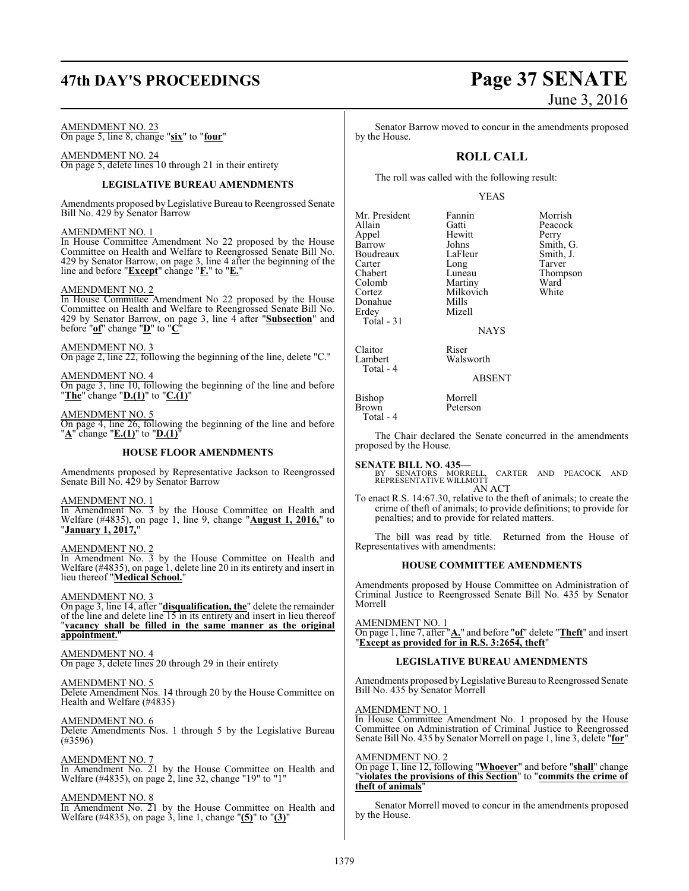AMENDMENT NO. 23
On page 5, line 8, change "**six**" to "**four**"

AMENDMENT NO. 24
On page 5, delete lines 10 through 21 in their entirety

## LEGISLATIVE BUREAU AMENDMENTS

Amendments proposed by Legislative Bureau to Reengrossed Senate Bill No. 429 by Senator Barrow

AMENDMENT NO. 1
In House Committee Amendment No 22 proposed by the House Committee on Health and Welfare to Reengrossed Senate Bill No. 429 by Senator Barrow, on page 3, line 4 after the beginning of the line and before "**Except**" change "**F.**" to "**E.**"

AMENDMENT NO. 2
In House Committee Amendment No 22 proposed by the House Committee on Health and Welfare to Reengrossed Senate Bill No. 429 by Senator Barrow, on page 3, line 4 after "**Subsection**" and before "**of**" change "**D**" to "**C**"

AMENDMENT NO. 3
On page 2, line 22, following the beginning of the line, delete "C."

AMENDMENT NO. 4
On page 3, line 10, following the beginning of the line and before "**The**" change "**D.(1)**" to "**C.(1)**"

AMENDMENT NO. 5
On page 4, line 26, following the beginning of the line and before "**A**" change "**E.(1)**" to "**D.(1)**"

## HOUSE FLOOR AMENDMENTS

Amendments proposed by Representative Jackson to Reengrossed Senate Bill No. 429 by Senator Barrow

AMENDMENT NO. 1
In Amendment No. 3 by the House Committee on Health and Welfare (#4835), on page 1, line 9, change "**August 1, 2016,**" to "**January 1, 2017,**"

AMENDMENT NO. 2
In Amendment No. 3 by the House Committee on Health and Welfare (#4835), on page 1, delete line 20 in its entirety and insert in lieu thereof "**Medical School.**"

AMENDMENT NO. 3
On page 3, line 14, after "**disqualification, the**" delete the remainder of the line and delete line 15 in its entirety and insert in lieu thereof "**vacancy shall be filled in the same manner as the original appointment.**"

AMENDMENT NO. 4
On page 3, delete lines 20 through 29 in their entirety

AMENDMENT NO. 5
Delete Amendment Nos. 14 through 20 by the House Committee on Health and Welfare (#4835)

AMENDMENT NO. 6
Delete Amendments Nos. 1 through 5 by the Legislative Bureau (#3596)

AMENDMENT NO. 7
In Amendment No. 21 by the House Committee on Health and Welfare (#4835), on page 2, line 32, change "19" to "1"

AMENDMENT NO. 8
In Amendment No. 21 by the House Committee on Health and Welfare (#4835), on page 3, line 1, change "**(5)**" to "**(3)**"

Senator Barrow moved to concur in the amendments proposed by the House.

## ROLL CALL

The roll was called with the following result:

YEAS

| | | |
|---|---|---|
| Mr. President | Fannin | Morrish |
| Allain | Gatti | Peacock |
| Appel | Hewitt | Perry |
| Barrow | Johns | Smith, G. |
| Boudreaux | LaFleur | Smith, J. |
| Carter | Long | Tarver |
| Chabert | Luneau | Thompson |
| Colomb | Martiny | Ward |
| Cortez | Milkovich | White |
| Donahue | Mills | |
| Erdey | Mizell | |
| Total - 31 | | |

NAYS

| | |
|---|---|
| Claitor | Riser |
| Lambert | Walsworth |
| Total - 4 | |

ABSENT

| | |
|---|---|
| Bishop | Morrell |
| Brown | Peterson |
| Total - 4 | |

The Chair declared the Senate concurred in the amendments proposed by the House.

**SENATE BILL NO. 435—**
BY SENATORS MORRELL, CARTER AND PEACOCK AND REPRESENTATIVE WILLMOTT
AN ACT
To enact R.S. 14:67.30, relative to the theft of animals; to create the crime of theft of animals; to provide definitions; to provide for penalties; and to provide for related matters.

The bill was read by title. Returned from the House of Representatives with amendments:

## HOUSE COMMITTEE AMENDMENTS

Amendments proposed by House Committee on Administration of Criminal Justice to Reengrossed Senate Bill No. 435 by Senator Morrell

AMENDMENT NO. 1
On page 1, line 7, after "**A.**" and before "**of**" delete "**Theft**" and insert "**Except as provided for in R.S. 3:2654, theft**"

## LEGISLATIVE BUREAU AMENDMENTS

Amendments proposed by Legislative Bureau to Reengrossed Senate Bill No. 435 by Senator Morrell

AMENDMENT NO. 1
In House Committee Amendment No. 1 proposed by the House Committee on Administration of Criminal Justice to Reengrossed Senate Bill No. 435 by Senator Morrell on page 1, line 3, delete "**for**"

AMENDMENT NO. 2
On page 1, line 12, following "**Whoever**" and before "**shall**" change "**violates the provisions of this Section**" to "**commits the crime of theft of animals**"

Senator Morrell moved to concur in the amendments proposed by the House.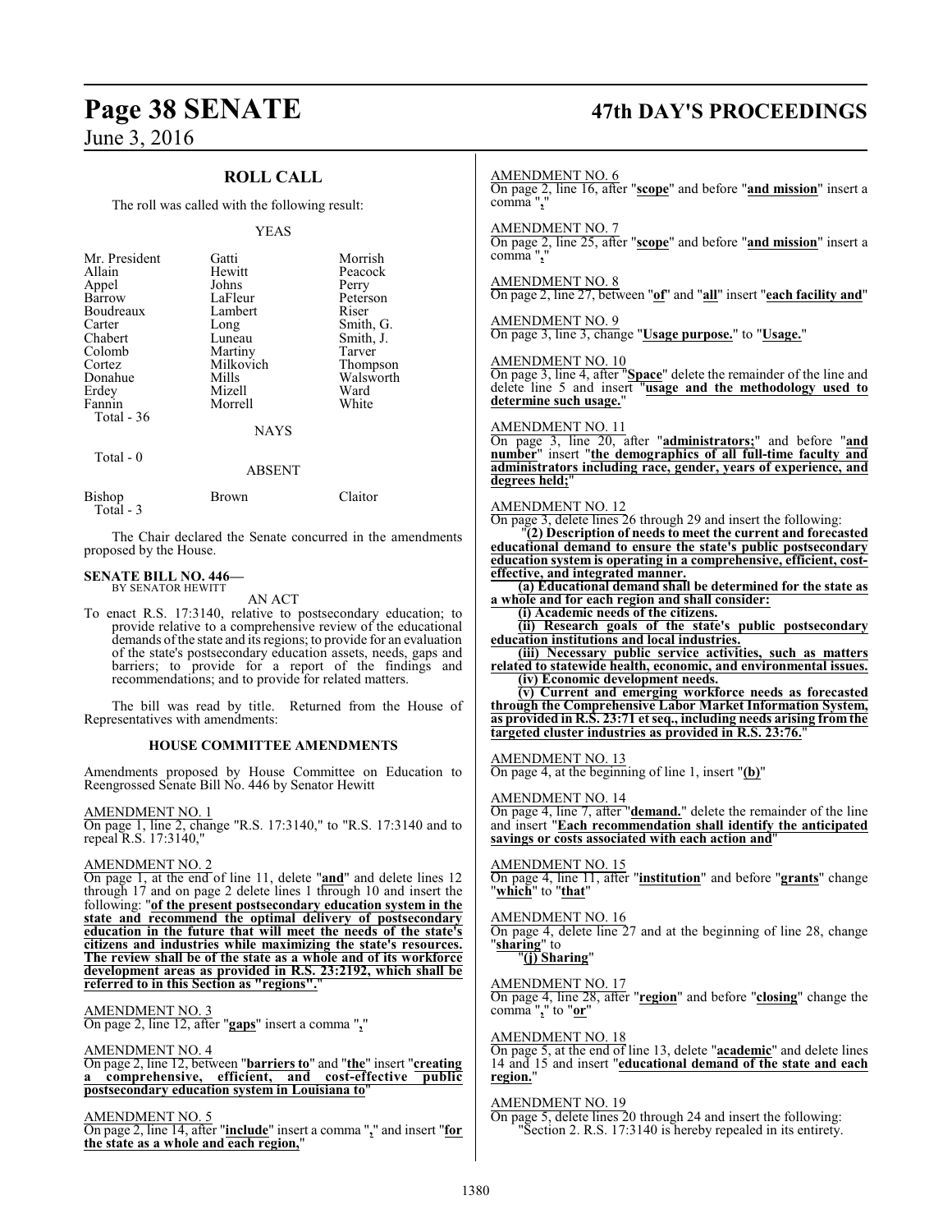## ROLL CALL

The roll was called with the following result:

YEAS

| | | |
|---|---|---|
| Mr. President | Gatti | Morrish |
| Allain | Hewitt | Peacock |
| Appel | Johns | Perry |
| Barrow | LaFleur | Peterson |
| Boudreaux | Lambert | Riser |
| Carter | Long | Smith, G. |
| Chabert | Luneau | Smith, J. |
| Colomb | Martiny | Tarver |
| Cortez | Milkovich | Thompson |
| Donahue | Mills | Walsworth |
| Erdey | Mizell | Ward |
| Fannin | Morrell | White |

Total - 36

NAYS

Total - 0

ABSENT

| | | |
|---|---|---|
| Bishop | Brown | Claitor |

Total - 3

The Chair declared the Senate concurred in the amendments proposed by the House.

**SENATE BILL NO. 446—**
BY SENATOR HEWITT

AN ACT

To enact R.S. 17:3140, relative to postsecondary education; to provide relative to a comprehensive review of the educational demands of the state and its regions; to provide for an evaluation of the state's postsecondary education assets, needs, gaps and barriers; to provide for a report of the findings and recommendations; and to provide for related matters.

The bill was read by title. Returned from the House of Representatives with amendments:

### HOUSE COMMITTEE AMENDMENTS

Amendments proposed by House Committee on Education to Reengrossed Senate Bill No. 446 by Senator Hewitt

AMENDMENT NO. 1

On page 1, line 2, change "R.S. 17:3140," to "R.S. 17:3140 and to repeal R.S. 17:3140,"

AMENDMENT NO. 2

On page 1, at the end of line 11, delete "**and**" and delete lines 12 through 17 and on page 2 delete lines 1 through 10 and insert the following: "**of the present postsecondary education system in the state and recommend the optimal delivery of postsecondary education in the future that will meet the needs of the state's citizens and industries while maximizing the state's resources. The review shall be of the state as a whole and of its workforce development areas as provided in R.S. 23:2192, which shall be referred to in this Section as "regions".**"

AMENDMENT NO. 3

On page 2, line 12, after "**gaps**" insert a comma "**,**"

AMENDMENT NO. 4

On page 2, line 12, between "**barriers to**" and "**the**" insert "**creating a comprehensive, efficient, and cost-effective public postsecondary education system in Louisiana to**"

AMENDMENT NO. 5

On page 2, line 14, after "**include**" insert a comma "**,**" and insert "**for the state as a whole and each region,**"

AMENDMENT NO. 6

On page 2, line 16, after "**scope**" and before "**and mission**" insert a comma "**,**"

AMENDMENT NO. 7

On page 2, line 25, after "**scope**" and before "**and mission**" insert a comma "**,**"

AMENDMENT NO. 8

On page 2, line 27, between "**of**" and "**all**" insert "**each facility and**"

AMENDMENT NO. 9

On page 3, line 3, change "**Usage purpose.**" to "**Usage.**"

AMENDMENT NO. 10

On page 3, line 4, after "**Space**" delete the remainder of the line and delete line 5 and insert "**usage and the methodology used to determine such usage.**"

AMENDMENT NO. 11

On page 3, line 20, after "**administrators;**" and before "**and number**" insert "**the demographics of all full-time faculty and administrators including race, gender, years of experience, and degrees held;**"

AMENDMENT NO. 12

On page 3, delete lines 26 through 29 and insert the following:

"**(2) Description of needs to meet the current and forecasted educational demand to ensure the state's public postsecondary education system is operating in a comprehensive, efficient, cost-effective, and integrated manner.**

**(a) Educational demand shall be determined for the state as a whole and for each region and shall consider:**

**(i) Academic needs of the citizens.**

**(ii) Research goals of the state's public postsecondary education institutions and local industries.**

**(iii) Necessary public service activities, such as matters related to statewide health, economic, and environmental issues.**

**(iv) Economic development needs.**

**(v) Current and emerging workforce needs as forecasted through the Comprehensive Labor Market Information System, as provided in R.S. 23:71 et seq., including needs arising from the targeted cluster industries as provided in R.S. 23:76.**"

AMENDMENT NO. 13

On page 4, at the beginning of line 1, insert "**(b)**"

AMENDMENT NO. 14

On page 4, line 7, after "**demand.**" delete the remainder of the line and insert "**Each recommendation shall identify the anticipated savings or costs associated with each action and**"

AMENDMENT NO. 15

On page 4, line 11, after "**institution**" and before "**grants**" change "**which**" to "**that**"

AMENDMENT NO. 16

On page 4, delete line 27 and at the beginning of line 28, change "**sharing**" to

"**(j) Sharing**"

AMENDMENT NO. 17

On page 4, line 28, after "**region**" and before "**closing**" change the comma "**,**" to "**or**"

AMENDMENT NO. 18

On page 5, at the end of line 13, delete "**academic**" and delete lines 14 and 15 and insert "**educational demand of the state and each region.**"

AMENDMENT NO. 19

On page 5, delete lines 20 through 24 and insert the following:

"Section 2. R.S. 17:3140 is hereby repealed in its entirety.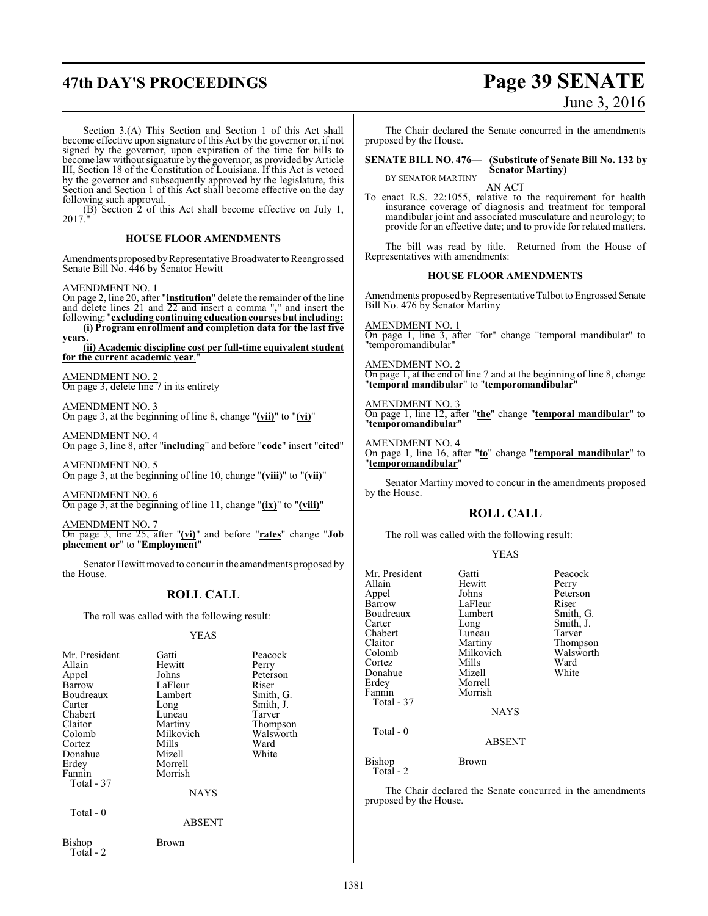Section 3.(A) This Section and Section 1 of this Act shall become effective upon signature of this Act by the governor or, if not signed by the governor, upon expiration of the time for bills to become law without signature by the governor, as provided by Article III, Section 18 of the Constitution of Louisiana. If this Act is vetoed by the governor and subsequently approved by the legislature, this Section and Section 1 of this Act shall become effective on the day following such approval.

(B) Section 2 of this Act shall become effective on July 1, 2017."

### HOUSE FLOOR AMENDMENTS

Amendments proposed by Representative Broadwater to Reengrossed Senate Bill No. 446 by Senator Hewitt

AMENDMENT NO. 1
On page 2, line 20, after "**institution**" delete the remainder of the line and delete lines 21 and 22 and insert a comma "**,**" and insert the following: "**excluding continuing education courses but including:**
**(i) Program enrollment and completion data for the last five years.**
**(ii) Academic discipline cost per full-time equivalent student for the current academic year**."

AMENDMENT NO. 2
On page 3, delete line 7 in its entirety

AMENDMENT NO. 3
On page 3, at the beginning of line 8, change "**(vii)**" to "**(vi)**"

AMENDMENT NO. 4
On page 3, line 8, after "**including**" and before "**code**" insert "**cited**"

AMENDMENT NO. 5
On page 3, at the beginning of line 10, change "**(viii)**" to "**(vii)**"

AMENDMENT NO. 6
On page 3, at the beginning of line 11, change "**(ix)**" to "**(viii)**"

AMENDMENT NO. 7
On page 3, line 25, after "**(vi)**" and before "**rates**" change "**Job placement or**" to "**Employment**"

Senator Hewitt moved to concur in the amendments proposed by the House.

## ROLL CALL

The roll was called with the following result:

YEAS

| | | |
|---|---|---|
| Mr. President | Gatti | Peacock |
| Allain | Hewitt | Perry |
| Appel | Johns | Peterson |
| Barrow | LaFleur | Riser |
| Boudreaux | Lambert | Smith, G. |
| Carter | Long | Smith, J. |
| Chabert | Luneau | Tarver |
| Claitor | Martiny | Thompson |
| Colomb | Milkovich | Walsworth |
| Cortez | Mills | Ward |
| Donahue | Mizell | White |
| Erdey | Morrell | |
| Fannin | Morrish | |

Total - 37

NAYS

Total - 0

ABSENT

Bishop Brown
Total - 2

The Chair declared the Senate concurred in the amendments proposed by the House.

**SENATE BILL NO. 476— (Substitute of Senate Bill No. 132 by Senator Martiny)**
BY SENATOR MARTINY

AN ACT

To enact R.S. 22:1055, relative to the requirement for health insurance coverage of diagnosis and treatment for temporal mandibular joint and associated musculature and neurology; to provide for an effective date; and to provide for related matters.

The bill was read by title. Returned from the House of Representatives with amendments:

### HOUSE FLOOR AMENDMENTS

Amendments proposed by Representative Talbot to Engrossed Senate Bill No. 476 by Senator Martiny

AMENDMENT NO. 1
On page 1, line 3, after "for" change "temporal mandibular" to "temporomandibular"

AMENDMENT NO. 2
On page 1, at the end of line 7 and at the beginning of line 8, change "**temporal mandibular**" to "**temporomandibular**"

AMENDMENT NO. 3
On page 1, line 12, after "**the**" change "**temporal mandibular**" to "**temporomandibular**"

AMENDMENT NO. 4
On page 1, line 16, after "**to**" change "**temporal mandibular**" to "**temporomandibular**"

Senator Martiny moved to concur in the amendments proposed by the House.

## ROLL CALL

The roll was called with the following result:

YEAS

| | | |
|---|---|---|
| Mr. President | Gatti | Peacock |
| Allain | Hewitt | Perry |
| Appel | Johns | Peterson |
| Barrow | LaFleur | Riser |
| Boudreaux | Lambert | Smith, G. |
| Carter | Long | Smith, J. |
| Chabert | Luneau | Tarver |
| Claitor | Martiny | Thompson |
| Colomb | Milkovich | Walsworth |
| Cortez | Mills | Ward |
| Donahue | Mizell | White |
| Erdey | Morrell | |
| Fannin | Morrish | |

Total - 37

NAYS

Total - 0

ABSENT

Bishop Brown
Total - 2

The Chair declared the Senate concurred in the amendments proposed by the House.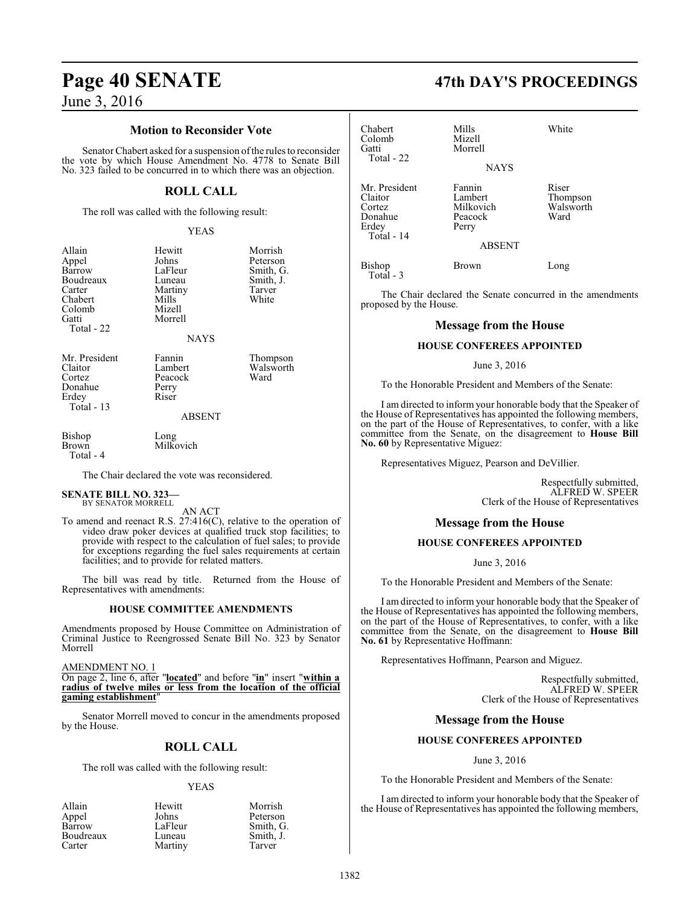## Motion to Reconsider Vote

Senator Chabert asked for a suspension of the rules to reconsider the vote by which House Amendment No. 4778 to Senate Bill No. 323 failed to be concurred in to which there was an objection.

## ROLL CALL

The roll was called with the following result:

YEAS

| | | |
|---|---|---|
| Allain | Hewitt | Morrish |
| Appel | Johns | Peterson |
| Barrow | LaFleur | Smith, G. |
| Boudreaux | Luneau | Smith, J. |
| Carter | Martiny | Tarver |
| Chabert | Mills | White |
| Colomb | Mizell | |
| Gatti | Morrell | |
| Total - 22 | | |

NAYS

| | | |
|---|---|---|
| Mr. President | Fannin | Thompson |
| Claitor | Lambert | Walsworth |
| Cortez | Peacock | Ward |
| Donahue | Perry | |
| Erdey | Riser | |
| Total - 13 | | |

ABSENT

| | |
|---|---|
| Bishop | Long |
| Brown | Milkovich |
| Total - 4 | |

The Chair declared the vote was reconsidered.

**SENATE BILL NO. 323—**
BY SENATOR MORRELL

AN ACT

To amend and reenact R.S. 27:416(C), relative to the operation of video draw poker devices at qualified truck stop facilities; to provide with respect to the calculation of fuel sales; to provide for exceptions regarding the fuel sales requirements at certain facilities; and to provide for related matters.

The bill was read by title. Returned from the House of Representatives with amendments:

### HOUSE COMMITTEE AMENDMENTS

Amendments proposed by House Committee on Administration of Criminal Justice to Reengrossed Senate Bill No. 323 by Senator Morrell

AMENDMENT NO. 1

On page 2, line 6, after "**located**" and before "**in**" insert "**within a radius of twelve miles or less from the location of the official gaming establishment**"

Senator Morrell moved to concur in the amendments proposed by the House.

## ROLL CALL

The roll was called with the following result:

YEAS

| | | |
|---|---|---|
| Allain | Hewitt | Morrish |
| Appel | Johns | Peterson |
| Barrow | LaFleur | Smith, G. |
| Boudreaux | Luneau | Smith, J. |
| Carter | Martiny | Tarver |
| Chabert | Mills | White |
| Colomb | Mizell | |
| Gatti | Morrell | |
| Total - 22 | | |

NAYS

| | | |
|---|---|---|
| Mr. President | Fannin | Riser |
| Claitor | Lambert | Thompson |
| Cortez | Milkovich | Walsworth |
| Donahue | Peacock | Ward |
| Erdey | Perry | |
| Total - 14 | | |

ABSENT

| | | |
|---|---|---|
| Bishop | Brown | Long |
| Total - 3 | | |

The Chair declared the Senate concurred in the amendments proposed by the House.

## Message from the House

### HOUSE CONFEREES APPOINTED

June 3, 2016

To the Honorable President and Members of the Senate:

I am directed to inform your honorable body that the Speaker of the House of Representatives has appointed the following members, on the part of the House of Representatives, to confer, with a like committee from the Senate, on the disagreement to **House Bill No. 60** by Representative Miguez:

Representatives Miguez, Pearson and DeVillier.

Respectfully submitted,
ALFRED W. SPEER
Clerk of the House of Representatives

## Message from the House

### HOUSE CONFEREES APPOINTED

June 3, 2016

To the Honorable President and Members of the Senate:

I am directed to inform your honorable body that the Speaker of the House of Representatives has appointed the following members, on the part of the House of Representatives, to confer, with a like committee from the Senate, on the disagreement to **House Bill No. 61** by Representative Hoffmann:

Representatives Hoffmann, Pearson and Miguez.

Respectfully submitted,
ALFRED W. SPEER
Clerk of the House of Representatives

## Message from the House

### HOUSE CONFEREES APPOINTED

June 3, 2016

To the Honorable President and Members of the Senate:

I am directed to inform your honorable body that the Speaker of the House of Representatives has appointed the following members,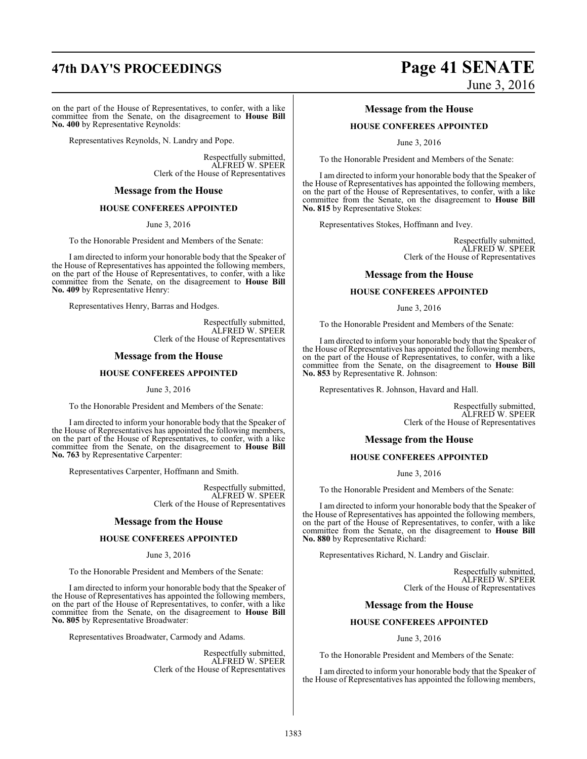on the part of the House of Representatives, to confer, with a like committee from the Senate, on the disagreement to **House Bill No. 400** by Representative Reynolds:

Representatives Reynolds, N. Landry and Pope.

Respectfully submitted,
ALFRED W. SPEER
Clerk of the House of Representatives

## Message from the House

### HOUSE CONFEREES APPOINTED

June 3, 2016

To the Honorable President and Members of the Senate:

I am directed to inform your honorable body that the Speaker of the House of Representatives has appointed the following members, on the part of the House of Representatives, to confer, with a like committee from the Senate, on the disagreement to **House Bill No. 409** by Representative Henry:

Representatives Henry, Barras and Hodges.

Respectfully submitted,
ALFRED W. SPEER
Clerk of the House of Representatives

## Message from the House

### HOUSE CONFEREES APPOINTED

June 3, 2016

To the Honorable President and Members of the Senate:

I am directed to inform your honorable body that the Speaker of the House of Representatives has appointed the following members, on the part of the House of Representatives, to confer, with a like committee from the Senate, on the disagreement to **House Bill No. 763** by Representative Carpenter:

Representatives Carpenter, Hoffmann and Smith.

Respectfully submitted,
ALFRED W. SPEER
Clerk of the House of Representatives

## Message from the House

### HOUSE CONFEREES APPOINTED

June 3, 2016

To the Honorable President and Members of the Senate:

I am directed to inform your honorable body that the Speaker of the House of Representatives has appointed the following members, on the part of the House of Representatives, to confer, with a like committee from the Senate, on the disagreement to **House Bill No. 805** by Representative Broadwater:

Representatives Broadwater, Carmody and Adams.

Respectfully submitted,
ALFRED W. SPEER
Clerk of the House of Representatives

## Message from the House

### HOUSE CONFEREES APPOINTED

June 3, 2016

To the Honorable President and Members of the Senate:

I am directed to inform your honorable body that the Speaker of the House of Representatives has appointed the following members, on the part of the House of Representatives, to confer, with a like committee from the Senate, on the disagreement to **House Bill No. 815** by Representative Stokes:

Representatives Stokes, Hoffmann and Ivey.

Respectfully submitted,
ALFRED W. SPEER
Clerk of the House of Representatives

## Message from the House

### HOUSE CONFEREES APPOINTED

June 3, 2016

To the Honorable President and Members of the Senate:

I am directed to inform your honorable body that the Speaker of the House of Representatives has appointed the following members, on the part of the House of Representatives, to confer, with a like committee from the Senate, on the disagreement to **House Bill No. 853** by Representative R. Johnson:

Representatives R. Johnson, Havard and Hall.

Respectfully submitted,
ALFRED W. SPEER
Clerk of the House of Representatives

## Message from the House

### HOUSE CONFEREES APPOINTED

June 3, 2016

To the Honorable President and Members of the Senate:

I am directed to inform your honorable body that the Speaker of the House of Representatives has appointed the following members, on the part of the House of Representatives, to confer, with a like committee from the Senate, on the disagreement to **House Bill No. 880** by Representative Richard:

Representatives Richard, N. Landry and Gisclair.

Respectfully submitted,
ALFRED W. SPEER
Clerk of the House of Representatives

## Message from the House

### HOUSE CONFEREES APPOINTED

June 3, 2016

To the Honorable President and Members of the Senate:

I am directed to inform your honorable body that the Speaker of the House of Representatives has appointed the following members,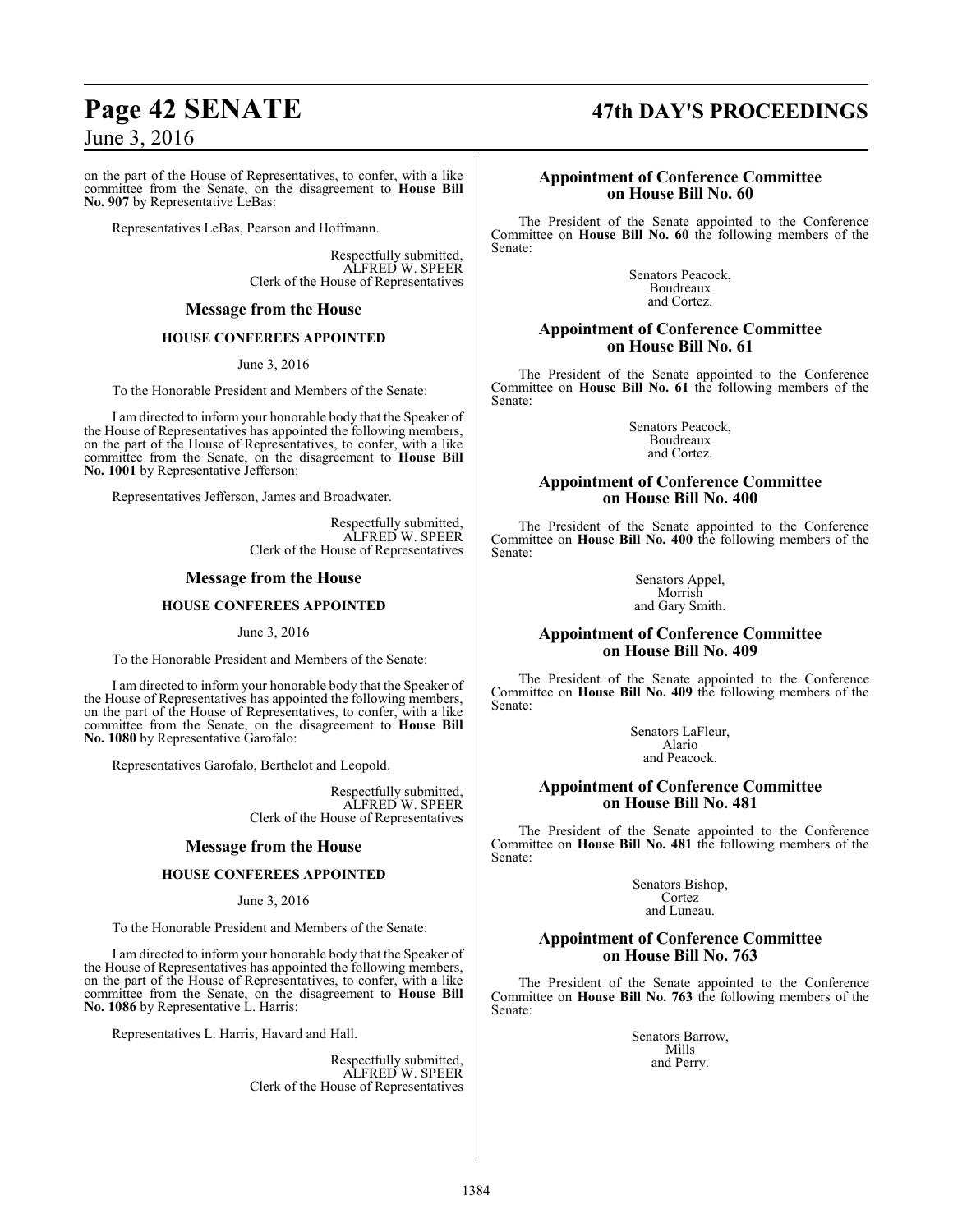on the part of the House of Representatives, to confer, with a like committee from the Senate, on the disagreement to **House Bill No. 907** by Representative LeBas:

Representatives LeBas, Pearson and Hoffmann.

Respectfully submitted,
ALFRED W. SPEER
Clerk of the House of Representatives

## Message from the House

### HOUSE CONFEREES APPOINTED

June 3, 2016

To the Honorable President and Members of the Senate:

I am directed to inform your honorable body that the Speaker of the House of Representatives has appointed the following members, on the part of the House of Representatives, to confer, with a like committee from the Senate, on the disagreement to **House Bill No. 1001** by Representative Jefferson:

Representatives Jefferson, James and Broadwater.

Respectfully submitted,
ALFRED W. SPEER
Clerk of the House of Representatives

## Message from the House

### HOUSE CONFEREES APPOINTED

June 3, 2016

To the Honorable President and Members of the Senate:

I am directed to inform your honorable body that the Speaker of the House of Representatives has appointed the following members, on the part of the House of Representatives, to confer, with a like committee from the Senate, on the disagreement to **House Bill No. 1080** by Representative Garofalo:

Representatives Garofalo, Berthelot and Leopold.

Respectfully submitted,
ALFRED W. SPEER
Clerk of the House of Representatives

## Message from the House

### HOUSE CONFEREES APPOINTED

June 3, 2016

To the Honorable President and Members of the Senate:

I am directed to inform your honorable body that the Speaker of the House of Representatives has appointed the following members, on the part of the House of Representatives, to confer, with a like committee from the Senate, on the disagreement to **House Bill No. 1086** by Representative L. Harris:

Representatives L. Harris, Havard and Hall.

Respectfully submitted,
ALFRED W. SPEER
Clerk of the House of Representatives

## Appointment of Conference Committee on House Bill No. 60

The President of the Senate appointed to the Conference Committee on **House Bill No. 60** the following members of the Senate:

Senators Peacock,
Boudreaux
and Cortez.

## Appointment of Conference Committee on House Bill No. 61

The President of the Senate appointed to the Conference Committee on **House Bill No. 61** the following members of the Senate:

Senators Peacock,
Boudreaux
and Cortez.

## Appointment of Conference Committee on House Bill No. 400

The President of the Senate appointed to the Conference Committee on **House Bill No. 400** the following members of the Senate:

Senators Appel,
Morrish
and Gary Smith.

## Appointment of Conference Committee on House Bill No. 409

The President of the Senate appointed to the Conference Committee on **House Bill No. 409** the following members of the Senate:

Senators LaFleur,
Alario
and Peacock.

## Appointment of Conference Committee on House Bill No. 481

The President of the Senate appointed to the Conference Committee on **House Bill No. 481** the following members of the Senate:

Senators Bishop,
Cortez
and Luneau.

## Appointment of Conference Committee on House Bill No. 763

The President of the Senate appointed to the Conference Committee on **House Bill No. 763** the following members of the Senate:

Senators Barrow,
Mills
and Perry.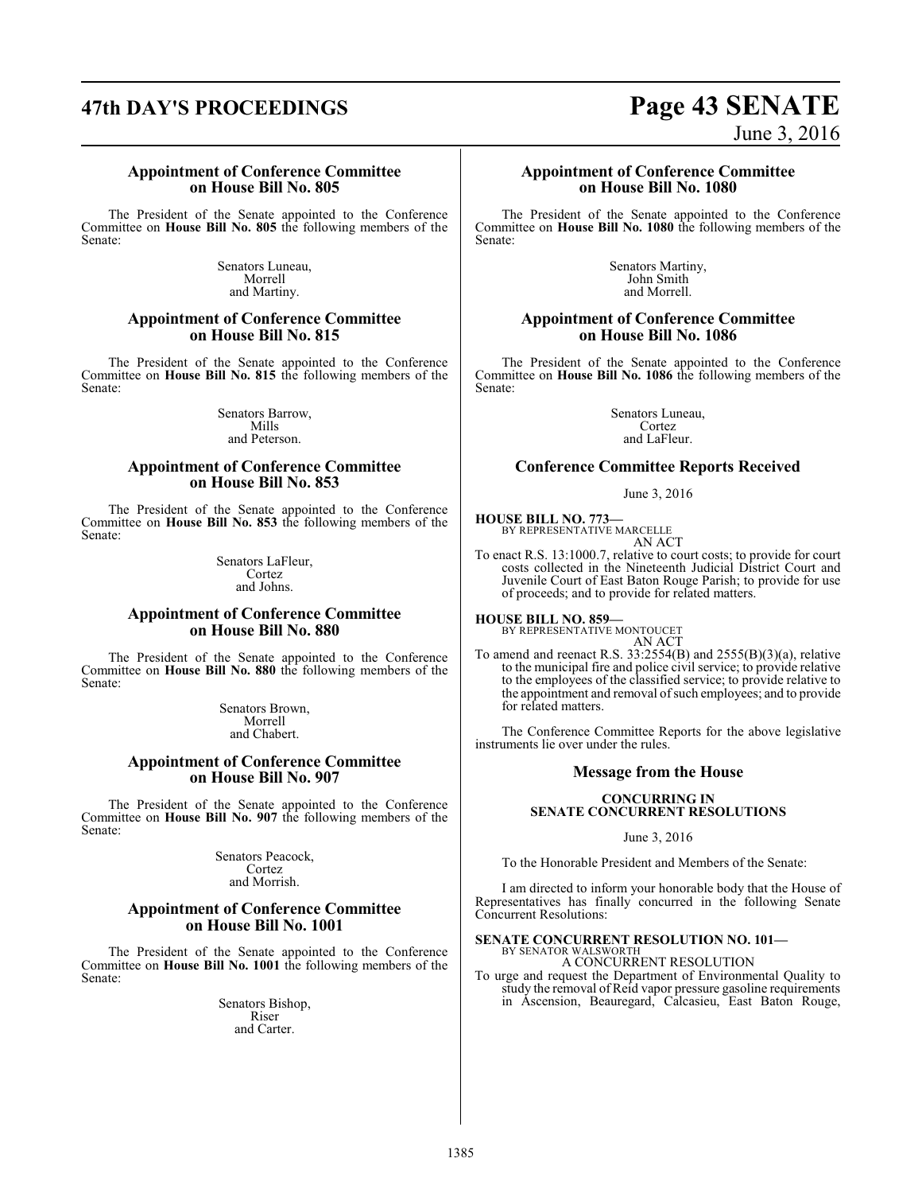### Appointment of Conference Committee on House Bill No. 805

The President of the Senate appointed to the Conference Committee on **House Bill No. 805** the following members of the Senate:

Senators Luneau,
Morrell
and Martiny.

### Appointment of Conference Committee on House Bill No. 815

The President of the Senate appointed to the Conference Committee on **House Bill No. 815** the following members of the Senate:

Senators Barrow,
Mills
and Peterson.

### Appointment of Conference Committee on House Bill No. 853

The President of the Senate appointed to the Conference Committee on **House Bill No. 853** the following members of the Senate:

Senators LaFleur,
Cortez
and Johns.

### Appointment of Conference Committee on House Bill No. 880

The President of the Senate appointed to the Conference Committee on **House Bill No. 880** the following members of the Senate:

Senators Brown,
Morrell
and Chabert.

### Appointment of Conference Committee on House Bill No. 907

The President of the Senate appointed to the Conference Committee on **House Bill No. 907** the following members of the Senate:

Senators Peacock,
Cortez
and Morrish.

### Appointment of Conference Committee on House Bill No. 1001

The President of the Senate appointed to the Conference Committee on **House Bill No. 1001** the following members of the Senate:

Senators Bishop,
Riser
and Carter.

### Appointment of Conference Committee on House Bill No. 1080

The President of the Senate appointed to the Conference Committee on **House Bill No. 1080** the following members of the Senate:

Senators Martiny,
John Smith
and Morrell.

### Appointment of Conference Committee on House Bill No. 1086

The President of the Senate appointed to the Conference Committee on **House Bill No. 1086** the following members of the Senate:

Senators Luneau,
Cortez
and LaFleur.

## Conference Committee Reports Received

June 3, 2016

**HOUSE BILL NO. 773—**
BY REPRESENTATIVE MARCELLE
AN ACT

To enact R.S. 13:1000.7, relative to court costs; to provide for court costs collected in the Nineteenth Judicial District Court and Juvenile Court of East Baton Rouge Parish; to provide for use of proceeds; and to provide for related matters.

**HOUSE BILL NO. 859—**
BY REPRESENTATIVE MONTOUCET
AN ACT

To amend and reenact R.S. 33:2554(B) and 2555(B)(3)(a), relative to the municipal fire and police civil service; to provide relative to the employees of the classified service; to provide relative to the appointment and removal of such employees; and to provide for related matters.

The Conference Committee Reports for the above legislative instruments lie over under the rules.

## Message from the House

**CONCURRING IN SENATE CONCURRENT RESOLUTIONS**

June 3, 2016

To the Honorable President and Members of the Senate:

I am directed to inform your honorable body that the House of Representatives has finally concurred in the following Senate Concurrent Resolutions:

**SENATE CONCURRENT RESOLUTION NO. 101—**
BY SENATOR WALSWORTH
A CONCURRENT RESOLUTION

To urge and request the Department of Environmental Quality to study the removal of Reid vapor pressure gasoline requirements in Ascension, Beauregard, Calcasieu, East Baton Rouge,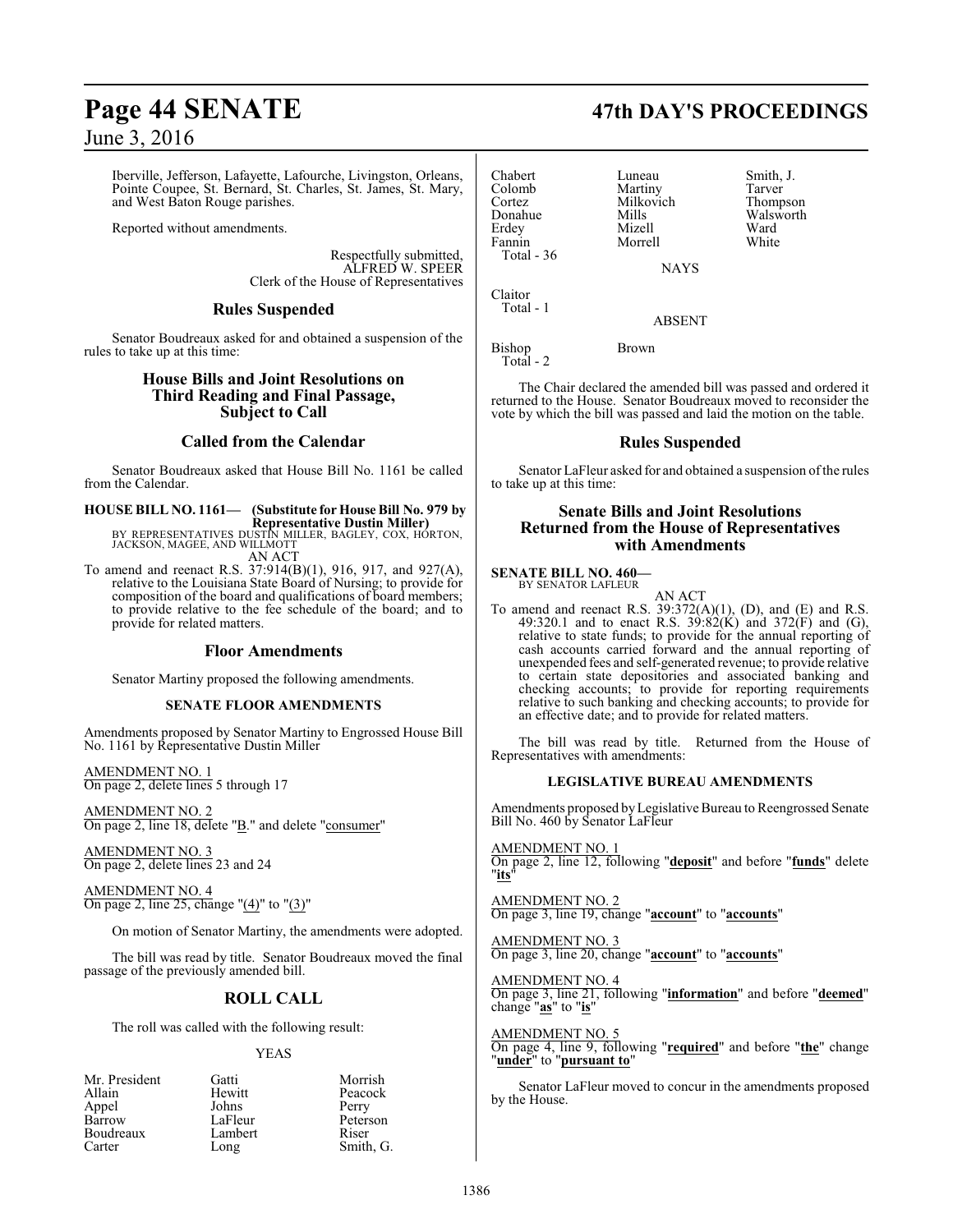Iberville, Jefferson, Lafayette, Lafourche, Livingston, Orleans, Pointe Coupee, St. Bernard, St. Charles, St. James, St. Mary, and West Baton Rouge parishes.

Reported without amendments.

Respectfully submitted,
ALFRED W. SPEER
Clerk of the House of Representatives

## Rules Suspended

Senator Boudreaux asked for and obtained a suspension of the rules to take up at this time:

## House Bills and Joint Resolutions on Third Reading and Final Passage, Subject to Call

## Called from the Calendar

Senator Boudreaux asked that House Bill No. 1161 be called from the Calendar.

**HOUSE BILL NO. 1161— (Substitute for House Bill No. 979 by Representative Dustin Miller)**
BY REPRESENTATIVES DUSTIN MILLER, BAGLEY, COX, HORTON, JACKSON, MAGEE, AND WILLMOTT

AN ACT

To amend and reenact R.S. 37:914(B)(1), 916, 917, and 927(A), relative to the Louisiana State Board of Nursing; to provide for composition of the board and qualifications of board members; to provide relative to the fee schedule of the board; and to provide for related matters.

## Floor Amendments

Senator Martiny proposed the following amendments.

**SENATE FLOOR AMENDMENTS**

Amendments proposed by Senator Martiny to Engrossed House Bill No. 1161 by Representative Dustin Miller

AMENDMENT NO. 1
On page 2, delete lines 5 through 17

AMENDMENT NO. 2
On page 2, line 18, delete "B." and delete "consumer"

AMENDMENT NO. 3
On page 2, delete lines 23 and 24

AMENDMENT NO. 4
On page 2, line 25, change "(4)" to "(3)"

On motion of Senator Martiny, the amendments were adopted.

The bill was read by title. Senator Boudreaux moved the final passage of the previously amended bill.

## ROLL CALL

The roll was called with the following result:

YEAS

| | | |
|---|---|---|
| Mr. President | Gatti | Morrish |
| Allain | Hewitt | Peacock |
| Appel | Johns | Perry |
| Barrow | LaFleur | Peterson |
| Boudreaux | Lambert | Riser |
| Carter | Long | Smith, G. |
| Chabert | Luneau | Smith, J. |
| Colomb | Martiny | Tarver |
| Cortez | Milkovich | Thompson |
| Donahue | Mills | Walsworth |
| Erdey | Mizell | Ward |
| Fannin | Morrell | White |

Total - 36

NAYS

Claitor
Total - 1

ABSENT

Bishop Brown
Total - 2

The Chair declared the amended bill was passed and ordered it returned to the House. Senator Boudreaux moved to reconsider the vote by which the bill was passed and laid the motion on the table.

## Rules Suspended

Senator LaFleur asked for and obtained a suspension of the rules to take up at this time:

## Senate Bills and Joint Resolutions Returned from the House of Representatives with Amendments

**SENATE BILL NO. 460—**
BY SENATOR LAFLEUR

AN ACT

To amend and reenact R.S. 39:372(A)(1), (D), and (E) and R.S. 49:320.1 and to enact R.S. 39:82(K) and 372(F) and (G), relative to state funds; to provide for the annual reporting of cash accounts carried forward and the annual reporting of unexpended fees and self-generated revenue; to provide relative to certain state depositories and associated banking and checking accounts; to provide for reporting requirements relative to such banking and checking accounts; to provide for an effective date; and to provide for related matters.

The bill was read by title. Returned from the House of Representatives with amendments:

**LEGISLATIVE BUREAU AMENDMENTS**

Amendments proposed by Legislative Bureau to Reengrossed Senate Bill No. 460 by Senator LaFleur

AMENDMENT NO. 1
On page 2, line 12, following "**deposit**" and before "**funds**" delete "**its**"

AMENDMENT NO. 2
On page 3, line 19, change "**account**" to "**accounts**"

AMENDMENT NO. 3
On page 3, line 20, change "**account**" to "**accounts**"

AMENDMENT NO. 4
On page 3, line 21, following "**information**" and before "**deemed**" change "**as**" to "**is**"

AMENDMENT NO. 5
On page 4, line 9, following "**required**" and before "**the**" change "**under**" to "**pursuant to**"

Senator LaFleur moved to concur in the amendments proposed by the House.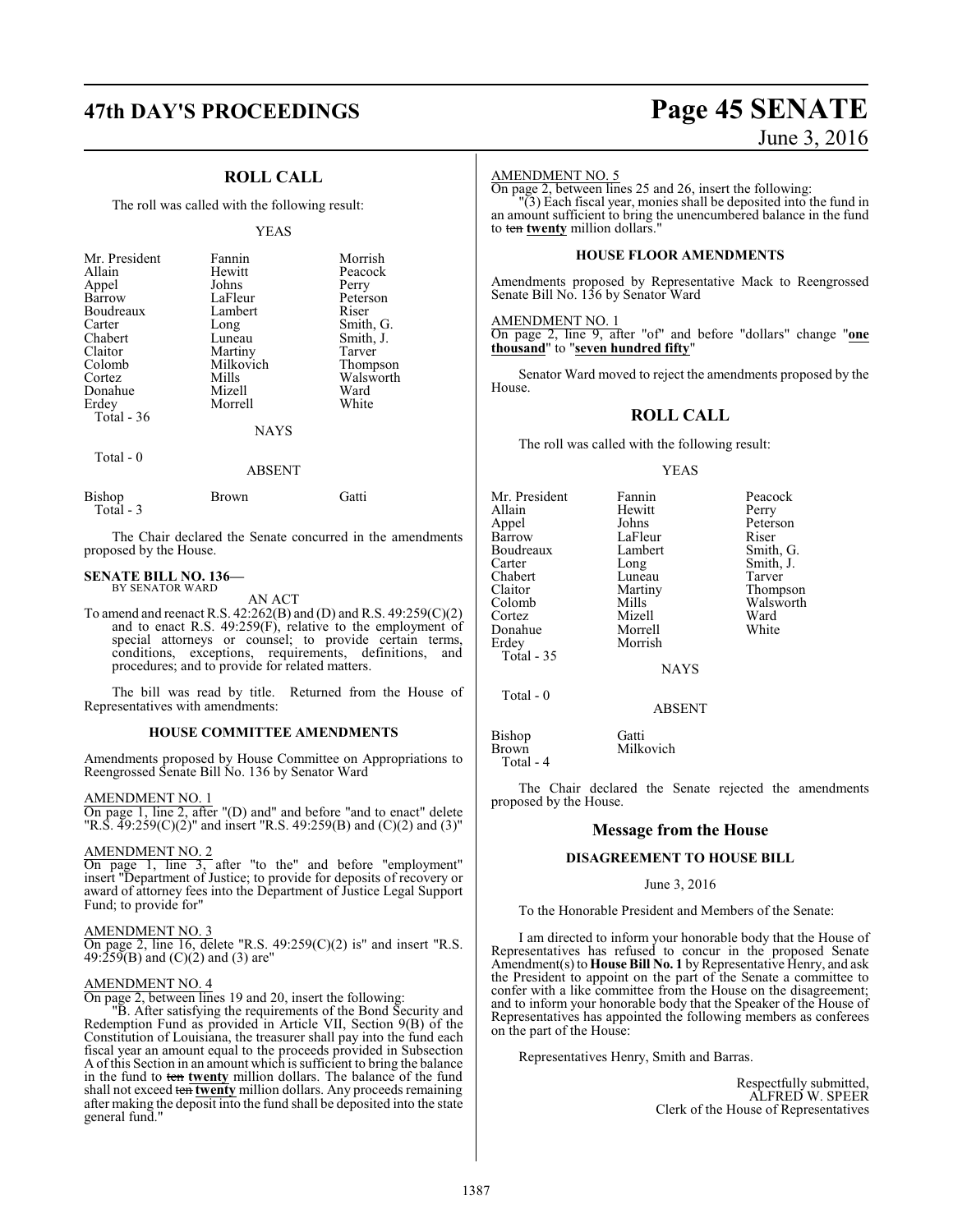## ROLL CALL

The roll was called with the following result:

YEAS

| | | |
|---|---|---|
| Mr. President | Fannin | Morrish |
| Allain | Hewitt | Peacock |
| Appel | Johns | Perry |
| Barrow | LaFleur | Peterson |
| Boudreaux | Lambert | Riser |
| Carter | Long | Smith, G. |
| Chabert | Luneau | Smith, J. |
| Claitor | Martiny | Tarver |
| Colomb | Milkovich | Thompson |
| Cortez | Mills | Walsworth |
| Donahue | Mizell | Ward |
| Erdey | Morrell | White |
| Total - 36 | | |

NAYS

Total - 0

ABSENT

| | | |
|---|---|---|
| Bishop | Brown | Gatti |
| Total - 3 | | |

The Chair declared the Senate concurred in the amendments proposed by the House.

**SENATE BILL NO. 136—**
BY SENATOR WARD

AN ACT

To amend and reenact R.S. 42:262(B) and (D) and R.S. 49:259(C)(2) and to enact R.S. 49:259(F), relative to the employment of special attorneys or counsel; to provide certain terms, conditions, exceptions, requirements, definitions, and procedures; and to provide for related matters.

The bill was read by title. Returned from the House of Representatives with amendments:

### HOUSE COMMITTEE AMENDMENTS

Amendments proposed by House Committee on Appropriations to Reengrossed Senate Bill No. 136 by Senator Ward

AMENDMENT NO. 1

On page 1, line 2, after "(D) and" and before "and to enact" delete "R.S. 49:259(C)(2)" and insert "R.S. 49:259(B) and (C)(2) and (3)"

AMENDMENT NO. 2

On page 1, line 3, after "to the" and before "employment" insert "Department of Justice; to provide for deposits of recovery or award of attorney fees into the Department of Justice Legal Support Fund; to provide for"

AMENDMENT NO. 3

On page 2, line 16, delete "R.S. 49:259(C)(2) is" and insert "R.S. 49:259(B) and (C)(2) and (3) are"

AMENDMENT NO. 4

On page 2, between lines 19 and 20, insert the following:

"B. After satisfying the requirements of the Bond Security and Redemption Fund as provided in Article VII, Section 9(B) of the Constitution of Louisiana, the treasurer shall pay into the fund each fiscal year an amount equal to the proceeds provided in Subsection A of this Section in an amount which is sufficient to bring the balance in the fund to ~~ten~~ **twenty** million dollars. The balance of the fund shall not exceed ~~ten~~ **twenty** million dollars. Any proceeds remaining after making the deposit into the fund shall be deposited into the state general fund."

AMENDMENT NO. 5

On page 2, between lines 25 and 26, insert the following:

"(3) Each fiscal year, monies shall be deposited into the fund in an amount sufficient to bring the unencumbered balance in the fund to ~~ten~~ **twenty** million dollars."

### HOUSE FLOOR AMENDMENTS

Amendments proposed by Representative Mack to Reengrossed Senate Bill No. 136 by Senator Ward

AMENDMENT NO. 1

On page 2, line 9, after "of" and before "dollars" change "**one thousand**" to "**seven hundred fifty**"

Senator Ward moved to reject the amendments proposed by the House.

## ROLL CALL

The roll was called with the following result:

YEAS

| | | |
|---|---|---|
| Mr. President | Fannin | Peacock |
| Allain | Hewitt | Perry |
| Appel | Johns | Peterson |
| Barrow | LaFleur | Riser |
| Boudreaux | Lambert | Smith, G. |
| Carter | Long | Smith, J. |
| Chabert | Luneau | Tarver |
| Claitor | Martiny | Thompson |
| Colomb | Mills | Walsworth |
| Cortez | Mizell | Ward |
| Donahue | Morrell | White |
| Erdey | Morrish | |
| Total - 35 | | |

NAYS

Total - 0

ABSENT

| | |
|---|---|
| Bishop | Gatti |
| Brown | Milkovich |
| Total - 4 | |

The Chair declared the Senate rejected the amendments proposed by the House.

## Message from the House

### DISAGREEMENT TO HOUSE BILL

June 3, 2016

To the Honorable President and Members of the Senate:

I am directed to inform your honorable body that the House of Representatives has refused to concur in the proposed Senate Amendment(s) to **House Bill No. 1** by Representative Henry, and ask the President to appoint on the part of the Senate a committee to confer with a like committee from the House on the disagreement; and to inform your honorable body that the Speaker of the House of Representatives has appointed the following members as conferees on the part of the House:

Representatives Henry, Smith and Barras.

Respectfully submitted,
ALFRED W. SPEER
Clerk of the House of Representatives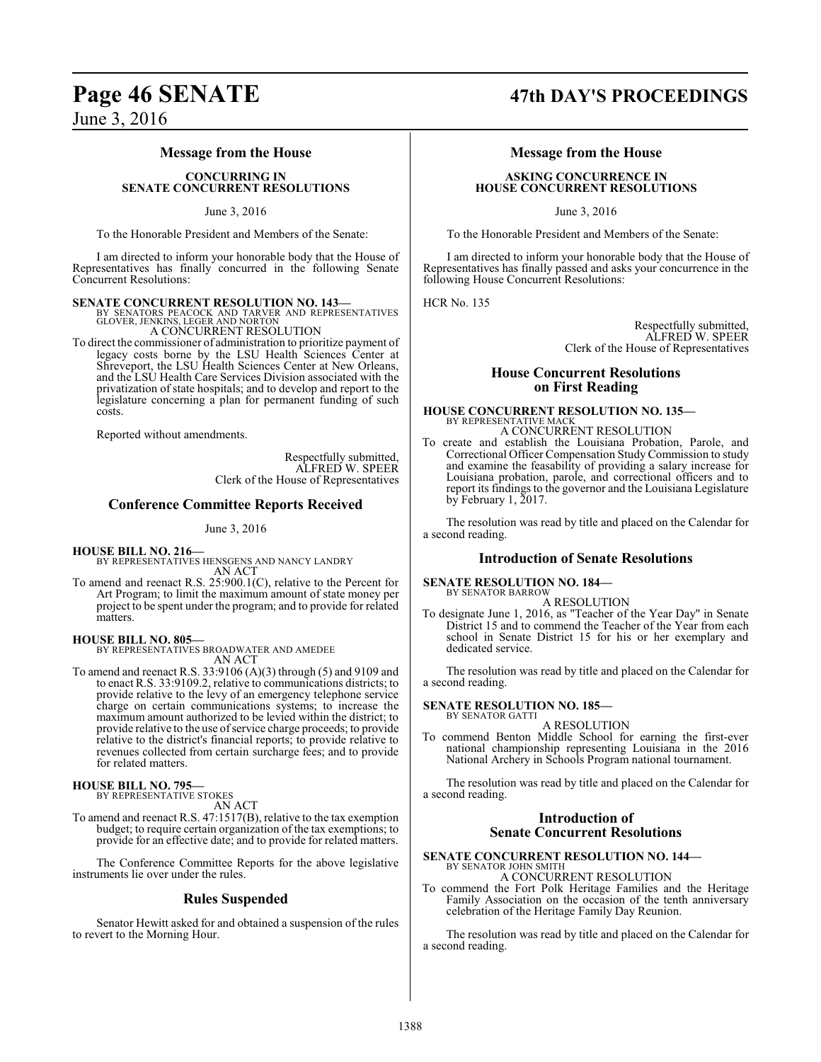## Message from the House

**CONCURRING IN SENATE CONCURRENT RESOLUTIONS**

June 3, 2016

To the Honorable President and Members of the Senate:

I am directed to inform your honorable body that the House of Representatives has finally concurred in the following Senate Concurrent Resolutions:

**SENATE CONCURRENT RESOLUTION NO. 143—**
BY SENATORS PEACOCK AND TARVER AND REPRESENTATIVES GLOVER, JENKINS, LEGER AND NORTON
A CONCURRENT RESOLUTION
To direct the commissioner of administration to prioritize payment of legacy costs borne by the LSU Health Sciences Center at Shreveport, the LSU Health Sciences Center at New Orleans, and the LSU Health Care Services Division associated with the privatization of state hospitals; and to develop and report to the legislature concerning a plan for permanent funding of such costs.

Reported without amendments.

Respectfully submitted,
ALFRED W. SPEER
Clerk of the House of Representatives

## Conference Committee Reports Received

June 3, 2016

**HOUSE BILL NO. 216—**
BY REPRESENTATIVES HENSGENS AND NANCY LANDRY
AN ACT
To amend and reenact R.S. 25:900.1(C), relative to the Percent for Art Program; to limit the maximum amount of state money per project to be spent under the program; and to provide for related matters.

**HOUSE BILL NO. 805—**
BY REPRESENTATIVES BROADWATER AND AMEDEE
AN ACT
To amend and reenact R.S. 33:9106 (A)(3) through (5) and 9109 and to enact R.S. 33:9109.2, relative to communications districts; to provide relative to the levy of an emergency telephone service charge on certain communications systems; to increase the maximum amount authorized to be levied within the district; to provide relative to the use of service charge proceeds; to provide relative to the district's financial reports; to provide relative to revenues collected from certain surcharge fees; and to provide for related matters.

**HOUSE BILL NO. 795—**
BY REPRESENTATIVE STOKES
AN ACT
To amend and reenact R.S. 47:1517(B), relative to the tax exemption budget; to require certain organization of the tax exemptions; to provide for an effective date; and to provide for related matters.

The Conference Committee Reports for the above legislative instruments lie over under the rules.

## Rules Suspended

Senator Hewitt asked for and obtained a suspension of the rules to revert to the Morning Hour.

## Message from the House

**ASKING CONCURRENCE IN HOUSE CONCURRENT RESOLUTIONS**

June 3, 2016

To the Honorable President and Members of the Senate:

I am directed to inform your honorable body that the House of Representatives has finally passed and asks your concurrence in the following House Concurrent Resolutions:

HCR No. 135

Respectfully submitted,
ALFRED W. SPEER
Clerk of the House of Representatives

## House Concurrent Resolutions on First Reading

**HOUSE CONCURRENT RESOLUTION NO. 135—**
BY REPRESENTATIVE MACK
A CONCURRENT RESOLUTION
To create and establish the Louisiana Probation, Parole, and Correctional Officer Compensation Study Commission to study and examine the feasability of providing a salary increase for Louisiana probation, parole, and correctional officers and to report its findings to the governor and the Louisiana Legislature by February 1, 2017.

The resolution was read by title and placed on the Calendar for a second reading.

## Introduction of Senate Resolutions

**SENATE RESOLUTION NO. 184—**
BY SENATOR BARROW
A RESOLUTION
To designate June 1, 2016, as "Teacher of the Year Day" in Senate District 15 and to commend the Teacher of the Year from each school in Senate District 15 for his or her exemplary and dedicated service.

The resolution was read by title and placed on the Calendar for a second reading.

**SENATE RESOLUTION NO. 185—**
BY SENATOR GATTI
A RESOLUTION
To commend Benton Middle School for earning the first-ever national championship representing Louisiana in the 2016 National Archery in Schools Program national tournament.

The resolution was read by title and placed on the Calendar for a second reading.

## Introduction of Senate Concurrent Resolutions

**SENATE CONCURRENT RESOLUTION NO. 144—**
BY SENATOR JOHN SMITH
A CONCURRENT RESOLUTION
To commend the Fort Polk Heritage Families and the Heritage Family Association on the occasion of the tenth anniversary celebration of the Heritage Family Day Reunion.

The resolution was read by title and placed on the Calendar for a second reading.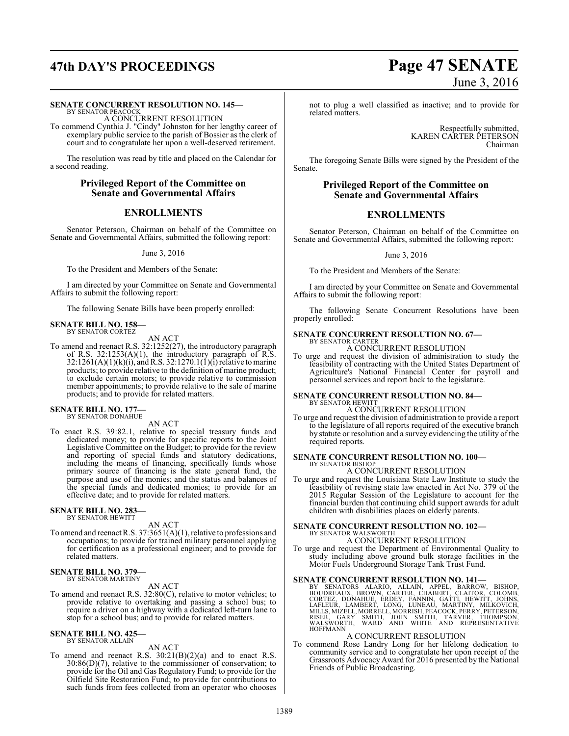**SENATE CONCURRENT RESOLUTION NO. 145—**
BY SENATOR PEACOCK

A CONCURRENT RESOLUTION

To commend Cynthia J. "Cindy" Johnston for her lengthy career of exemplary public service to the parish of Bossier as the clerk of court and to congratulate her upon a well-deserved retirement.

The resolution was read by title and placed on the Calendar for a second reading.

## Privileged Report of the Committee on Senate and Governmental Affairs

## ENROLLMENTS

Senator Peterson, Chairman on behalf of the Committee on Senate and Governmental Affairs, submitted the following report:

June 3, 2016

To the President and Members of the Senate:

I am directed by your Committee on Senate and Governmental Affairs to submit the following report:

The following Senate Bills have been properly enrolled:

**SENATE BILL NO. 158—**
BY SENATOR CORTEZ

AN ACT

To amend and reenact R.S. 32:1252(27), the introductory paragraph of R.S. 32:1253(A)(1), the introductory paragraph of R.S. 32:1261(A)(1)(k)(i), and R.S. 32:1270.1(1)(i) relative to marine products; to provide relative to the definition of marine product; to exclude certain motors; to provide relative to commission member appointments; to provide relative to the sale of marine products; and to provide for related matters.

**SENATE BILL NO. 177—**
BY SENATOR DONAHUE

AN ACT

To enact R.S. 39:82.1, relative to special treasury funds and dedicated money; to provide for specific reports to the Joint Legislative Committee on the Budget; to provide for the review and reporting of special funds and statutory dedications, including the means of financing, specifically funds whose primary source of financing is the state general fund, the purpose and use of the monies; and the status and balances of the special funds and dedicated monies; to provide for an effective date; and to provide for related matters.

**SENATE BILL NO. 283—**
BY SENATOR HEWITT

AN ACT

To amend and reenact R.S. 37:3651(A)(1), relative to professions and occupations; to provide for trained military personnel applying for certification as a professional engineer; and to provide for related matters.

**SENATE BILL NO. 379—**
BY SENATOR MARTINY

AN ACT

To amend and reenact R.S. 32:80(C), relative to motor vehicles; to provide relative to overtaking and passing a school bus; to require a driver on a highway with a dedicated left-turn lane to stop for a school bus; and to provide for related matters.

**SENATE BILL NO. 425—**
BY SENATOR ALLAIN

AN ACT

To amend and reenact R.S. 30:21(B)(2)(a) and to enact R.S. 30:86(D)(7), relative to the commissioner of conservation; to provide for the Oil and Gas Regulatory Fund; to provide for the Oilfield Site Restoration Fund; to provide for contributions to such funds from fees collected from an operator who chooses not to plug a well classified as inactive; and to provide for related matters.

Respectfully submitted,
KAREN CARTER PETERSON
Chairman

The foregoing Senate Bills were signed by the President of the Senate.

## Privileged Report of the Committee on Senate and Governmental Affairs

## ENROLLMENTS

Senator Peterson, Chairman on behalf of the Committee on Senate and Governmental Affairs, submitted the following report:

June 3, 2016

To the President and Members of the Senate:

I am directed by your Committee on Senate and Governmental Affairs to submit the following report:

The following Senate Concurrent Resolutions have been properly enrolled:

**SENATE CONCURRENT RESOLUTION NO. 67—**
BY SENATOR CARTER

A CONCURRENT RESOLUTION

To urge and request the division of administration to study the feasibility of contracting with the United States Department of Agriculture's National Financial Center for payroll and personnel services and report back to the legislature.

**SENATE CONCURRENT RESOLUTION NO. 84—**
BY SENATOR HEWITT

A CONCURRENT RESOLUTION

To urge and request the division of administration to provide a report to the legislature of all reports required of the executive branch by statute or resolution and a survey evidencing the utility of the required reports.

**SENATE CONCURRENT RESOLUTION NO. 100—**
BY SENATOR BISHOP

A CONCURRENT RESOLUTION

To urge and request the Louisiana State Law Institute to study the feasibility of revising state law enacted in Act No. 379 of the 2015 Regular Session of the Legislature to account for the financial burden that continuing child support awards for adult children with disabilities places on elderly parents.

**SENATE CONCURRENT RESOLUTION NO. 102—**
BY SENATOR WALSWORTH

A CONCURRENT RESOLUTION

To urge and request the Department of Environmental Quality to study including above ground bulk storage facilities in the Motor Fuels Underground Storage Tank Trust Fund.

**SENATE CONCURRENT RESOLUTION NO. 141—**
BY SENATORS ALARIO, ALLAIN, APPEL, BARROW, BISHOP, BOUDREAUX, BROWN, CARTER, CHABERT, CLAITOR, COLOMB, CORTEZ, DONAHUE, ERDEY, FANNIN, GATTI, HEWITT, JOHNS, LAFLEUR, LAMBERT, LONG, LUNEAU, MARTINY, MILKOVICH, MILLS, MIZELL, MORRELL, MORRISH, PEACOCK, PERRY, PETERSON, RISER, GARY SMITH, JOHN SMITH, TARVER, THOMPSON, WALSWORTH, WARD AND WHITE AND REPRESENTATIVE HOFFMANN

A CONCURRENT RESOLUTION

To commend Rose Landry Long for her lifelong dedication to community service and to congratulate her upon receipt of the Grassroots Advocacy Award for 2016 presented by the National Friends of Public Broadcasting.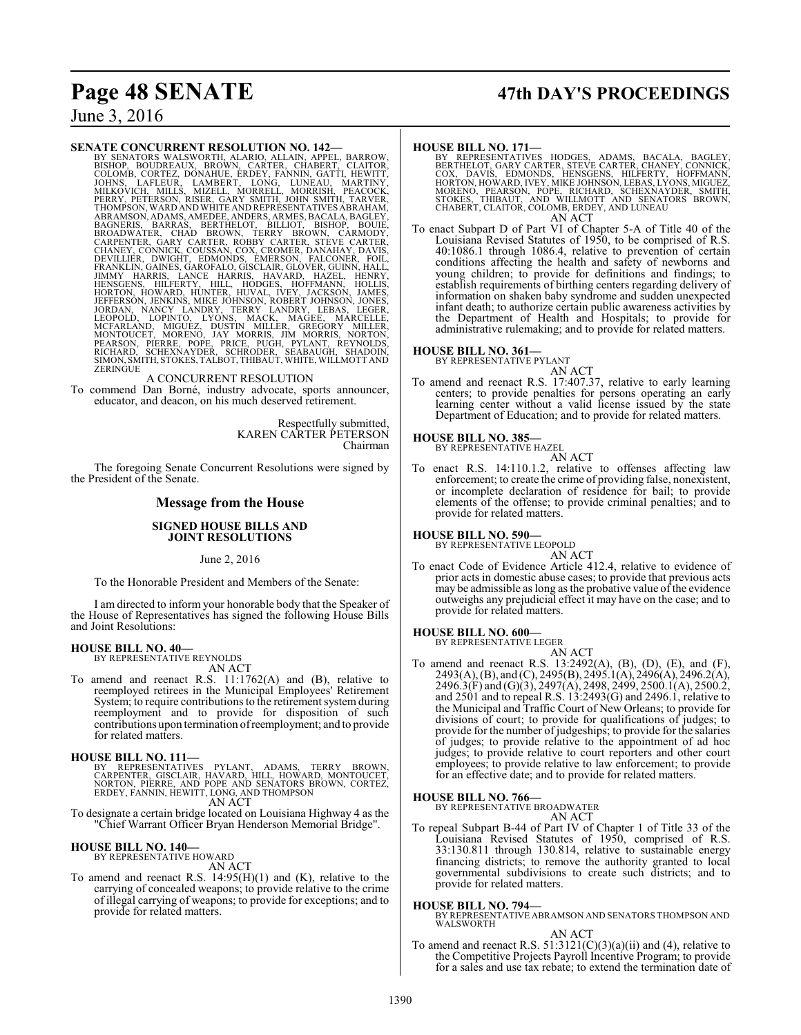**SENATE CONCURRENT RESOLUTION NO. 142—**

BY SENATORS WALSWORTH, ALARIO, ALLAIN, APPEL, BARROW, BISHOP, BOUDREAUX, BROWN, CARTER, CHABERT, CLAITOR, COLOMB, CORTEZ, DONAHUE, ERDEY, FANNIN, GATTI, HEWITT, JOHNS, LAFLEUR, LAMBERT, LONG, LUNEAU, MARTINY, MILKOVICH, MILLS, MIZELL, MORRELL, MORRISH, PEACOCK, PERRY, PETERSON, RISER, GARY SMITH, JOHN SMITH, TARVER, THOMPSON, WARD AND WHITE AND REPRESENTATIVES ABRAHAM, ABRAMSON, ADAMS, AMEDEE, ANDERS, ARMES, BACALA, BAGLEY, BAGNERIS, BARRAS, BERTHELOT, BILLIOT, BISHOP, BOUIE, BROADWATER, CHAD BROWN, TERRY BROWN, CARMODY, CARPENTER, GARY CARTER, ROBBY CARTER, STEVE CARTER, CHANEY, CONNICK, COUSSAN, COX, CROMER, DANAHAY, DAVIS, DEVILLIER, DWIGHT, EDMONDS, EMERSON, FALCONER, FOIL, FRANKLIN, GAINES, GAROFALO, GISCLAIR, GLOVER, GUINN, HALL, JIMMY HARRIS, LANCE HARRIS, HAVARD, HAZEL, HENRY, HENSGENS, HILFERTY, HILL, HODGES, HOFFMANN, HOLLIS, HORTON, HOWARD, HUNTER, HUVAL, IVEY, JACKSON, JAMES, JEFFERSON, JENKINS, MIKE JOHNSON, ROBERT JOHNSON, JONES, JORDAN, NANCY LANDRY, TERRY LANDRY, LEBAS, LEGER, LEOPOLD, LOPINTO, LYONS, MACK, MAGEE, MARCELLE, MCFARLAND, MIGUEZ, DUSTIN MILLER, GREGORY MILLER, MONTOUCET, MORENO, JAY MORRIS, JIM MORRIS, NORTON, PEARSON, PIERRE, POPE, PRICE, PUGH, PYLANT, REYNOLDS, RICHARD, SCHEXNAYDER, SCHRODER, SEABAUGH, SHADOIN, SIMON, SMITH, STOKES, TALBOT, THIBAUT, WHITE, WILLMOTT AND ZERINGUE

A CONCURRENT RESOLUTION

To commend Dan Borné, industry advocate, sports announcer, educator, and deacon, on his much deserved retirement.

Respectfully submitted,
KAREN CARTER PETERSON
Chairman

The foregoing Senate Concurrent Resolutions were signed by the President of the Senate.

## Message from the House

### SIGNED HOUSE BILLS AND JOINT RESOLUTIONS

June 2, 2016

To the Honorable President and Members of the Senate:

I am directed to inform your honorable body that the Speaker of the House of Representatives has signed the following House Bills and Joint Resolutions:

**HOUSE BILL NO. 40—**

BY REPRESENTATIVE REYNOLDS

AN ACT

To amend and reenact R.S. 11:1762(A) and (B), relative to reemployed retirees in the Municipal Employees' Retirement System; to require contributions to the retirement system during reemployment and to provide for disposition of such contributions upon termination of reemployment; and to provide for related matters.

**HOUSE BILL NO. 111—**

BY REPRESENTATIVES PYLANT, ADAMS, TERRY BROWN, CARPENTER, GISCLAIR, HAVARD, HILL, HOWARD, MONTOUCET, NORTON, PIERRE, AND POPE AND SENATORS BROWN, CORTEZ, ERDEY, FANNIN, HEWITT, LONG, AND THOMPSON

AN ACT

To designate a certain bridge located on Louisiana Highway 4 as the "Chief Warrant Officer Bryan Henderson Memorial Bridge".

**HOUSE BILL NO. 140—**

BY REPRESENTATIVE HOWARD

AN ACT

To amend and reenact R.S. 14:95(H)(1) and (K), relative to the carrying of concealed weapons; to provide relative to the crime of illegal carrying of weapons; to provide for exceptions; and to provide for related matters.

**HOUSE BILL NO. 171—**

BY REPRESENTATIVES HODGES, ADAMS, BACALA, BAGLEY, BERTHELOT, GARY CARTER, STEVE CARTER, CHANEY, CONNICK, COX, DAVIS, EDMONDS, HENSGENS, HILFERTY, HOFFMANN, HORTON, HOWARD, IVEY, MIKE JOHNSON, LEBAS, LYONS, MIGUEZ, MORENO, PEARSON, POPE, RICHARD, SCHEXNAYDER, SMITH, STOKES, THIBAUT, AND WILLMOTT AND SENATORS BROWN, CHABERT, CLAITOR, COLOMB, ERDEY, AND LUNEAU

AN ACT

To enact Subpart D of Part VI of Chapter 5-A of Title 40 of the Louisiana Revised Statutes of 1950, to be comprised of R.S. 40:1086.1 through 1086.4, relative to prevention of certain conditions affecting the health and safety of newborns and young children; to provide for definitions and findings; to establish requirements of birthing centers regarding delivery of information on shaken baby syndrome and sudden unexpected infant death; to authorize certain public awareness activities by the Department of Health and Hospitals; to provide for administrative rulemaking; and to provide for related matters.

**HOUSE BILL NO. 361—**

BY REPRESENTATIVE PYLANT

AN ACT

To amend and reenact R.S. 17:407.37, relative to early learning centers; to provide penalties for persons operating an early learning center without a valid license issued by the state Department of Education; and to provide for related matters.

**HOUSE BILL NO. 385—**

BY REPRESENTATIVE HAZEL

AN ACT

To enact R.S. 14:110.1.2, relative to offenses affecting law enforcement; to create the crime of providing false, nonexistent, or incomplete declaration of residence for bail; to provide elements of the offense; to provide criminal penalties; and to provide for related matters.

**HOUSE BILL NO. 590—**

BY REPRESENTATIVE LEOPOLD

AN ACT

To enact Code of Evidence Article 412.4, relative to evidence of prior acts in domestic abuse cases; to provide that previous acts may be admissible as long as the probative value of the evidence outweighs any prejudicial effect it may have on the case; and to provide for related matters.

**HOUSE BILL NO. 600—**

BY REPRESENTATIVE LEGER

AN ACT

To amend and reenact R.S. 13:2492(A), (B), (D), (E), and (F), 2493(A), (B), and (C), 2495(B), 2495.1(A), 2496(A), 2496.2(A), 2496.3(F) and (G)(3), 2497(A), 2498, 2499, 2500.1(A), 2500.2, and 2501 and to repeal R.S. 13:2493(G) and 2496.1, relative to the Municipal and Traffic Court of New Orleans; to provide for divisions of court; to provide for qualifications of judges; to provide for the number of judgeships; to provide for the salaries of judges; to provide relative to the appointment of ad hoc judges; to provide relative to court reporters and other court employees; to provide relative to law enforcement; to provide for an effective date; and to provide for related matters.

**HOUSE BILL NO. 766—**

BY REPRESENTATIVE BROADWATER

AN ACT

To repeal Subpart B-44 of Part IV of Chapter 1 of Title 33 of the Louisiana Revised Statutes of 1950, comprised of R.S. 33:130.811 through 130.814, relative to sustainable energy financing districts; to remove the authority granted to local governmental subdivisions to create such districts; and to provide for related matters.

**HOUSE BILL NO. 794—**

BY REPRESENTATIVE ABRAMSON AND SENATORS THOMPSON AND WALSWORTH

AN ACT

To amend and reenact R.S. 51:3121(C)(3)(a)(ii) and (4), relative to the Competitive Projects Payroll Incentive Program; to provide for a sales and use tax rebate; to extend the termination date of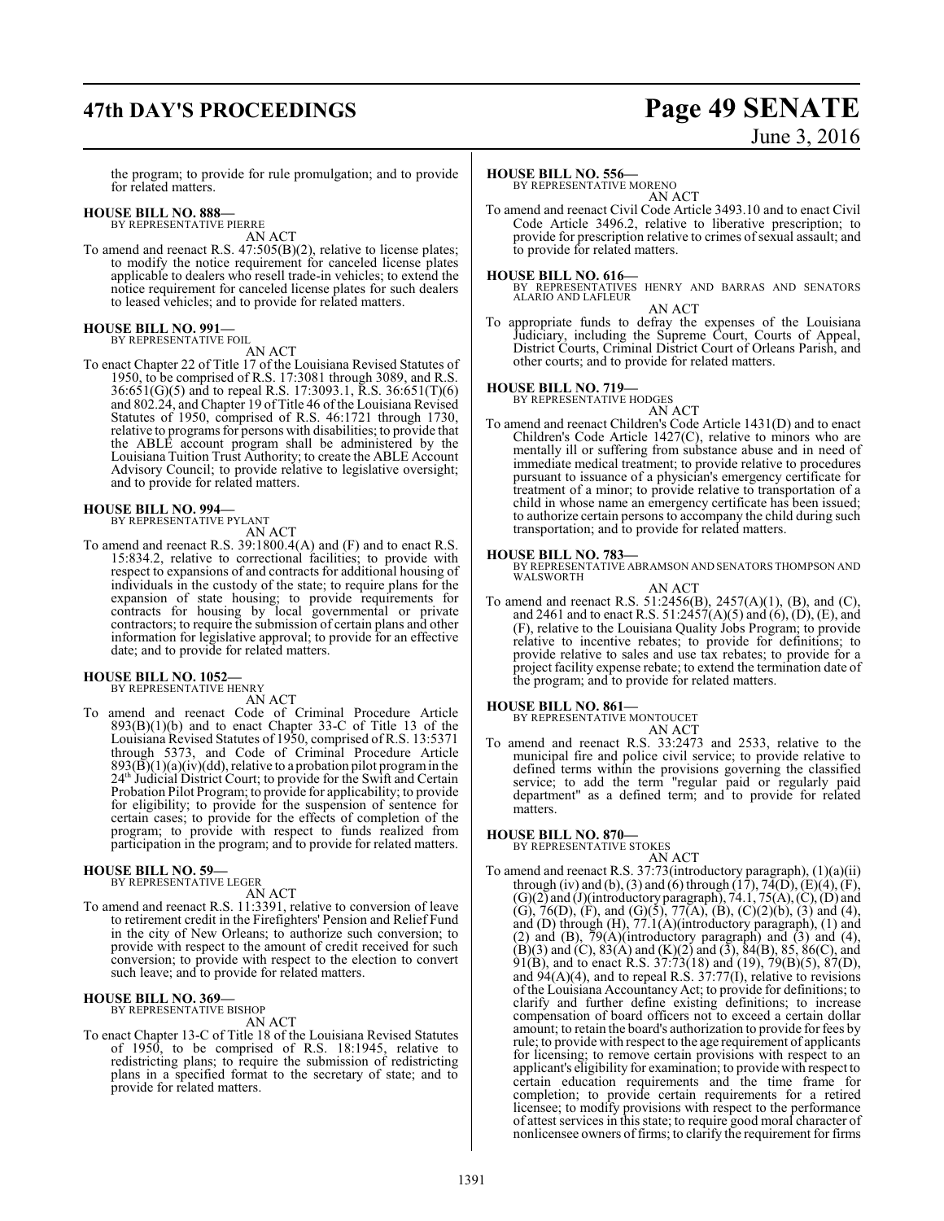the program; to provide for rule promulgation; and to provide for related matters.

**HOUSE BILL NO. 888—**
BY REPRESENTATIVE PIERRE

AN ACT

To amend and reenact R.S. 47:505(B)(2), relative to license plates; to modify the notice requirement for canceled license plates applicable to dealers who resell trade-in vehicles; to extend the notice requirement for canceled license plates for such dealers to leased vehicles; and to provide for related matters.

**HOUSE BILL NO. 991—**
BY REPRESENTATIVE FOIL

AN ACT

To enact Chapter 22 of Title 17 of the Louisiana Revised Statutes of 1950, to be comprised of R.S. 17:3081 through 3089, and R.S. 36:651(G)(5) and to repeal R.S. 17:3093.1, R.S. 36:651(T)(6) and 802.24, and Chapter 19 of Title 46 of the Louisiana Revised Statutes of 1950, comprised of R.S. 46:1721 through 1730, relative to programs for persons with disabilities; to provide that the ABLE account program shall be administered by the Louisiana Tuition Trust Authority; to create the ABLE Account Advisory Council; to provide relative to legislative oversight; and to provide for related matters.

**HOUSE BILL NO. 994—**
BY REPRESENTATIVE PYLANT

AN ACT

To amend and reenact R.S. 39:1800.4(A) and (F) and to enact R.S. 15:834.2, relative to correctional facilities; to provide with respect to expansions of and contracts for additional housing of individuals in the custody of the state; to require plans for the expansion of state housing; to provide requirements for contracts for housing by local governmental or private contractors; to require the submission of certain plans and other information for legislative approval; to provide for an effective date; and to provide for related matters.

**HOUSE BILL NO. 1052—**
BY REPRESENTATIVE HENRY

AN ACT

To amend and reenact Code of Criminal Procedure Article 893(B)(1)(b) and to enact Chapter 33-C of Title 13 of the Louisiana Revised Statutes of 1950, comprised of R.S. 13:5371 through 5373, and Code of Criminal Procedure Article 893(B)(1)(a)(iv)(dd), relative to a probation pilot program in the 24th Judicial District Court; to provide for the Swift and Certain Probation Pilot Program; to provide for applicability; to provide for eligibility; to provide for the suspension of sentence for certain cases; to provide for the effects of completion of the program; to provide with respect to funds realized from participation in the program; and to provide for related matters.

**HOUSE BILL NO. 59—**
BY REPRESENTATIVE LEGER

AN ACT

To amend and reenact R.S. 11:3391, relative to conversion of leave to retirement credit in the Firefighters' Pension and Relief Fund in the city of New Orleans; to authorize such conversion; to provide with respect to the amount of credit received for such conversion; to provide with respect to the election to convert such leave; and to provide for related matters.

**HOUSE BILL NO. 369—**
BY REPRESENTATIVE BISHOP

AN ACT

To enact Chapter 13-C of Title 18 of the Louisiana Revised Statutes of 1950, to be comprised of R.S. 18:1945, relative to redistricting plans; to require the submission of redistricting plans in a specified format to the secretary of state; and to provide for related matters.

**HOUSE BILL NO. 556—**
BY REPRESENTATIVE MORENO

AN ACT

To amend and reenact Civil Code Article 3493.10 and to enact Civil Code Article 3496.2, relative to liberative prescription; to provide for prescription relative to crimes of sexual assault; and to provide for related matters.

**HOUSE BILL NO. 616—**
BY REPRESENTATIVES HENRY AND BARRAS AND SENATORS ALARIO AND LAFLEUR

AN ACT

To appropriate funds to defray the expenses of the Louisiana Judiciary, including the Supreme Court, Courts of Appeal, District Courts, Criminal District Court of Orleans Parish, and other courts; and to provide for related matters.

**HOUSE BILL NO. 719—**
BY REPRESENTATIVE HODGES

AN ACT

To amend and reenact Children's Code Article 1431(D) and to enact Children's Code Article 1427(C), relative to minors who are mentally ill or suffering from substance abuse and in need of immediate medical treatment; to provide relative to procedures pursuant to issuance of a physician's emergency certificate for treatment of a minor; to provide relative to transportation of a child in whose name an emergency certificate has been issued; to authorize certain persons to accompany the child during such transportation; and to provide for related matters.

**HOUSE BILL NO. 783—**
BY REPRESENTATIVE ABRAMSON AND SENATORS THOMPSON AND WALSWORTH

AN ACT

To amend and reenact R.S. 51:2456(B), 2457(A)(1), (B), and (C), and 2461 and to enact R.S. 51:2457(A)(5) and (6), (D), (E), and (F), relative to the Louisiana Quality Jobs Program; to provide relative to incentive rebates; to provide for definitions; to provide relative to sales and use tax rebates; to provide for a project facility expense rebate; to extend the termination date of the program; and to provide for related matters.

**HOUSE BILL NO. 861—**
BY REPRESENTATIVE MONTOUCET

AN ACT

To amend and reenact R.S. 33:2473 and 2533, relative to the municipal fire and police civil service; to provide relative to defined terms within the provisions governing the classified service; to add the term "regular paid or regularly paid department" as a defined term; and to provide for related matters.

**HOUSE BILL NO. 870—**
BY REPRESENTATIVE STOKES

AN ACT

To amend and reenact R.S. 37:73(introductory paragraph), (1)(a)(ii) through (iv) and (b), (3) and (6) through (17), 74(D), (E)(4), (F), (G)(2) and (J)(introductory paragraph), 74.1, 75(A), (C), (D) and (G), 76(D), (F), and (G)(5), 77(A), (B), (C)(2)(b), (3) and (4), and (D) through (H), 77.1(A)(introductory paragraph), (1) and (2) and (B), 79(A)(introductory paragraph) and (3) and (4), (B)(3) and (C), 83(A) and (K)(2) and (3), 84(B), 85, 86(C), and 91(B), and to enact R.S. 37:73(18) and (19), 79(B)(5), 87(D), and 94(A)(4), and to repeal R.S. 37:77(I), relative to revisions of the Louisiana Accountancy Act; to provide for definitions; to clarify and further define existing definitions; to increase compensation of board officers not to exceed a certain dollar amount; to retain the board's authorization to provide for fees by rule; to provide with respect to the age requirement of applicants for licensing; to remove certain provisions with respect to an applicant's eligibility for examination; to provide with respect to certain education requirements and the time frame for completion; to provide certain requirements for a retired licensee; to modify provisions with respect to the performance of attest services in this state; to require good moral character of nonlicensee owners of firms; to clarify the requirement for firms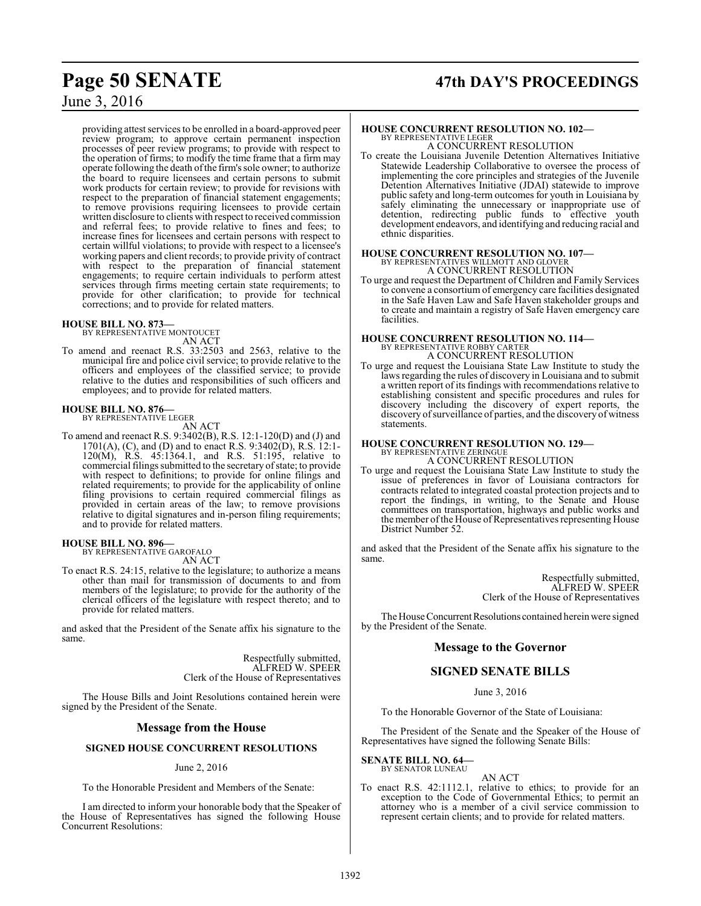providing attest services to be enrolled in a board-approved peer review program; to approve certain permanent inspection processes of peer review programs; to provide with respect to the operation of firms; to modify the time frame that a firm may operate following the death of the firm's sole owner; to authorize the board to require licensees and certain persons to submit work products for certain review; to provide for revisions with respect to the preparation of financial statement engagements; to remove provisions requiring licensees to provide certain written disclosure to clients with respect to received commission and referral fees; to provide relative to fines and fees; to increase fines for licensees and certain persons with respect to certain willful violations; to provide with respect to a licensee's working papers and client records; to provide privity of contract with respect to the preparation of financial statement engagements; to require certain individuals to perform attest services through firms meeting certain state requirements; to provide for other clarification; to provide for technical corrections; and to provide for related matters.

**HOUSE BILL NO. 873—**
BY REPRESENTATIVE MONTOUCET
AN ACT

To amend and reenact R.S. 33:2503 and 2563, relative to the municipal fire and police civil service; to provide relative to the officers and employees of the classified service; to provide relative to the duties and responsibilities of such officers and employees; and to provide for related matters.

**HOUSE BILL NO. 876—**
BY REPRESENTATIVE LEGER
AN ACT

To amend and reenact R.S. 9:3402(B), R.S. 12:1-120(D) and (J) and 1701(A), (C), and (D) and to enact R.S. 9:3402(D), R.S. 12:1-120(M), R.S. 45:1364.1, and R.S. 51:195, relative to commercial filings submitted to the secretary of state; to provide with respect to definitions; to provide for online filings and related requirements; to provide for the applicability of online filing provisions to certain required commercial filings as provided in certain areas of the law; to remove provisions relative to digital signatures and in-person filing requirements; and to provide for related matters.

**HOUSE BILL NO. 896—**
BY REPRESENTATIVE GAROFALO
AN ACT

To enact R.S. 24:15, relative to the legislature; to authorize a means other than mail for transmission of documents to and from members of the legislature; to provide for the authority of the clerical officers of the legislature with respect thereto; and to provide for related matters.

and asked that the President of the Senate affix his signature to the same.

Respectfully submitted,
ALFRED W. SPEER
Clerk of the House of Representatives

The House Bills and Joint Resolutions contained herein were signed by the President of the Senate.

## Message from the House

### SIGNED HOUSE CONCURRENT RESOLUTIONS

June 2, 2016

To the Honorable President and Members of the Senate:

I am directed to inform your honorable body that the Speaker of the House of Representatives has signed the following House Concurrent Resolutions:

**HOUSE CONCURRENT RESOLUTION NO. 102—**
BY REPRESENTATIVE LEGER
A CONCURRENT RESOLUTION

To create the Louisiana Juvenile Detention Alternatives Initiative Statewide Leadership Collaborative to oversee the process of implementing the core principles and strategies of the Juvenile Detention Alternatives Initiative (JDAI) statewide to improve public safety and long-term outcomes for youth in Louisiana by safely eliminating the unnecessary or inappropriate use of detention, redirecting public funds to effective youth development endeavors, and identifying and reducing racial and ethnic disparities.

**HOUSE CONCURRENT RESOLUTION NO. 107—**
BY REPRESENTATIVES WILLMOTT AND GLOVER
A CONCURRENT RESOLUTION

To urge and request the Department of Children and Family Services to convene a consortium of emergency care facilities designated in the Safe Haven Law and Safe Haven stakeholder groups and to create and maintain a registry of Safe Haven emergency care facilities.

**HOUSE CONCURRENT RESOLUTION NO. 114—**
BY REPRESENTATIVE ROBBY CARTER
A CONCURRENT RESOLUTION

To urge and request the Louisiana State Law Institute to study the laws regarding the rules of discovery in Louisiana and to submit a written report of its findings with recommendations relative to establishing consistent and specific procedures and rules for discovery including the discovery of expert reports, the discovery of surveillance of parties, and the discovery of witness statements.

**HOUSE CONCURRENT RESOLUTION NO. 129—**
BY REPRESENTATIVE ZERINGUE
A CONCURRENT RESOLUTION

To urge and request the Louisiana State Law Institute to study the issue of preferences in favor of Louisiana contractors for contracts related to integrated coastal protection projects and to report the findings, in writing, to the Senate and House committees on transportation, highways and public works and the member of the House of Representatives representing House District Number 52.

and asked that the President of the Senate affix his signature to the same.

Respectfully submitted,
ALFRED W. SPEER
Clerk of the House of Representatives

The House Concurrent Resolutions contained herein were signed by the President of the Senate.

## Message to the Governor

### SIGNED SENATE BILLS

June 3, 2016

To the Honorable Governor of the State of Louisiana:

The President of the Senate and the Speaker of the House of Representatives have signed the following Senate Bills:

**SENATE BILL NO. 64—**
BY SENATOR LUNEAU
AN ACT

To enact R.S. 42:1112.1, relative to ethics; to provide for an exception to the Code of Governmental Ethics; to permit an attorney who is a member of a civil service commission to represent certain clients; and to provide for related matters.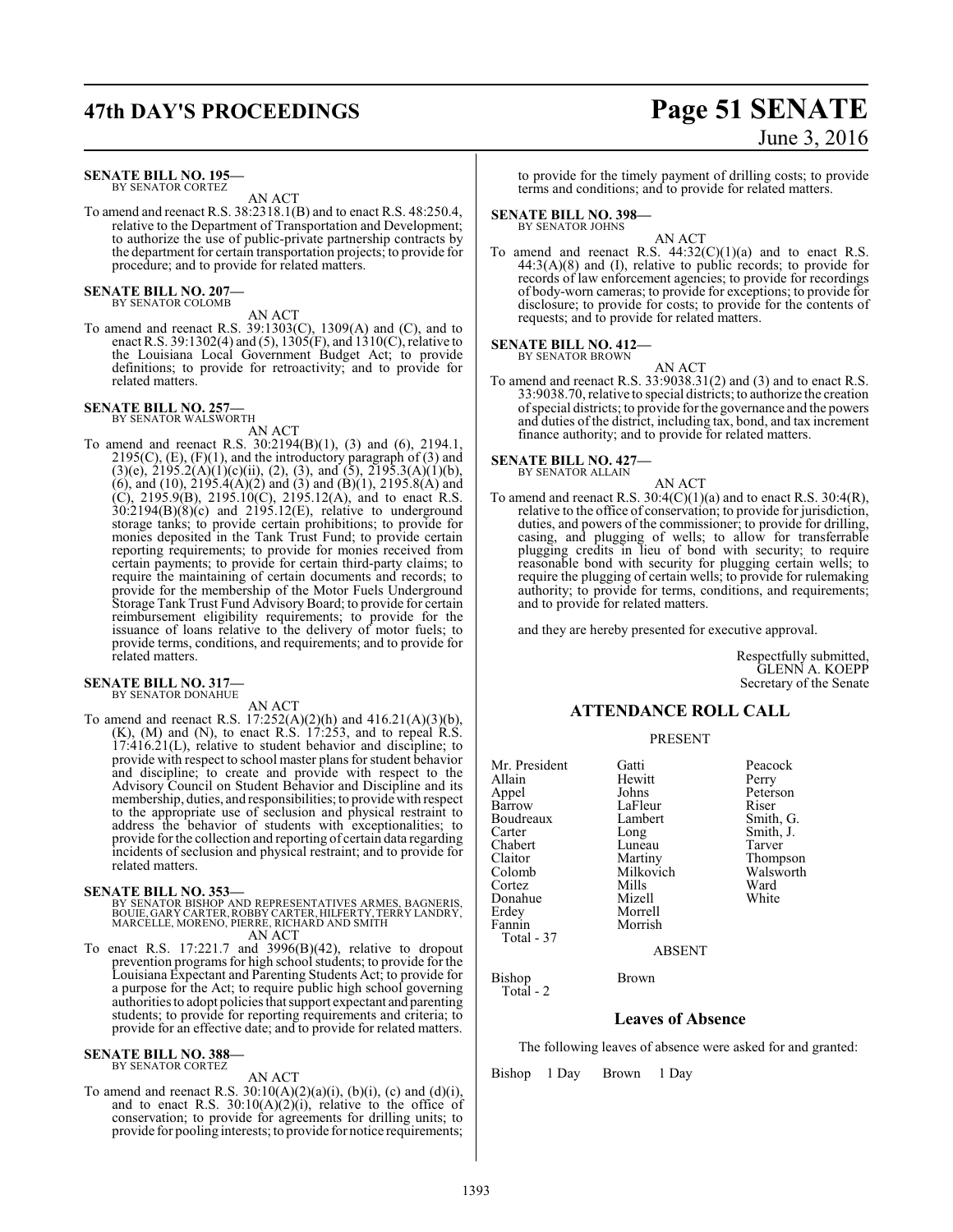**SENATE BILL NO. 195—**
BY SENATOR CORTEZ

AN ACT

To amend and reenact R.S. 38:2318.1(B) and to enact R.S. 48:250.4, relative to the Department of Transportation and Development; to authorize the use of public-private partnership contracts by the department for certain transportation projects; to provide for procedure; and to provide for related matters.

**SENATE BILL NO. 207—**
BY SENATOR COLOMB

AN ACT

To amend and reenact R.S. 39:1303(C), 1309(A) and (C), and to enact R.S. 39:1302(4) and (5), 1305(F), and 1310(C), relative to the Louisiana Local Government Budget Act; to provide definitions; to provide for retroactivity; and to provide for related matters.

**SENATE BILL NO. 257—**
BY SENATOR WALSWORTH

AN ACT

To amend and reenact R.S. 30:2194(B)(1), (3) and (6), 2194.1, 2195(C), (E), (F)(1), and the introductory paragraph of (3) and (3)(e), 2195.2(A)(1)(c)(ii), (2), (3), and (5), 2195.3(A)(1)(b), (6), and (10), 2195.4(A)(2) and (3) and (B)(1), 2195.8(A) and (C), 2195.9(B), 2195.10(C), 2195.12(A), and to enact R.S. 30:2194(B)(8)(c) and 2195.12(E), relative to underground storage tanks; to provide certain prohibitions; to provide for monies deposited in the Tank Trust Fund; to provide certain reporting requirements; to provide for monies received from certain payments; to provide for certain third-party claims; to require the maintaining of certain documents and records; to provide for the membership of the Motor Fuels Underground Storage Tank Trust Fund Advisory Board; to provide for certain reimbursement eligibility requirements; to provide for the issuance of loans relative to the delivery of motor fuels; to provide terms, conditions, and requirements; and to provide for related matters.

**SENATE BILL NO. 317—**
BY SENATOR DONAHUE

AN ACT

To amend and reenact R.S. 17:252(A)(2)(h) and 416.21(A)(3)(b), (K), (M) and (N), to enact R.S. 17:253, and to repeal R.S. 17:416.21(L), relative to student behavior and discipline; to provide with respect to school master plans for student behavior and discipline; to create and provide with respect to the Advisory Council on Student Behavior and Discipline and its membership, duties, and responsibilities; to provide with respect to the appropriate use of seclusion and physical restraint to address the behavior of students with exceptionalities; to provide for the collection and reporting of certain data regarding incidents of seclusion and physical restraint; and to provide for related matters.

**SENATE BILL NO. 353—**
BY SENATOR BISHOP AND REPRESENTATIVES ARMES, BAGNERIS, BOUIE, GARY CARTER, ROBBY CARTER, HILFERTY, TERRY LANDRY, MARCELLE, MORENO, PIERRE, RICHARD AND SMITH

AN ACT

To enact R.S. 17:221.7 and 3996(B)(42), relative to dropout prevention programs for high school students; to provide for the Louisiana Expectant and Parenting Students Act; to provide for a purpose for the Act; to require public high school governing authorities to adopt policies that support expectant and parenting students; to provide for reporting requirements and criteria; to provide for an effective date; and to provide for related matters.

**SENATE BILL NO. 388—**
BY SENATOR CORTEZ

AN ACT

To amend and reenact R.S. 30:10(A)(2)(a)(i), (b)(i), (c) and (d)(i), and to enact R.S. 30:10(A)(2)(i), relative to the office of conservation; to provide for agreements for drilling units; to provide for pooling interests; to provide for notice requirements; to provide for the timely payment of drilling costs; to provide terms and conditions; and to provide for related matters.

**SENATE BILL NO. 398—**
BY SENATOR JOHNS

AN ACT

To amend and reenact R.S. 44:32(C)(1)(a) and to enact R.S. 44:3(A)(8) and (I), relative to public records; to provide for records of law enforcement agencies; to provide for recordings of body-worn cameras; to provide for exceptions; to provide for disclosure; to provide for costs; to provide for the contents of requests; and to provide for related matters.

**SENATE BILL NO. 412—**
BY SENATOR BROWN

AN ACT

To amend and reenact R.S. 33:9038.31(2) and (3) and to enact R.S. 33:9038.70, relative to special districts; to authorize the creation of special districts; to provide for the governance and the powers and duties of the district, including tax, bond, and tax increment finance authority; and to provide for related matters.

**SENATE BILL NO. 427—**
BY SENATOR ALLAIN

AN ACT

To amend and reenact R.S. 30:4(C)(1)(a) and to enact R.S. 30:4(R), relative to the office of conservation; to provide for jurisdiction, duties, and powers of the commissioner; to provide for drilling, casing, and plugging of wells; to allow for transferrable plugging credits in lieu of bond with security; to require reasonable bond with security for plugging certain wells; to require the plugging of certain wells; to provide for rulemaking authority; to provide for terms, conditions, and requirements; and to provide for related matters.

and they are hereby presented for executive approval.

Respectfully submitted,
GLENN A. KOEPP
Secretary of the Senate

## ATTENDANCE ROLL CALL

PRESENT

| | | |
|---|---|---|
| Mr. President | Gatti | Peacock |
| Allain | Hewitt | Perry |
| Appel | Johns | Peterson |
| Barrow | LaFleur | Riser |
| Boudreaux | Lambert | Smith, G. |
| Carter | Long | Smith, J. |
| Chabert | Luneau | Tarver |
| Claitor | Martiny | Thompson |
| Colomb | Milkovich | Walsworth |
| Cortez | Mills | Ward |
| Donahue | Mizell | White |
| Erdey | Morrell | |
| Fannin | Morrish | |

Total - 37

ABSENT

| | |
|---|---|
| Bishop | Brown |

Total - 2

## Leaves of Absence

The following leaves of absence were asked for and granted:

Bishop 1 Day Brown 1 Day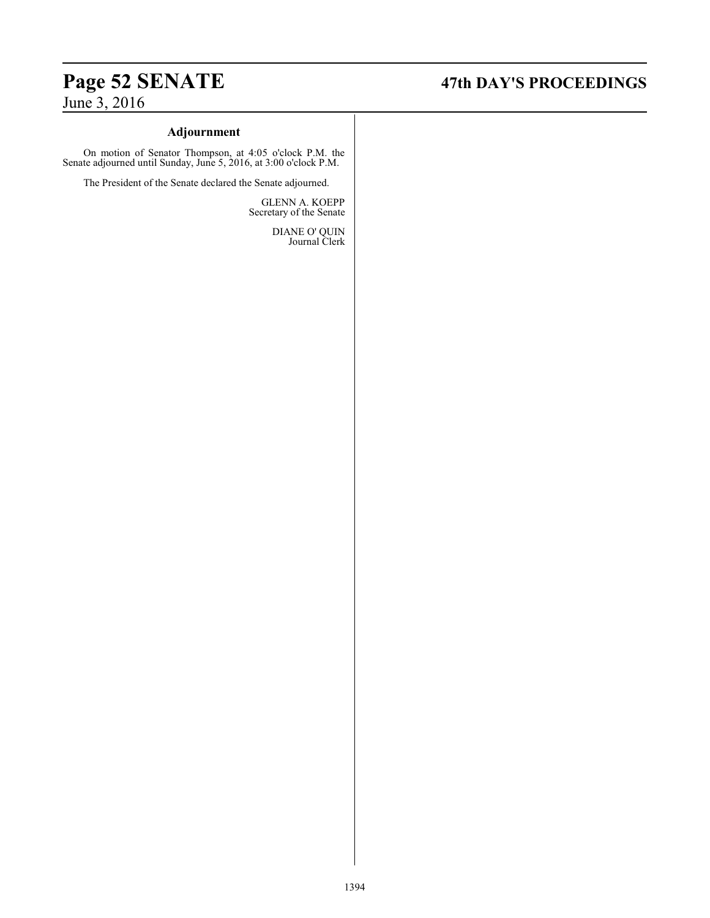### Adjournment

On motion of Senator Thompson, at 4:05 o'clock P.M. the Senate adjourned until Sunday, June 5, 2016, at 3:00 o'clock P.M.

The President of the Senate declared the Senate adjourned.

GLENN A. KOEPP
Secretary of the Senate

DIANE O' QUIN
Journal Clerk